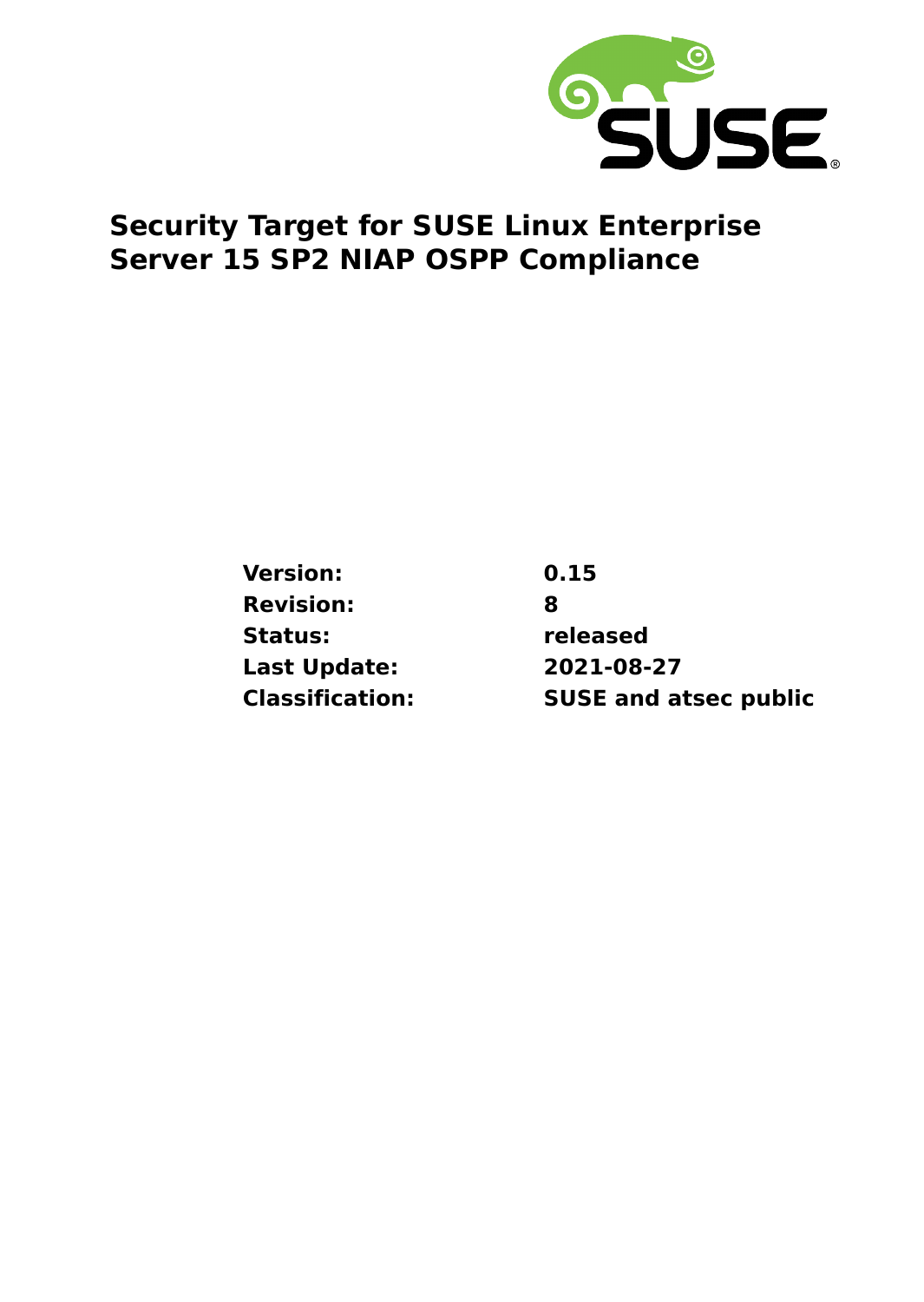# Security Target for SUSE Linux Enterprise Server 15 SP2 NIAP OSPP Compliance

| | |
|---|---|
| **Version:** | **0.15** |
| **Revision:** | **8** |
| **Status:** | **released** |
| **Last Update:** | **2021-08-27** |
| **Classification:** | **SUSE and atsec public** |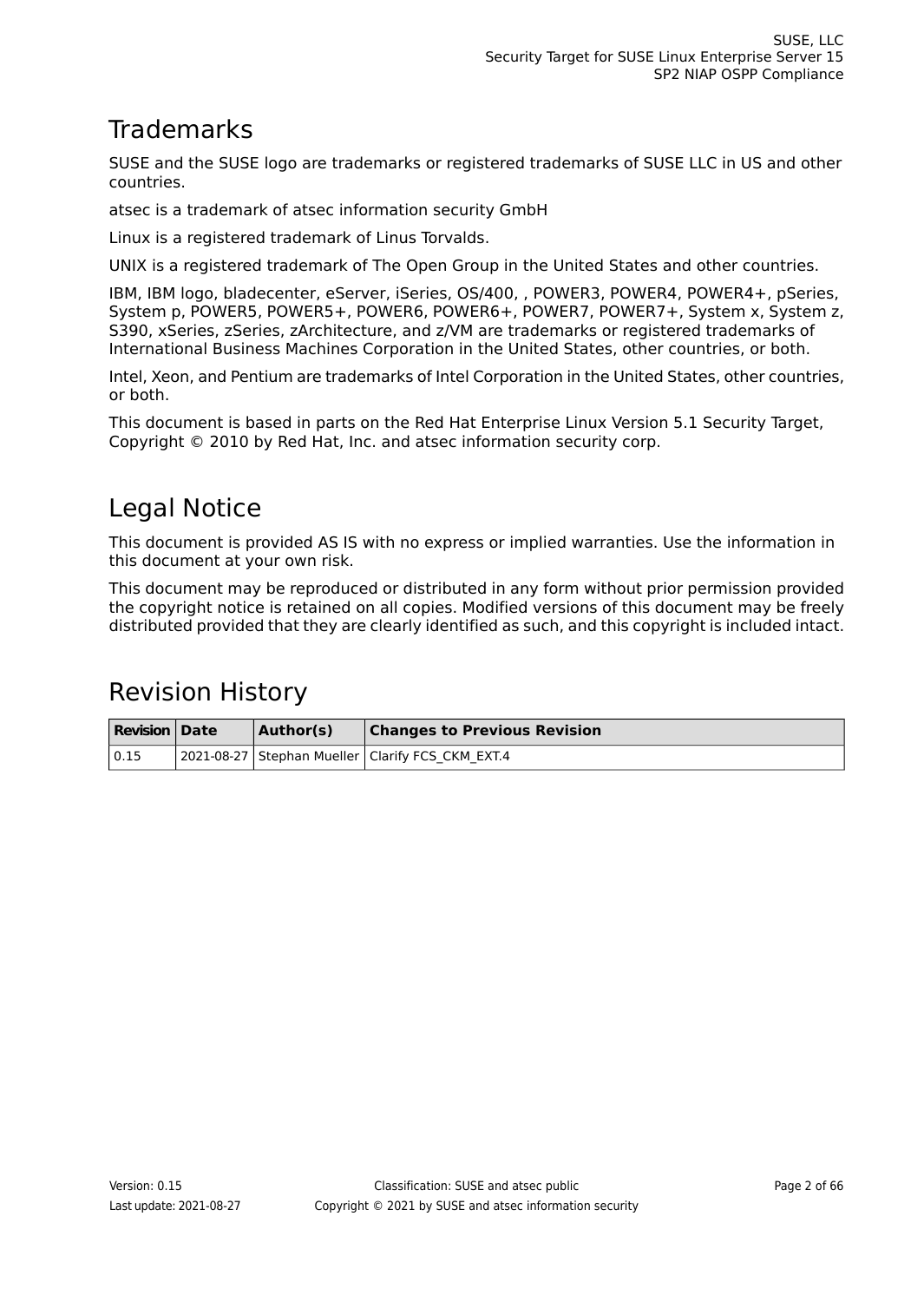# Trademarks

SUSE and the SUSE logo are trademarks or registered trademarks of SUSE LLC in US and other countries.

atsec is a trademark of atsec information security GmbH

Linux is a registered trademark of Linus Torvalds.

UNIX is a registered trademark of The Open Group in the United States and other countries.

IBM, IBM logo, bladecenter, eServer, iSeries, OS/400, , POWER3, POWER4, POWER4+, pSeries, System p, POWER5, POWER5+, POWER6, POWER6+, POWER7, POWER7+, System x, System z, S390, xSeries, zSeries, zArchitecture, and z/VM are trademarks or registered trademarks of International Business Machines Corporation in the United States, other countries, or both.

Intel, Xeon, and Pentium are trademarks of Intel Corporation in the United States, other countries, or both.

This document is based in parts on the Red Hat Enterprise Linux Version 5.1 Security Target, Copyright © 2010 by Red Hat, Inc. and atsec information security corp.

# Legal Notice

This document is provided AS IS with no express or implied warranties. Use the information in this document at your own risk.

This document may be reproduced or distributed in any form without prior permission provided the copyright notice is retained on all copies. Modified versions of this document may be freely distributed provided that they are clearly identified as such, and this copyright is included intact.

# Revision History

| Revision | Date | Author(s) | Changes to Previous Revision |
|---|---|---|---|
| 0.15 | 2021-08-27 | Stephan Mueller | Clarify FCS_CKM_EXT.4 |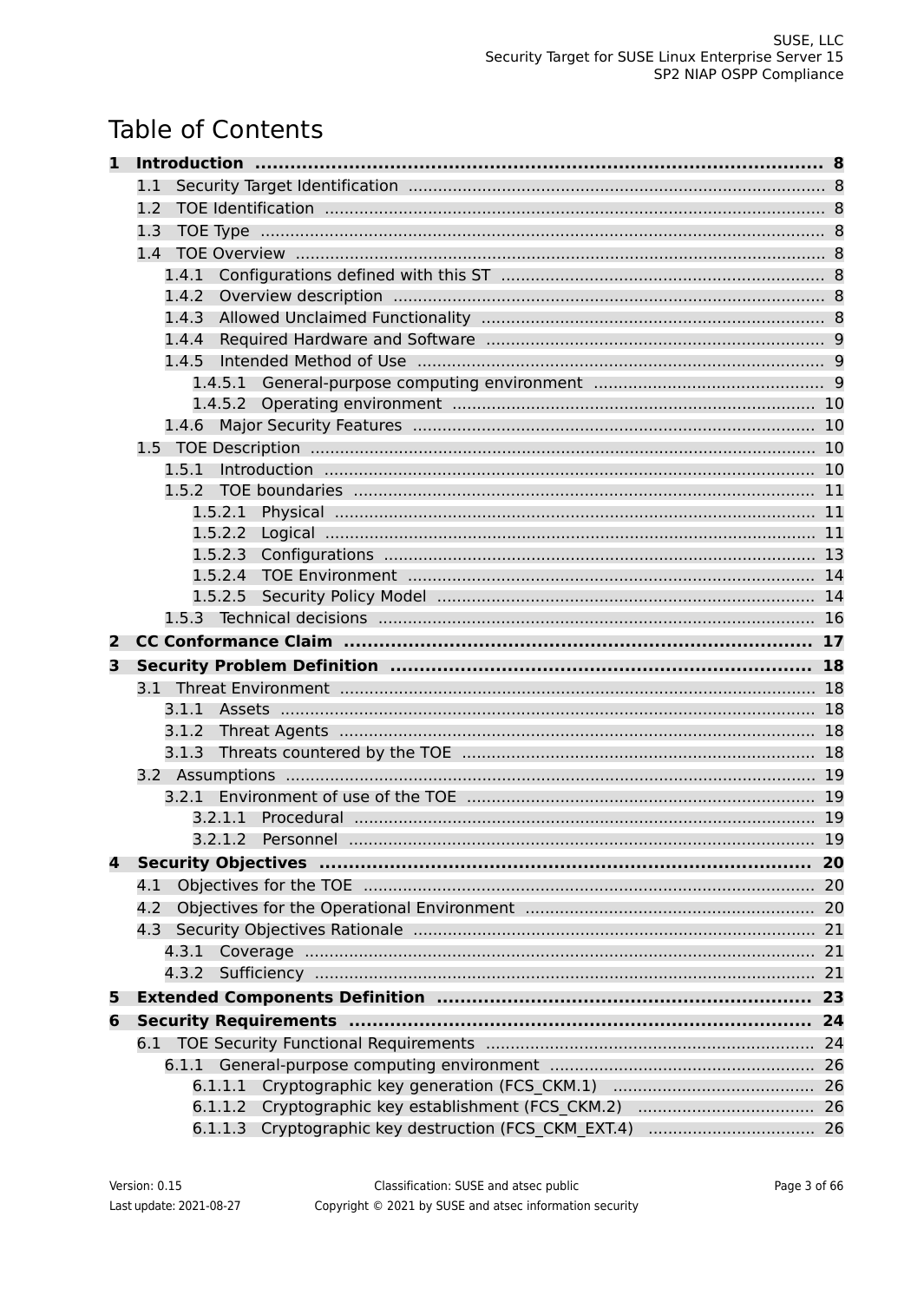# Table of Contents

- **1 Introduction** .......... **8**
  - 1.1 Security Target Identification .......... 8
  - 1.2 TOE Identification .......... 8
  - 1.3 TOE Type .......... 8
  - 1.4 TOE Overview .......... 8
    - 1.4.1 Configurations defined with this ST .......... 8
    - 1.4.2 Overview description .......... 8
    - 1.4.3 Allowed Unclaimed Functionality .......... 8
    - 1.4.4 Required Hardware and Software .......... 9
    - 1.4.5 Intended Method of Use .......... 9
      - 1.4.5.1 General-purpose computing environment .......... 9
      - 1.4.5.2 Operating environment .......... 10
    - 1.4.6 Major Security Features .......... 10
  - 1.5 TOE Description .......... 10
    - 1.5.1 Introduction .......... 10
    - 1.5.2 TOE boundaries .......... 11
      - 1.5.2.1 Physical .......... 11
      - 1.5.2.2 Logical .......... 11
      - 1.5.2.3 Configurations .......... 13
      - 1.5.2.4 TOE Environment .......... 14
      - 1.5.2.5 Security Policy Model .......... 14
    - 1.5.3 Technical decisions .......... 16
- **2 CC Conformance Claim** .......... **17**
- **3 Security Problem Definition** .......... **18**
  - 3.1 Threat Environment .......... 18
    - 3.1.1 Assets .......... 18
    - 3.1.2 Threat Agents .......... 18
    - 3.1.3 Threats countered by the TOE .......... 18
  - 3.2 Assumptions .......... 19
    - 3.2.1 Environment of use of the TOE .......... 19
      - 3.2.1.1 Procedural .......... 19
      - 3.2.1.2 Personnel .......... 19
- **4 Security Objectives** .......... **20**
  - 4.1 Objectives for the TOE .......... 20
  - 4.2 Objectives for the Operational Environment .......... 20
  - 4.3 Security Objectives Rationale .......... 21
    - 4.3.1 Coverage .......... 21
    - 4.3.2 Sufficiency .......... 21
- **5 Extended Components Definition** .......... **23**
- **6 Security Requirements** .......... **24**
  - 6.1 TOE Security Functional Requirements .......... 24
    - 6.1.1 General-purpose computing environment .......... 26
      - 6.1.1.1 Cryptographic key generation (FCS_CKM.1) .......... 26
      - 6.1.1.2 Cryptographic key establishment (FCS_CKM.2) .......... 26
      - 6.1.1.3 Cryptographic key destruction (FCS_CKM_EXT.4) .......... 26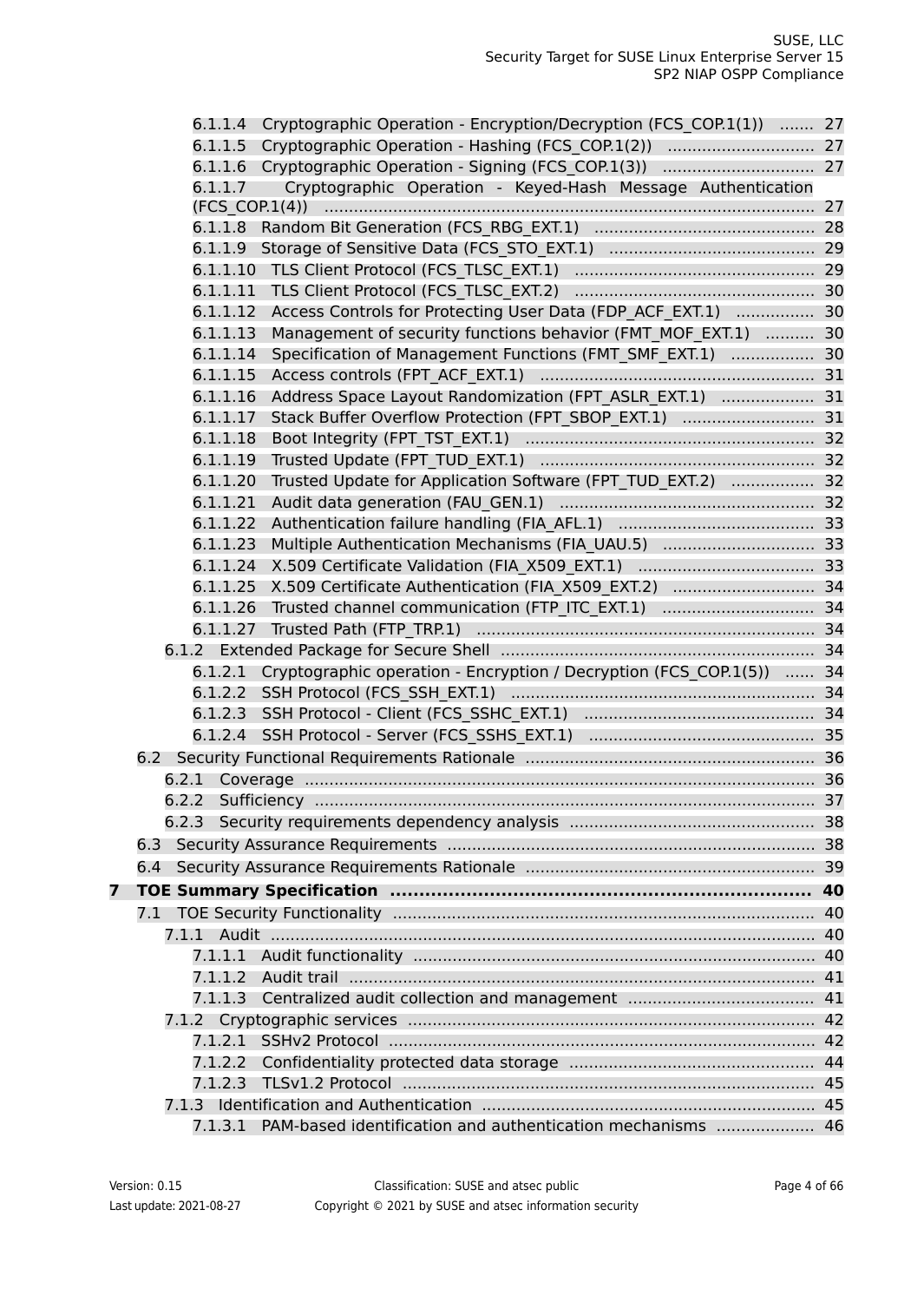6.1.1.4 Cryptographic Operation - Encryption/Decryption (FCS_COP.1(1)) ....... 27
6.1.1.5 Cryptographic Operation - Hashing (FCS_COP.1(2)) ....... 27
6.1.1.6 Cryptographic Operation - Signing (FCS_COP.1(3)) ....... 27
6.1.1.7 Cryptographic Operation - Keyed-Hash Message Authentication (FCS_COP.1(4)) ....... 27
6.1.1.8 Random Bit Generation (FCS_RBG_EXT.1) ....... 28
6.1.1.9 Storage of Sensitive Data (FCS_STO_EXT.1) ....... 29
6.1.1.10 TLS Client Protocol (FCS_TLSC_EXT.1) ....... 29
6.1.1.11 TLS Client Protocol (FCS_TLSC_EXT.2) ....... 30
6.1.1.12 Access Controls for Protecting User Data (FDP_ACF_EXT.1) ....... 30
6.1.1.13 Management of security functions behavior (FMT_MOF_EXT.1) ....... 30
6.1.1.14 Specification of Management Functions (FMT_SMF_EXT.1) ....... 30
6.1.1.15 Access controls (FPT_ACF_EXT.1) ....... 31
6.1.1.16 Address Space Layout Randomization (FPT_ASLR_EXT.1) ....... 31
6.1.1.17 Stack Buffer Overflow Protection (FPT_SBOP_EXT.1) ....... 31
6.1.1.18 Boot Integrity (FPT_TST_EXT.1) ....... 32
6.1.1.19 Trusted Update (FPT_TUD_EXT.1) ....... 32
6.1.1.20 Trusted Update for Application Software (FPT_TUD_EXT.2) ....... 32
6.1.1.21 Audit data generation (FAU_GEN.1) ....... 32
6.1.1.22 Authentication failure handling (FIA_AFL.1) ....... 33
6.1.1.23 Multiple Authentication Mechanisms (FIA_UAU.5) ....... 33
6.1.1.24 X.509 Certificate Validation (FIA_X509_EXT.1) ....... 33
6.1.1.25 X.509 Certificate Authentication (FIA_X509_EXT.2) ....... 34
6.1.1.26 Trusted channel communication (FTP_ITC_EXT.1) ....... 34
6.1.1.27 Trusted Path (FTP_TRP.1) ....... 34

6.1.2 Extended Package for Secure Shell ....... 34
6.1.2.1 Cryptographic operation - Encryption / Decryption (FCS_COP.1(5)) ....... 34
6.1.2.2 SSH Protocol (FCS_SSH_EXT.1) ....... 34
6.1.2.3 SSH Protocol - Client (FCS_SSHC_EXT.1) ....... 34
6.1.2.4 SSH Protocol - Server (FCS_SSHS_EXT.1) ....... 35

6.2 Security Functional Requirements Rationale ....... 36
6.2.1 Coverage ....... 36
6.2.2 Sufficiency ....... 37
6.2.3 Security requirements dependency analysis ....... 38

6.3 Security Assurance Requirements ....... 38

6.4 Security Assurance Requirements Rationale ....... 39

**7 TOE Summary Specification ....... 40**

7.1 TOE Security Functionality ....... 40
7.1.1 Audit ....... 40
7.1.1.1 Audit functionality ....... 40
7.1.1.2 Audit trail ....... 41
7.1.1.3 Centralized audit collection and management ....... 41
7.1.2 Cryptographic services ....... 42
7.1.2.1 SSHv2 Protocol ....... 42
7.1.2.2 Confidentiality protected data storage ....... 44
7.1.2.3 TLSv1.2 Protocol ....... 45
7.1.3 Identification and Authentication ....... 45
7.1.3.1 PAM-based identification and authentication mechanisms ....... 46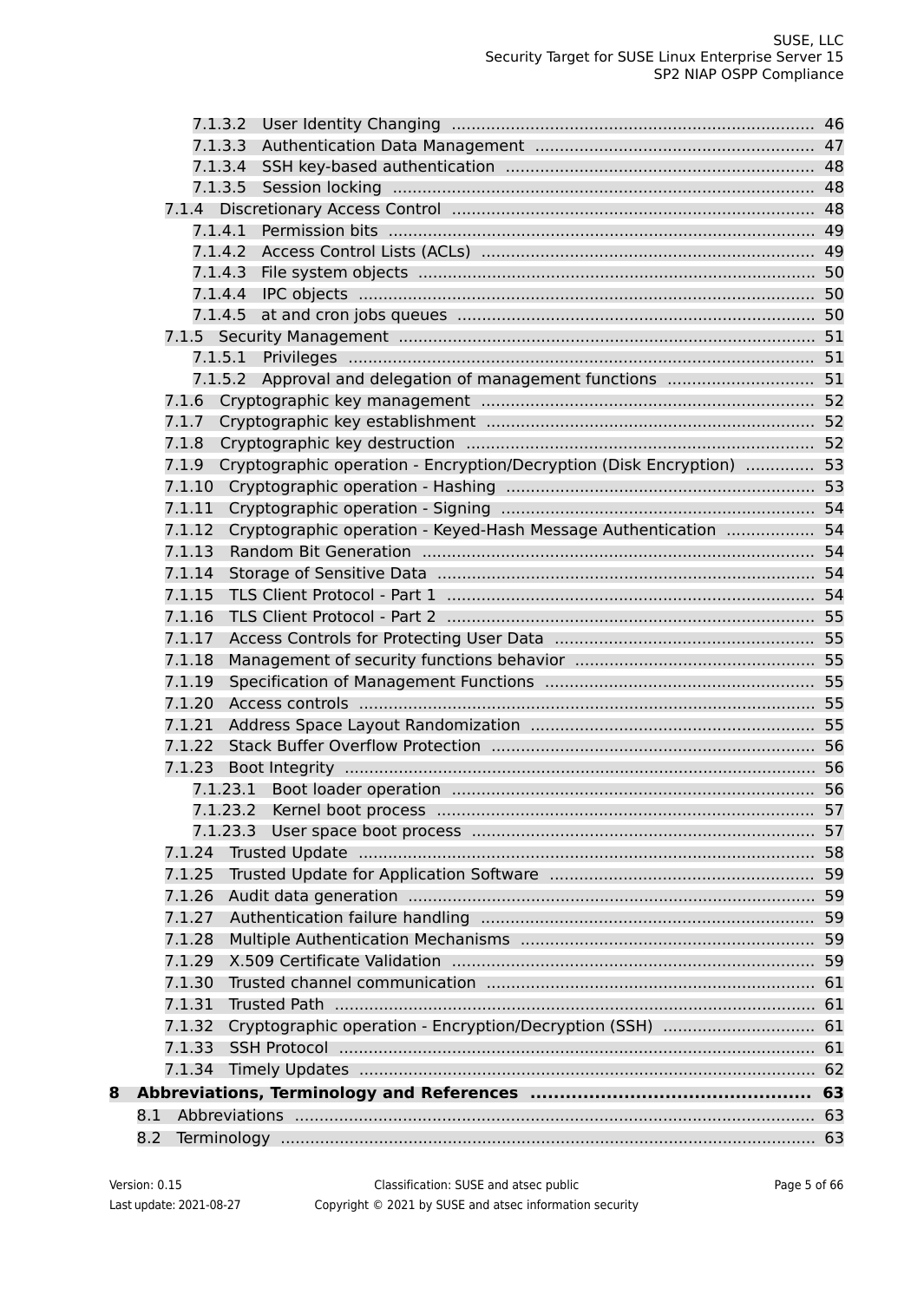- 7.1.3.2 User Identity Changing ..... 46
- 7.1.3.3 Authentication Data Management ..... 47
- 7.1.3.4 SSH key-based authentication ..... 48
- 7.1.3.5 Session locking ..... 48
- 7.1.4 Discretionary Access Control ..... 48
- 7.1.4.1 Permission bits ..... 49
- 7.1.4.2 Access Control Lists (ACLs) ..... 49
- 7.1.4.3 File system objects ..... 50
- 7.1.4.4 IPC objects ..... 50
- 7.1.4.5 at and cron jobs queues ..... 50
- 7.1.5 Security Management ..... 51
- 7.1.5.1 Privileges ..... 51
- 7.1.5.2 Approval and delegation of management functions ..... 51
- 7.1.6 Cryptographic key management ..... 52
- 7.1.7 Cryptographic key establishment ..... 52
- 7.1.8 Cryptographic key destruction ..... 52
- 7.1.9 Cryptographic operation - Encryption/Decryption (Disk Encryption) ..... 53
- 7.1.10 Cryptographic operation - Hashing ..... 53
- 7.1.11 Cryptographic operation - Signing ..... 54
- 7.1.12 Cryptographic operation - Keyed-Hash Message Authentication ..... 54
- 7.1.13 Random Bit Generation ..... 54
- 7.1.14 Storage of Sensitive Data ..... 54
- 7.1.15 TLS Client Protocol - Part 1 ..... 54
- 7.1.16 TLS Client Protocol - Part 2 ..... 55
- 7.1.17 Access Controls for Protecting User Data ..... 55
- 7.1.18 Management of security functions behavior ..... 55
- 7.1.19 Specification of Management Functions ..... 55
- 7.1.20 Access controls ..... 55
- 7.1.21 Address Space Layout Randomization ..... 55
- 7.1.22 Stack Buffer Overflow Protection ..... 56
- 7.1.23 Boot Integrity ..... 56
- 7.1.23.1 Boot loader operation ..... 56
- 7.1.23.2 Kernel boot process ..... 57
- 7.1.23.3 User space boot process ..... 57
- 7.1.24 Trusted Update ..... 58
- 7.1.25 Trusted Update for Application Software ..... 59
- 7.1.26 Audit data generation ..... 59
- 7.1.27 Authentication failure handling ..... 59
- 7.1.28 Multiple Authentication Mechanisms ..... 59
- 7.1.29 X.509 Certificate Validation ..... 59
- 7.1.30 Trusted channel communication ..... 61
- 7.1.31 Trusted Path ..... 61
- 7.1.32 Cryptographic operation - Encryption/Decryption (SSH) ..... 61
- 7.1.33 SSH Protocol ..... 61
- 7.1.34 Timely Updates ..... 62

**8 Abbreviations, Terminology and References ..... 63**

- 8.1 Abbreviations ..... 63
- 8.2 Terminology ..... 63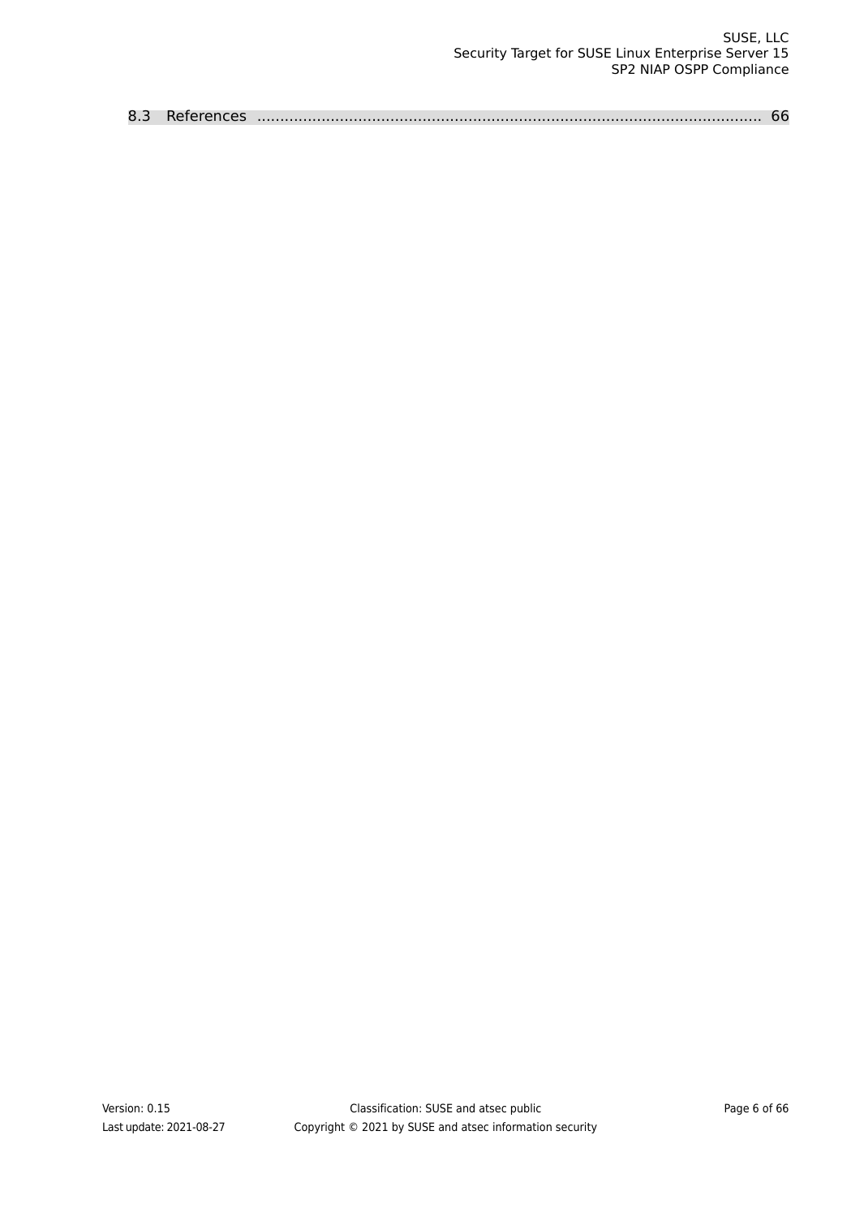8.3 References ........................................................................................................ 66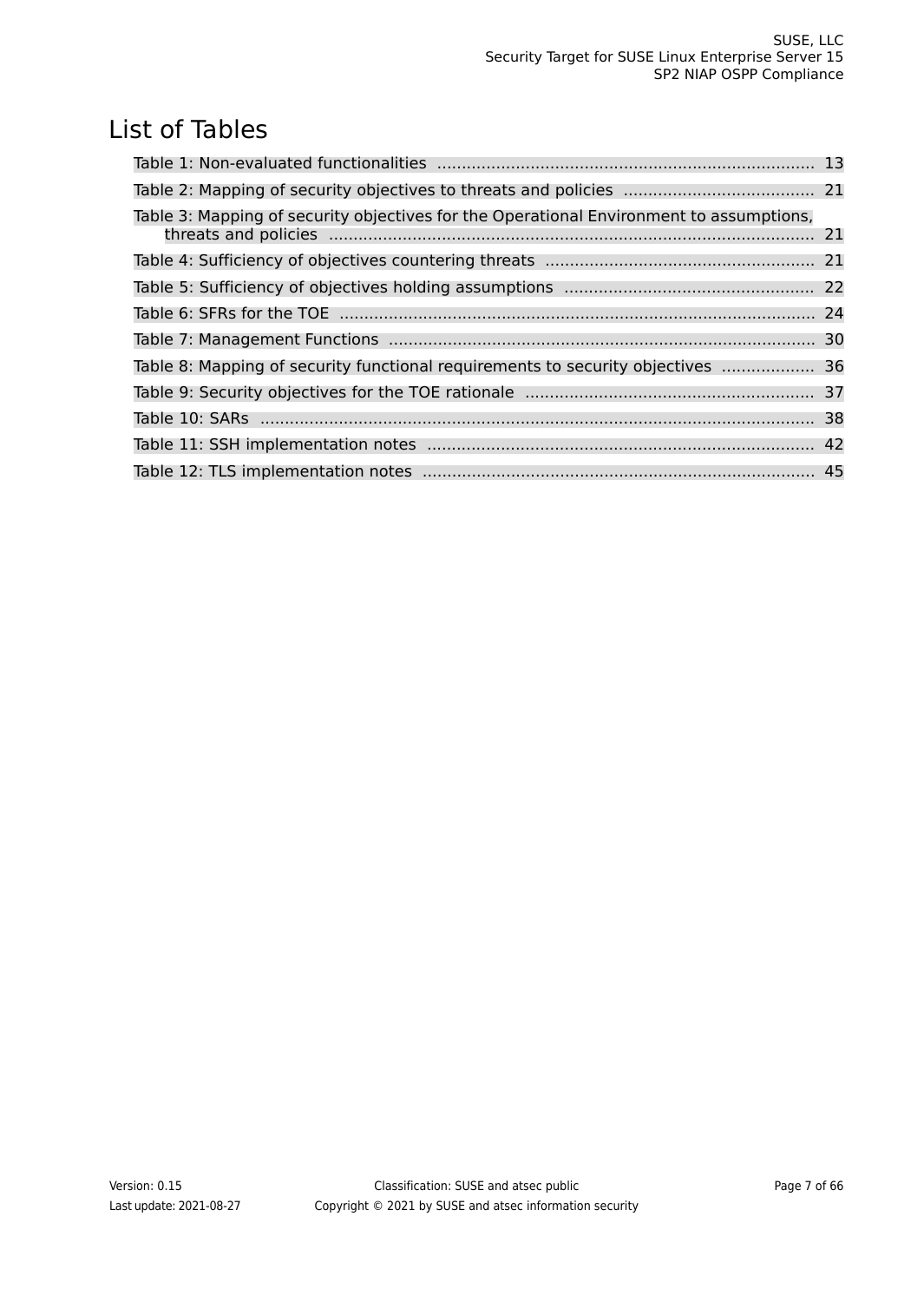# List of Tables

Table 1: Non-evaluated functionalities ..... 13

Table 2: Mapping of security objectives to threats and policies ..... 21

Table 3: Mapping of security objectives for the Operational Environment to assumptions, threats and policies ..... 21

Table 4: Sufficiency of objectives countering threats ..... 21

Table 5: Sufficiency of objectives holding assumptions ..... 22

Table 6: SFRs for the TOE ..... 24

Table 7: Management Functions ..... 30

Table 8: Mapping of security functional requirements to security objectives ..... 36

Table 9: Security objectives for the TOE rationale ..... 37

Table 10: SARs ..... 38

Table 11: SSH implementation notes ..... 42

Table 12: TLS implementation notes ..... 45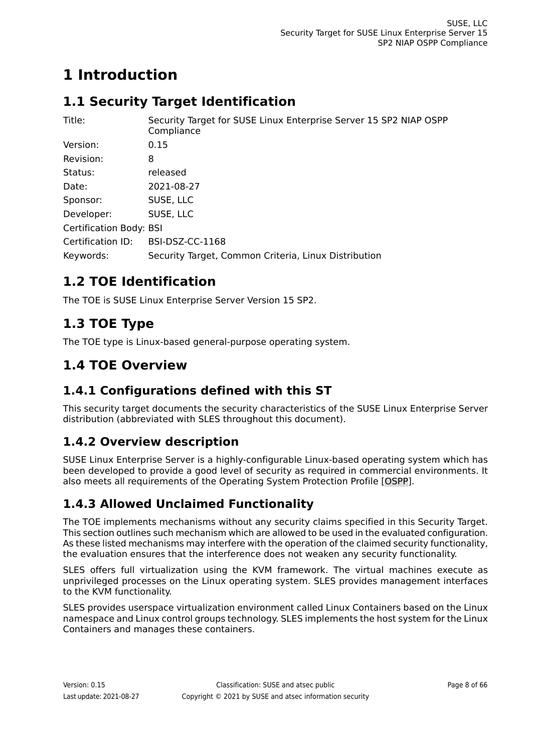# 1 Introduction

## 1.1 Security Target Identification

| | |
|---|---|
| Title: | Security Target for SUSE Linux Enterprise Server 15 SP2 NIAP OSPP Compliance |
| Version: | 0.15 |
| Revision: | 8 |
| Status: | released |
| Date: | 2021-08-27 |
| Sponsor: | SUSE, LLC |
| Developer: | SUSE, LLC |
| Certification Body: | BSI |
| Certification ID: | BSI-DSZ-CC-1168 |
| Keywords: | Security Target, Common Criteria, Linux Distribution |

## 1.2 TOE Identification

The TOE is SUSE Linux Enterprise Server Version 15 SP2.

## 1.3 TOE Type

The TOE type is Linux-based general-purpose operating system.

## 1.4 TOE Overview

### 1.4.1 Configurations defined with this ST

This security target documents the security characteristics of the SUSE Linux Enterprise Server distribution (abbreviated with SLES throughout this document).

### 1.4.2 Overview description

SUSE Linux Enterprise Server is a highly-configurable Linux-based operating system which has been developed to provide a good level of security as required in commercial environments. It also meets all requirements of the Operating System Protection Profile [OSPP].

### 1.4.3 Allowed Unclaimed Functionality

The TOE implements mechanisms without any security claims specified in this Security Target. This section outlines such mechanism which are allowed to be used in the evaluated configuration. As these listed mechanisms may interfere with the operation of the claimed security functionality, the evaluation ensures that the interference does not weaken any security functionality.

SLES offers full virtualization using the KVM framework. The virtual machines execute as unprivileged processes on the Linux operating system. SLES provides management interfaces to the KVM functionality.

SLES provides userspace virtualization environment called Linux Containers based on the Linux namespace and Linux control groups technology. SLES implements the host system for the Linux Containers and manages these containers.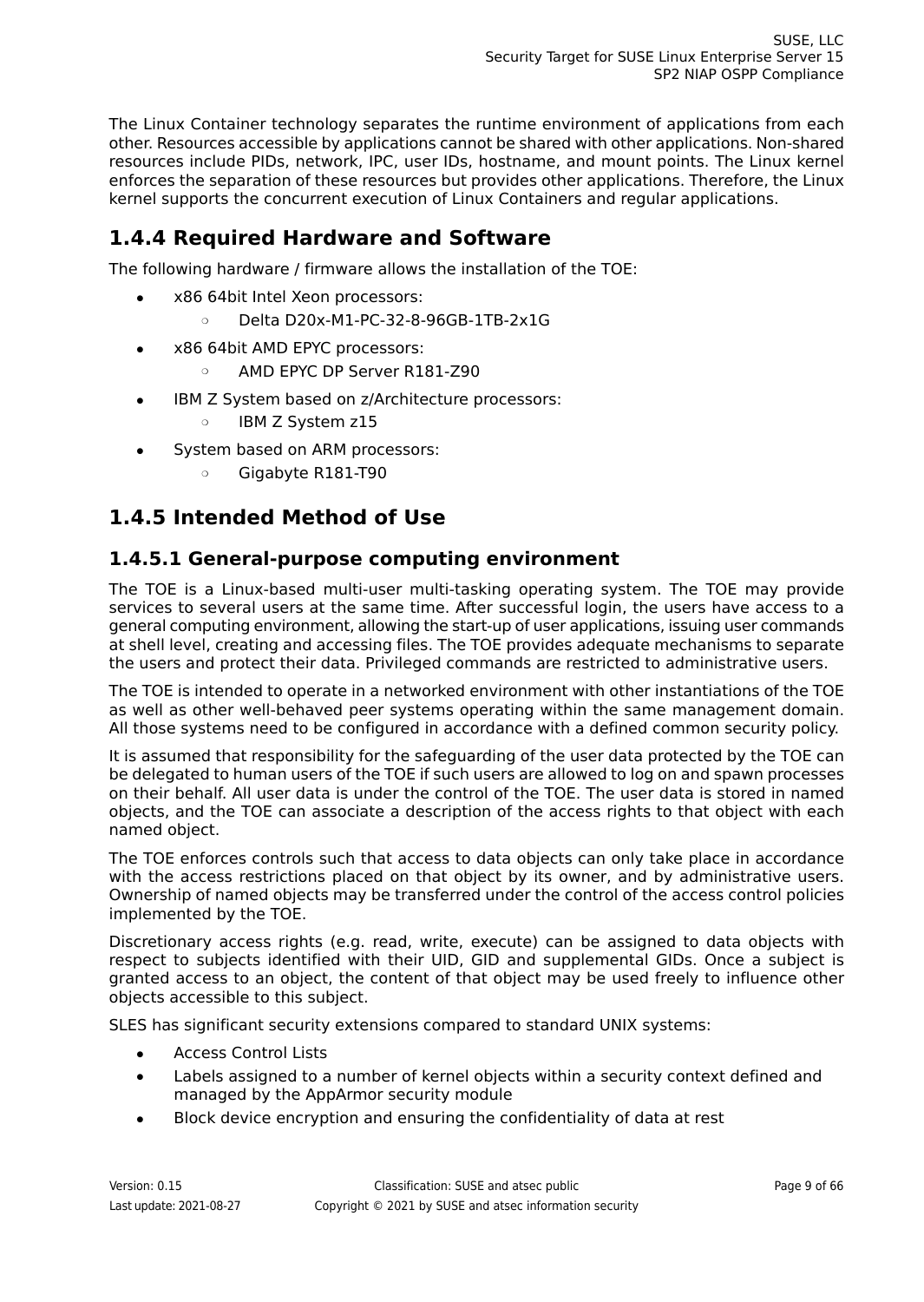The Linux Container technology separates the runtime environment of applications from each other. Resources accessible by applications cannot be shared with other applications. Non-shared resources include PIDs, network, IPC, user IDs, hostname, and mount points. The Linux kernel enforces the separation of these resources but provides other applications. Therefore, the Linux kernel supports the concurrent execution of Linux Containers and regular applications.

## 1.4.4 Required Hardware and Software

The following hardware / firmware allows the installation of the TOE:

- x86 64bit Intel Xeon processors:
  - Delta D20x-M1-PC-32-8-96GB-1TB-2x1G
- x86 64bit AMD EPYC processors:
  - AMD EPYC DP Server R181-Z90
- IBM Z System based on z/Architecture processors:
  - IBM Z System z15
- System based on ARM processors:
  - Gigabyte R181-T90

## 1.4.5 Intended Method of Use

### 1.4.5.1 General-purpose computing environment

The TOE is a Linux-based multi-user multi-tasking operating system. The TOE may provide services to several users at the same time. After successful login, the users have access to a general computing environment, allowing the start-up of user applications, issuing user commands at shell level, creating and accessing files. The TOE provides adequate mechanisms to separate the users and protect their data. Privileged commands are restricted to administrative users.

The TOE is intended to operate in a networked environment with other instantiations of the TOE as well as other well-behaved peer systems operating within the same management domain. All those systems need to be configured in accordance with a defined common security policy.

It is assumed that responsibility for the safeguarding of the user data protected by the TOE can be delegated to human users of the TOE if such users are allowed to log on and spawn processes on their behalf. All user data is under the control of the TOE. The user data is stored in named objects, and the TOE can associate a description of the access rights to that object with each named object.

The TOE enforces controls such that access to data objects can only take place in accordance with the access restrictions placed on that object by its owner, and by administrative users. Ownership of named objects may be transferred under the control of the access control policies implemented by the TOE.

Discretionary access rights (e.g. read, write, execute) can be assigned to data objects with respect to subjects identified with their UID, GID and supplemental GIDs. Once a subject is granted access to an object, the content of that object may be used freely to influence other objects accessible to this subject.

SLES has significant security extensions compared to standard UNIX systems:

- Access Control Lists
- Labels assigned to a number of kernel objects within a security context defined and managed by the AppArmor security module
- Block device encryption and ensuring the confidentiality of data at rest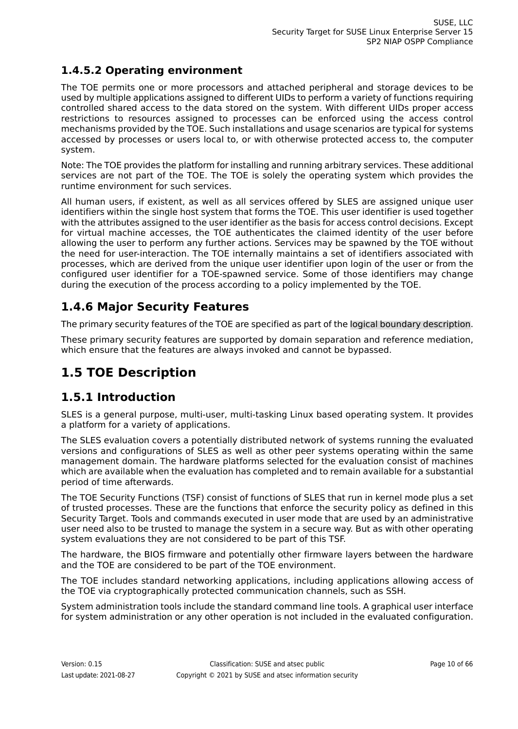#### 1.4.5.2 Operating environment

The TOE permits one or more processors and attached peripheral and storage devices to be used by multiple applications assigned to different UIDs to perform a variety of functions requiring controlled shared access to the data stored on the system. With different UIDs proper access restrictions to resources assigned to processes can be enforced using the access control mechanisms provided by the TOE. Such installations and usage scenarios are typical for systems accessed by processes or users local to, or with otherwise protected access to, the computer system.

Note: The TOE provides the platform for installing and running arbitrary services. These additional services are not part of the TOE. The TOE is solely the operating system which provides the runtime environment for such services.

All human users, if existent, as well as all services offered by SLES are assigned unique user identifiers within the single host system that forms the TOE. This user identifier is used together with the attributes assigned to the user identifier as the basis for access control decisions. Except for virtual machine accesses, the TOE authenticates the claimed identity of the user before allowing the user to perform any further actions. Services may be spawned by the TOE without the need for user-interaction. The TOE internally maintains a set of identifiers associated with processes, which are derived from the unique user identifier upon login of the user or from the configured user identifier for a TOE-spawned service. Some of those identifiers may change during the execution of the process according to a policy implemented by the TOE.

### 1.4.6 Major Security Features

The primary security features of the TOE are specified as part of the logical boundary description.

These primary security features are supported by domain separation and reference mediation, which ensure that the features are always invoked and cannot be bypassed.

## 1.5 TOE Description

### 1.5.1 Introduction

SLES is a general purpose, multi-user, multi-tasking Linux based operating system. It provides a platform for a variety of applications.

The SLES evaluation covers a potentially distributed network of systems running the evaluated versions and configurations of SLES as well as other peer systems operating within the same management domain. The hardware platforms selected for the evaluation consist of machines which are available when the evaluation has completed and to remain available for a substantial period of time afterwards.

The TOE Security Functions (TSF) consist of functions of SLES that run in kernel mode plus a set of trusted processes. These are the functions that enforce the security policy as defined in this Security Target. Tools and commands executed in user mode that are used by an administrative user need also to be trusted to manage the system in a secure way. But as with other operating system evaluations they are not considered to be part of this TSF.

The hardware, the BIOS firmware and potentially other firmware layers between the hardware and the TOE are considered to be part of the TOE environment.

The TOE includes standard networking applications, including applications allowing access of the TOE via cryptographically protected communication channels, such as SSH.

System administration tools include the standard command line tools. A graphical user interface for system administration or any other operation is not included in the evaluated configuration.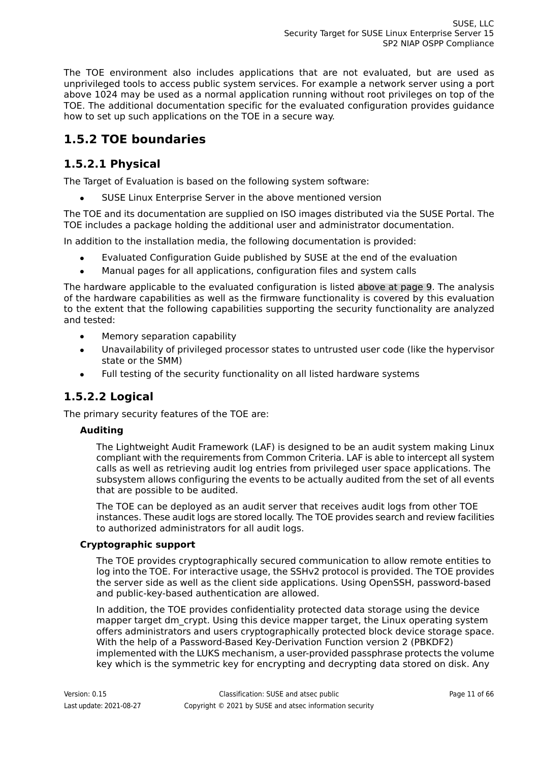The TOE environment also includes applications that are not evaluated, but are used as unprivileged tools to access public system services. For example a network server using a port above 1024 may be used as a normal application running without root privileges on top of the TOE. The additional documentation specific for the evaluated configuration provides guidance how to set up such applications on the TOE in a secure way.

## 1.5.2 TOE boundaries

### 1.5.2.1 Physical

The Target of Evaluation is based on the following system software:

- SUSE Linux Enterprise Server in the above mentioned version

The TOE and its documentation are supplied on ISO images distributed via the SUSE Portal. The TOE includes a package holding the additional user and administrator documentation.

In addition to the installation media, the following documentation is provided:

- Evaluated Configuration Guide published by SUSE at the end of the evaluation
- Manual pages for all applications, configuration files and system calls

The hardware applicable to the evaluated configuration is listed above at page 9. The analysis of the hardware capabilities as well as the firmware functionality is covered by this evaluation to the extent that the following capabilities supporting the security functionality are analyzed and tested:

- Memory separation capability
- Unavailability of privileged processor states to untrusted user code (like the hypervisor state or the SMM)
- Full testing of the security functionality on all listed hardware systems

### 1.5.2.2 Logical

The primary security features of the TOE are:

**Auditing**

The Lightweight Audit Framework (LAF) is designed to be an audit system making Linux compliant with the requirements from Common Criteria. LAF is able to intercept all system calls as well as retrieving audit log entries from privileged user space applications. The subsystem allows configuring the events to be actually audited from the set of all events that are possible to be audited.

The TOE can be deployed as an audit server that receives audit logs from other TOE instances. These audit logs are stored locally. The TOE provides search and review facilities to authorized administrators for all audit logs.

**Cryptographic support**

The TOE provides cryptographically secured communication to allow remote entities to log into the TOE. For interactive usage, the SSHv2 protocol is provided. The TOE provides the server side as well as the client side applications. Using OpenSSH, password-based and public-key-based authentication are allowed.

In addition, the TOE provides confidentiality protected data storage using the device mapper target dm_crypt. Using this device mapper target, the Linux operating system offers administrators and users cryptographically protected block device storage space. With the help of a Password-Based Key-Derivation Function version 2 (PBKDF2) implemented with the LUKS mechanism, a user-provided passphrase protects the volume key which is the symmetric key for encrypting and decrypting data stored on disk. Any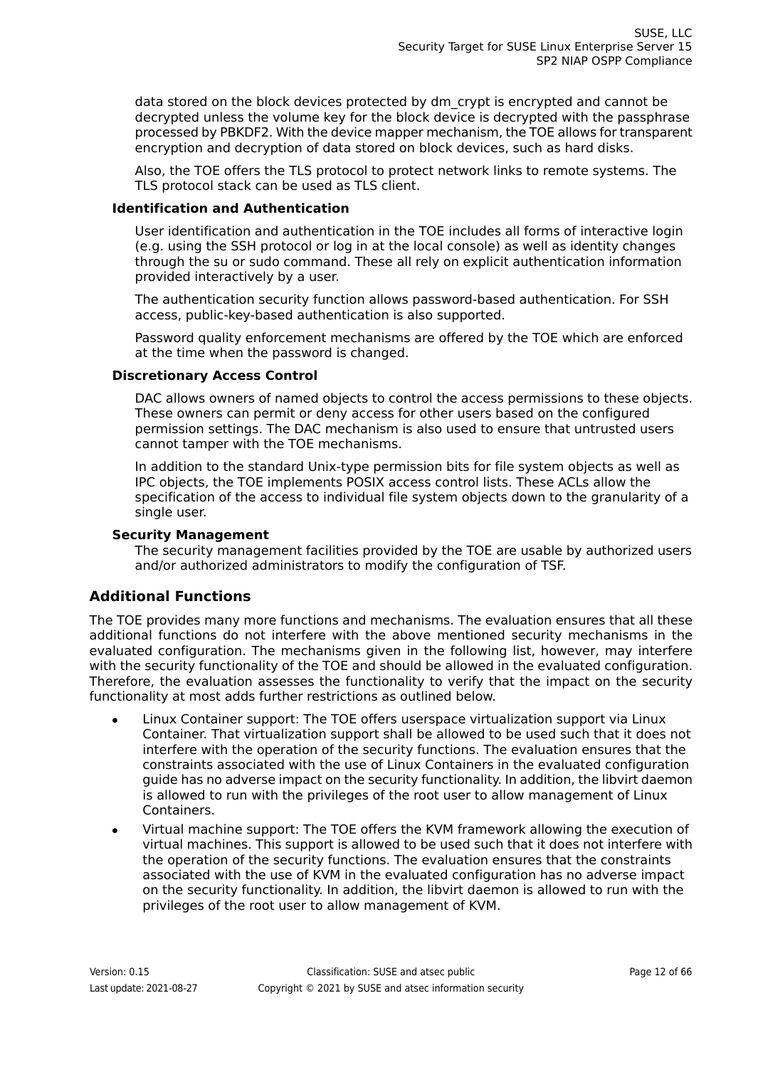data stored on the block devices protected by dm_crypt is encrypted and cannot be decrypted unless the volume key for the block device is decrypted with the passphrase processed by PBKDF2. With the device mapper mechanism, the TOE allows for transparent encryption and decryption of data stored on block devices, such as hard disks.

Also, the TOE offers the TLS protocol to protect network links to remote systems. The TLS protocol stack can be used as TLS client.

**Identification and Authentication**

User identification and authentication in the TOE includes all forms of interactive login (e.g. using the SSH protocol or log in at the local console) as well as identity changes through the su or sudo command. These all rely on explicit authentication information provided interactively by a user.

The authentication security function allows password-based authentication. For SSH access, public-key-based authentication is also supported.

Password quality enforcement mechanisms are offered by the TOE which are enforced at the time when the password is changed.

**Discretionary Access Control**

DAC allows owners of named objects to control the access permissions to these objects. These owners can permit or deny access for other users based on the configured permission settings. The DAC mechanism is also used to ensure that untrusted users cannot tamper with the TOE mechanisms.

In addition to the standard Unix-type permission bits for file system objects as well as IPC objects, the TOE implements POSIX access control lists. These ACLs allow the specification of the access to individual file system objects down to the granularity of a single user.

**Security Management**

The security management facilities provided by the TOE are usable by authorized users and/or authorized administrators to modify the configuration of TSF.

## Additional Functions

The TOE provides many more functions and mechanisms. The evaluation ensures that all these additional functions do not interfere with the above mentioned security mechanisms in the evaluated configuration. The mechanisms given in the following list, however, may interfere with the security functionality of the TOE and should be allowed in the evaluated configuration. Therefore, the evaluation assesses the functionality to verify that the impact on the security functionality at most adds further restrictions as outlined below.

- Linux Container support: The TOE offers userspace virtualization support via Linux Container. That virtualization support shall be allowed to be used such that it does not interfere with the operation of the security functions. The evaluation ensures that the constraints associated with the use of Linux Containers in the evaluated configuration guide has no adverse impact on the security functionality. In addition, the libvirt daemon is allowed to run with the privileges of the root user to allow management of Linux Containers.
- Virtual machine support: The TOE offers the KVM framework allowing the execution of virtual machines. This support is allowed to be used such that it does not interfere with the operation of the security functions. The evaluation ensures that the constraints associated with the use of KVM in the evaluated configuration has no adverse impact on the security functionality. In addition, the libvirt daemon is allowed to run with the privileges of the root user to allow management of KVM.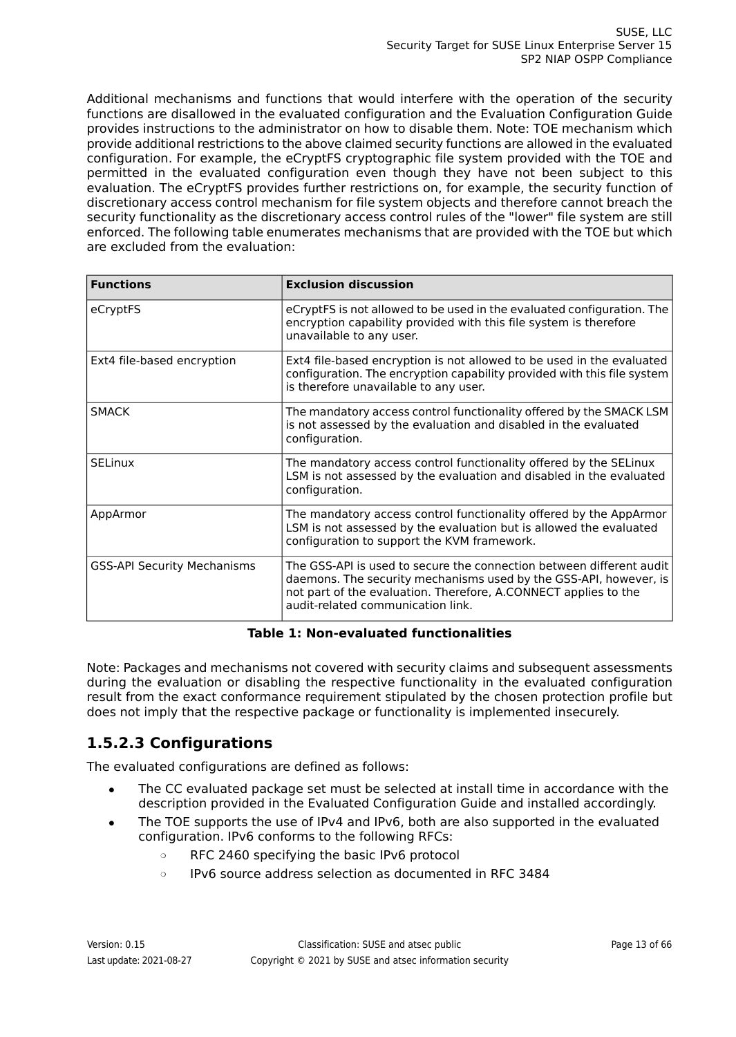Additional mechanisms and functions that would interfere with the operation of the security functions are disallowed in the evaluated configuration and the Evaluation Configuration Guide provides instructions to the administrator on how to disable them. Note: TOE mechanism which provide additional restrictions to the above claimed security functions are allowed in the evaluated configuration. For example, the eCryptFS cryptographic file system provided with the TOE and permitted in the evaluated configuration even though they have not been subject to this evaluation. The eCryptFS provides further restrictions on, for example, the security function of discretionary access control mechanism for file system objects and therefore cannot breach the security functionality as the discretionary access control rules of the "lower" file system are still enforced. The following table enumerates mechanisms that are provided with the TOE but which are excluded from the evaluation:

| Functions | Exclusion discussion |
|---|---|
| eCryptFS | eCryptFS is not allowed to be used in the evaluated configuration. The encryption capability provided with this file system is therefore unavailable to any user. |
| Ext4 file-based encryption | Ext4 file-based encryption is not allowed to be used in the evaluated configuration. The encryption capability provided with this file system is therefore unavailable to any user. |
| SMACK | The mandatory access control functionality offered by the SMACK LSM is not assessed by the evaluation and disabled in the evaluated configuration. |
| SELinux | The mandatory access control functionality offered by the SELinux LSM is not assessed by the evaluation and disabled in the evaluated configuration. |
| AppArmor | The mandatory access control functionality offered by the AppArmor LSM is not assessed by the evaluation but is allowed the evaluated configuration to support the KVM framework. |
| GSS-API Security Mechanisms | The GSS-API is used to secure the connection between different audit daemons. The security mechanisms used by the GSS-API, however, is not part of the evaluation. Therefore, A.CONNECT applies to the audit-related communication link. |

**Table 1: Non-evaluated functionalities**

Note: Packages and mechanisms not covered with security claims and subsequent assessments during the evaluation or disabling the respective functionality in the evaluated configuration result from the exact conformance requirement stipulated by the chosen protection profile but does not imply that the respective package or functionality is implemented insecurely.

### 1.5.2.3 Configurations

The evaluated configurations are defined as follows:

- The CC evaluated package set must be selected at install time in accordance with the description provided in the Evaluated Configuration Guide and installed accordingly.
- The TOE supports the use of IPv4 and IPv6, both are also supported in the evaluated configuration. IPv6 conforms to the following RFCs:
  - RFC 2460 specifying the basic IPv6 protocol
  - IPv6 source address selection as documented in RFC 3484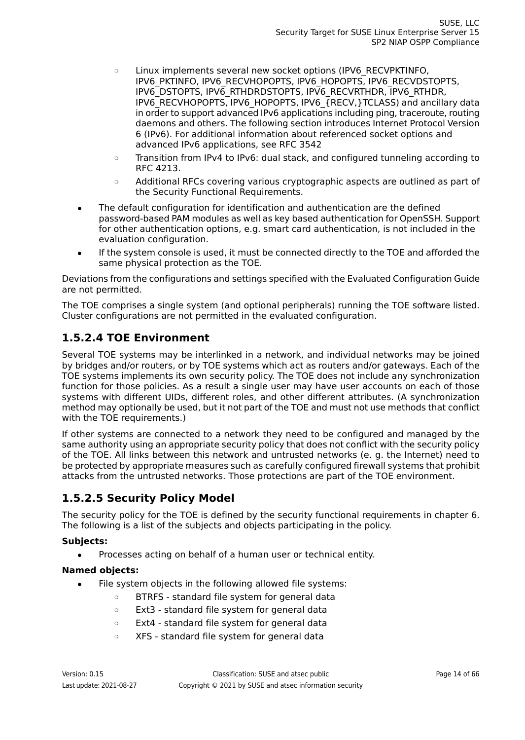- Linux implements several new socket options (IPV6_RECVPKTINFO, IPV6_PKTINFO, IPV6_RECVHOPOPTS, IPV6_HOPOPTS, IPV6_RECVDSTOPTS, IPV6_DSTOPTS, IPV6_RTHDRDSTOPTS, IPV6_RECVRTHDR, IPV6_RTHDR, IPV6_RECVHOPOPTS, IPV6_HOPOPTS, IPV6_{RECV,}TCLASS) and ancillary data in order to support advanced IPv6 applications including ping, traceroute, routing daemons and others. The following section introduces Internet Protocol Version 6 (IPv6). For additional information about referenced socket options and advanced IPv6 applications, see RFC 3542
    - Transition from IPv4 to IPv6: dual stack, and configured tunneling according to RFC 4213.
    - Additional RFCs covering various cryptographic aspects are outlined as part of the Security Functional Requirements.
- The default configuration for identification and authentication are the defined password-based PAM modules as well as key based authentication for OpenSSH. Support for other authentication options, e.g. smart card authentication, is not included in the evaluation configuration.
- If the system console is used, it must be connected directly to the TOE and afforded the same physical protection as the TOE.

Deviations from the configurations and settings specified with the Evaluated Configuration Guide are not permitted.

The TOE comprises a single system (and optional peripherals) running the TOE software listed. Cluster configurations are not permitted in the evaluated configuration.

### 1.5.2.4 TOE Environment

Several TOE systems may be interlinked in a network, and individual networks may be joined by bridges and/or routers, or by TOE systems which act as routers and/or gateways. Each of the TOE systems implements its own security policy. The TOE does not include any synchronization function for those policies. As a result a single user may have user accounts on each of those systems with different UIDs, different roles, and other different attributes. (A synchronization method may optionally be used, but it not part of the TOE and must not use methods that conflict with the TOE requirements.)

If other systems are connected to a network they need to be configured and managed by the same authority using an appropriate security policy that does not conflict with the security policy of the TOE. All links between this network and untrusted networks (e. g. the Internet) need to be protected by appropriate measures such as carefully configured firewall systems that prohibit attacks from the untrusted networks. Those protections are part of the TOE environment.

### 1.5.2.5 Security Policy Model

The security policy for the TOE is defined by the security functional requirements in chapter 6. The following is a list of the subjects and objects participating in the policy.

**Subjects:**

- Processes acting on behalf of a human user or technical entity.

**Named objects:**

- File system objects in the following allowed file systems:
    - BTRFS - standard file system for general data
    - Ext3 - standard file system for general data
    - Ext4 - standard file system for general data
    - XFS - standard file system for general data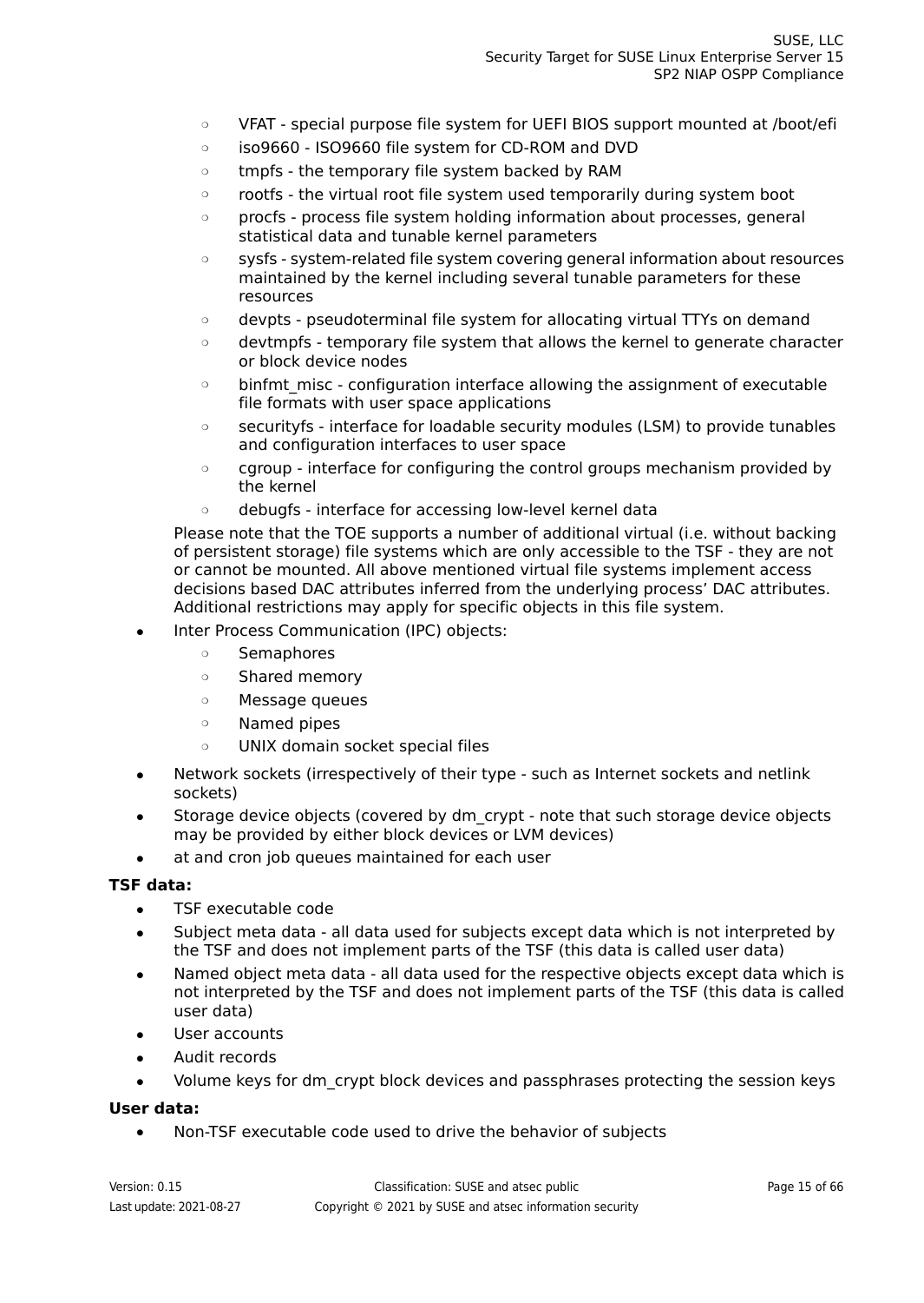- VFAT - special purpose file system for UEFI BIOS support mounted at /boot/efi
  - iso9660 - ISO9660 file system for CD-ROM and DVD
  - tmpfs - the temporary file system backed by RAM
  - rootfs - the virtual root file system used temporarily during system boot
  - procfs - process file system holding information about processes, general statistical data and tunable kernel parameters
  - sysfs - system-related file system covering general information about resources maintained by the kernel including several tunable parameters for these resources
  - devpts - pseudoterminal file system for allocating virtual TTYs on demand
  - devtmpfs - temporary file system that allows the kernel to generate character or block device nodes
  - binfmt_misc - configuration interface allowing the assignment of executable file formats with user space applications
  - securityfs - interface for loadable security modules (LSM) to provide tunables and configuration interfaces to user space
  - cgroup - interface for configuring the control groups mechanism provided by the kernel
  - debugfs - interface for accessing low-level kernel data

  Please note that the TOE supports a number of additional virtual (i.e. without backing of persistent storage) file systems which are only accessible to the TSF - they are not or cannot be mounted. All above mentioned virtual file systems implement access decisions based DAC attributes inferred from the underlying process' DAC attributes. Additional restrictions may apply for specific objects in this file system.

- Inter Process Communication (IPC) objects:
  - Semaphores
  - Shared memory
  - Message queues
  - Named pipes
  - UNIX domain socket special files
- Network sockets (irrespectively of their type - such as Internet sockets and netlink sockets)
- Storage device objects (covered by dm_crypt - note that such storage device objects may be provided by either block devices or LVM devices)
- at and cron job queues maintained for each user

**TSF data:**

- TSF executable code
- Subject meta data - all data used for subjects except data which is not interpreted by the TSF and does not implement parts of the TSF (this data is called user data)
- Named object meta data - all data used for the respective objects except data which is not interpreted by the TSF and does not implement parts of the TSF (this data is called user data)
- User accounts
- Audit records
- Volume keys for dm_crypt block devices and passphrases protecting the session keys

**User data:**

- Non-TSF executable code used to drive the behavior of subjects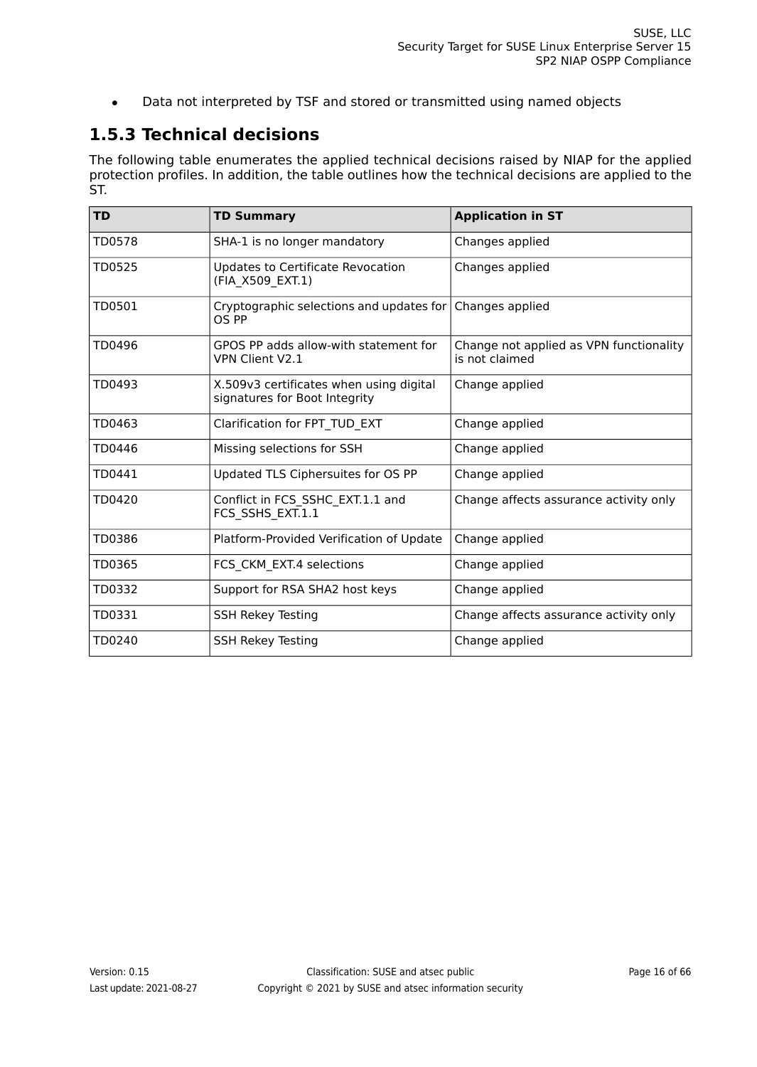- Data not interpreted by TSF and stored or transmitted using named objects

### 1.5.3 Technical decisions

The following table enumerates the applied technical decisions raised by NIAP for the applied protection profiles. In addition, the table outlines how the technical decisions are applied to the ST.

| TD | TD Summary | Application in ST |
|---|---|---|
| TD0578 | SHA-1 is no longer mandatory | Changes applied |
| TD0525 | Updates to Certificate Revocation (FIA_X509_EXT.1) | Changes applied |
| TD0501 | Cryptographic selections and updates for OS PP | Changes applied |
| TD0496 | GPOS PP adds allow-with statement for VPN Client V2.1 | Change not applied as VPN functionality is not claimed |
| TD0493 | X.509v3 certificates when using digital signatures for Boot Integrity | Change applied |
| TD0463 | Clarification for FPT_TUD_EXT | Change applied |
| TD0446 | Missing selections for SSH | Change applied |
| TD0441 | Updated TLS Ciphersuites for OS PP | Change applied |
| TD0420 | Conflict in FCS_SSHC_EXT.1.1 and FCS_SSHS_EXT.1.1 | Change affects assurance activity only |
| TD0386 | Platform-Provided Verification of Update | Change applied |
| TD0365 | FCS_CKM_EXT.4 selections | Change applied |
| TD0332 | Support for RSA SHA2 host keys | Change applied |
| TD0331 | SSH Rekey Testing | Change affects assurance activity only |
| TD0240 | SSH Rekey Testing | Change applied |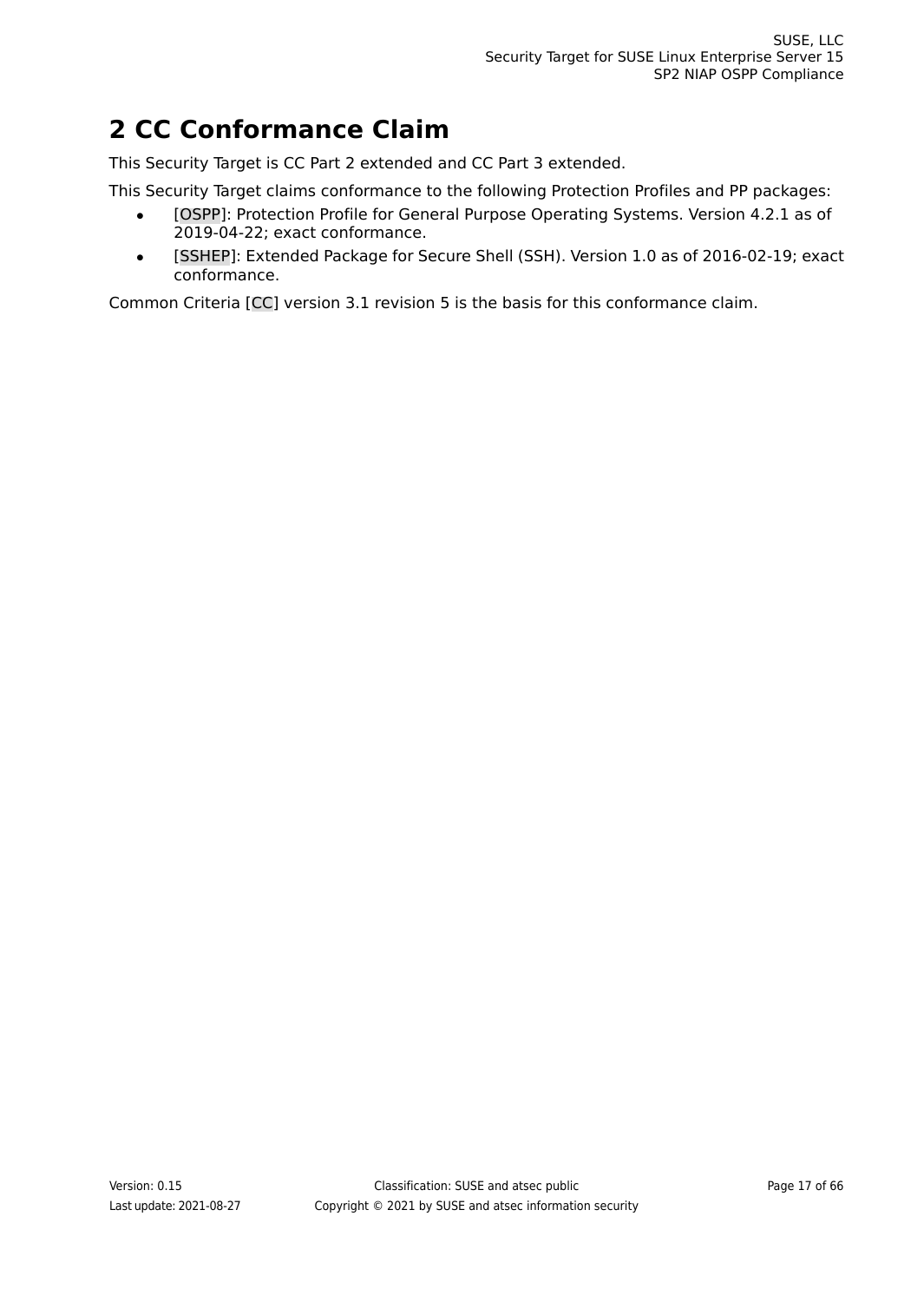# 2 CC Conformance Claim

This Security Target is CC Part 2 extended and CC Part 3 extended.

This Security Target claims conformance to the following Protection Profiles and PP packages:

- [OSPP]: Protection Profile for General Purpose Operating Systems. Version 4.2.1 as of 2019-04-22; exact conformance.
- [SSHEP]: Extended Package for Secure Shell (SSH). Version 1.0 as of 2016-02-19; exact conformance.

Common Criteria [CC] version 3.1 revision 5 is the basis for this conformance claim.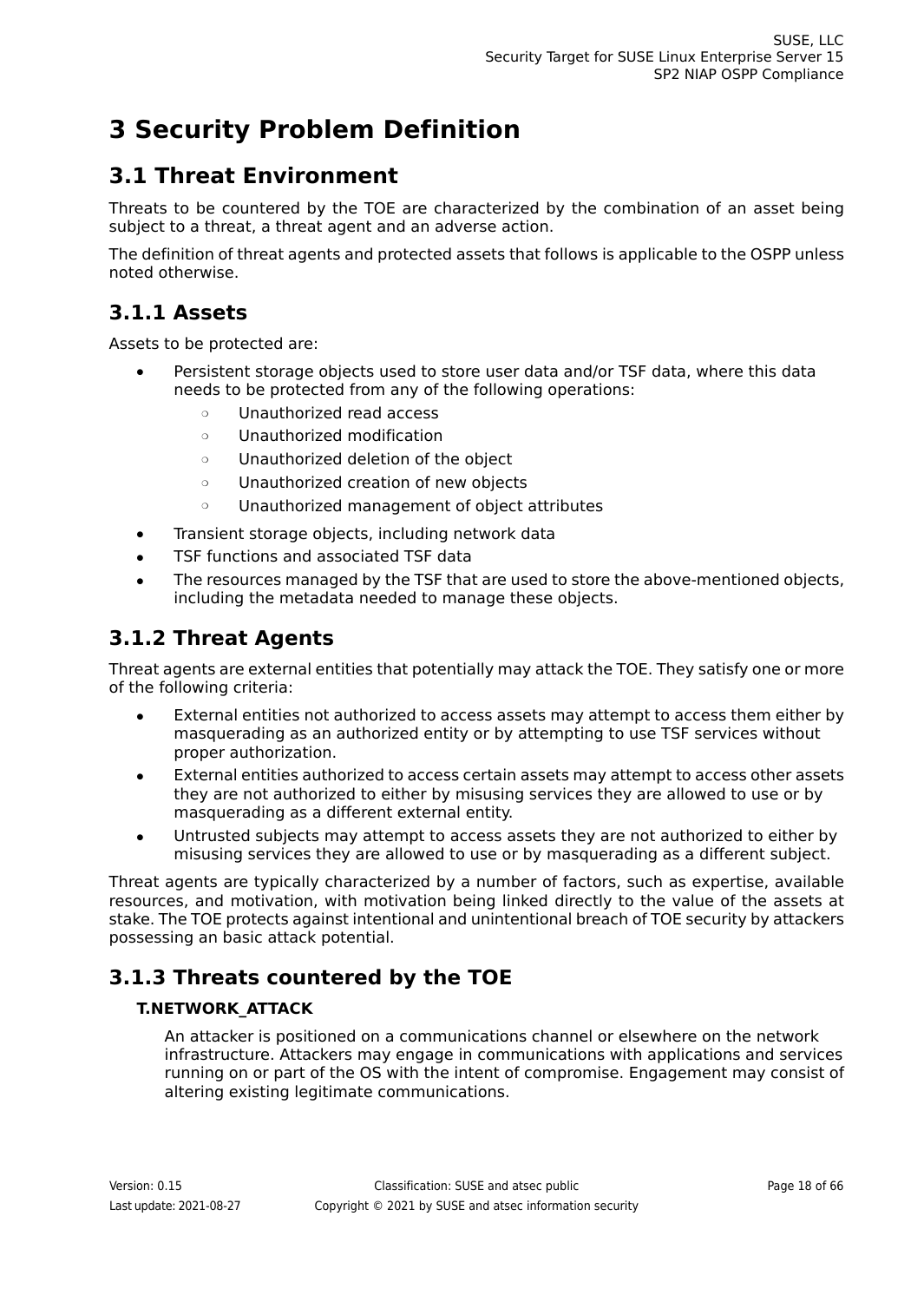# 3 Security Problem Definition

## 3.1 Threat Environment

Threats to be countered by the TOE are characterized by the combination of an asset being subject to a threat, a threat agent and an adverse action.

The definition of threat agents and protected assets that follows is applicable to the OSPP unless noted otherwise.

### 3.1.1 Assets

Assets to be protected are:

- Persistent storage objects used to store user data and/or TSF data, where this data needs to be protected from any of the following operations:
  - Unauthorized read access
  - Unauthorized modification
  - Unauthorized deletion of the object
  - Unauthorized creation of new objects
  - Unauthorized management of object attributes
- Transient storage objects, including network data
- TSF functions and associated TSF data
- The resources managed by the TSF that are used to store the above-mentioned objects, including the metadata needed to manage these objects.

### 3.1.2 Threat Agents

Threat agents are external entities that potentially may attack the TOE. They satisfy one or more of the following criteria:

- External entities not authorized to access assets may attempt to access them either by masquerading as an authorized entity or by attempting to use TSF services without proper authorization.
- External entities authorized to access certain assets may attempt to access other assets they are not authorized to either by misusing services they are allowed to use or by masquerading as a different external entity.
- Untrusted subjects may attempt to access assets they are not authorized to either by misusing services they are allowed to use or by masquerading as a different subject.

Threat agents are typically characterized by a number of factors, such as expertise, available resources, and motivation, with motivation being linked directly to the value of the assets at stake. The TOE protects against intentional and unintentional breach of TOE security by attackers possessing an basic attack potential.

### 3.1.3 Threats countered by the TOE

**T.NETWORK_ATTACK**

An attacker is positioned on a communications channel or elsewhere on the network infrastructure. Attackers may engage in communications with applications and services running on or part of the OS with the intent of compromise. Engagement may consist of altering existing legitimate communications.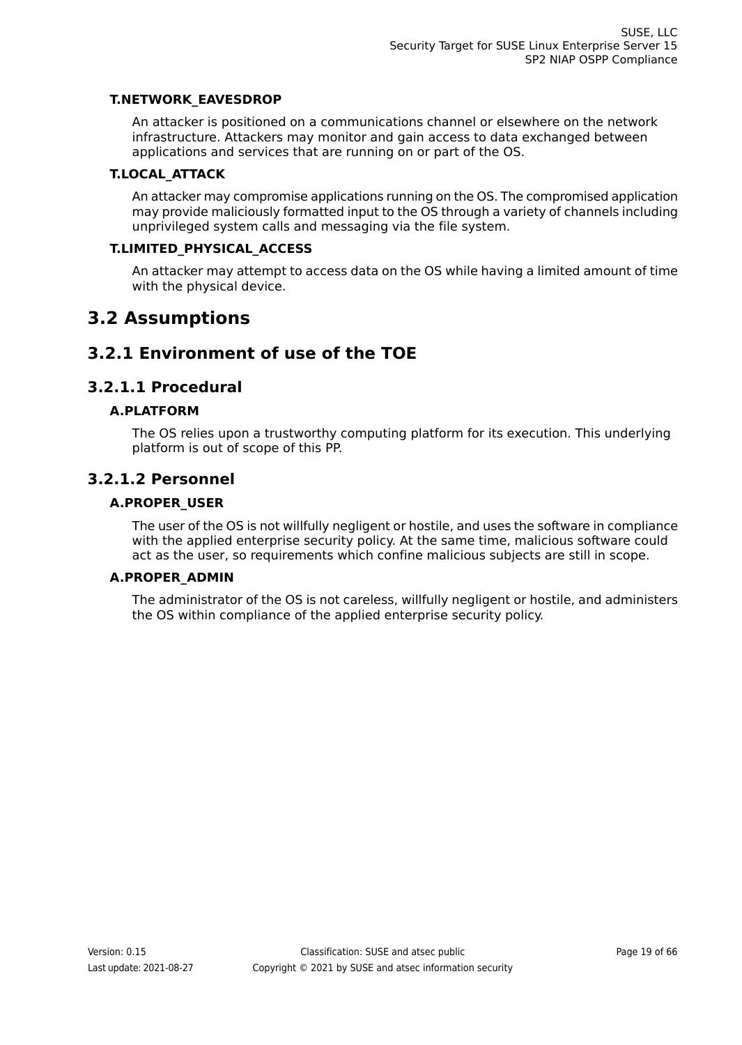**T.NETWORK_EAVESDROP**

An attacker is positioned on a communications channel or elsewhere on the network infrastructure. Attackers may monitor and gain access to data exchanged between applications and services that are running on or part of the OS.

**T.LOCAL_ATTACK**

An attacker may compromise applications running on the OS. The compromised application may provide maliciously formatted input to the OS through a variety of channels including unprivileged system calls and messaging via the file system.

**T.LIMITED_PHYSICAL_ACCESS**

An attacker may attempt to access data on the OS while having a limited amount of time with the physical device.

## 3.2 Assumptions

### 3.2.1 Environment of use of the TOE

#### 3.2.1.1 Procedural

**A.PLATFORM**

The OS relies upon a trustworthy computing platform for its execution. This underlying platform is out of scope of this PP.

#### 3.2.1.2 Personnel

**A.PROPER_USER**

The user of the OS is not willfully negligent or hostile, and uses the software in compliance with the applied enterprise security policy. At the same time, malicious software could act as the user, so requirements which confine malicious subjects are still in scope.

**A.PROPER_ADMIN**

The administrator of the OS is not careless, willfully negligent or hostile, and administers the OS within compliance of the applied enterprise security policy.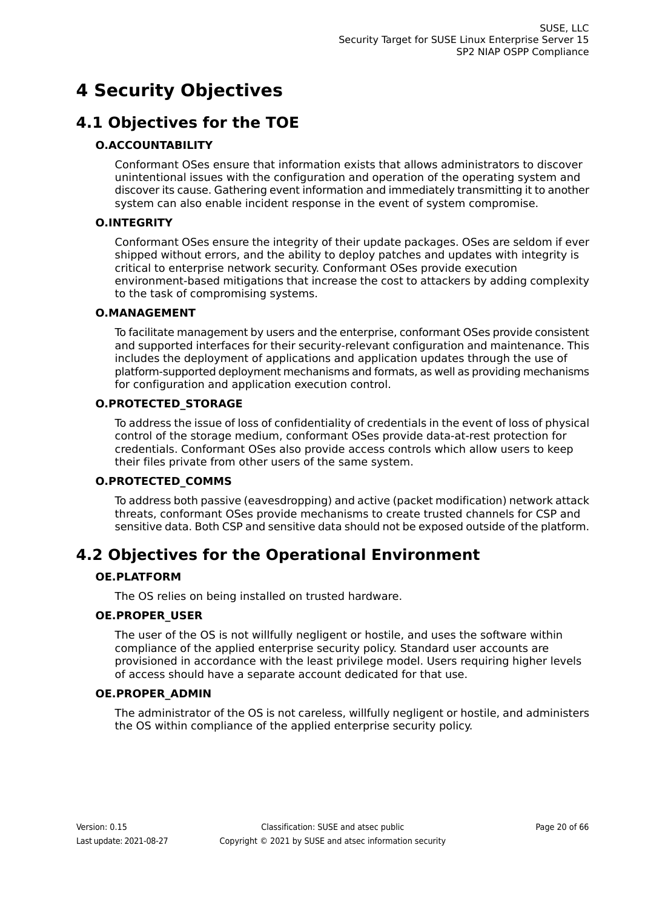# 4 Security Objectives

## 4.1 Objectives for the TOE

### O.ACCOUNTABILITY

Conformant OSes ensure that information exists that allows administrators to discover unintentional issues with the configuration and operation of the operating system and discover its cause. Gathering event information and immediately transmitting it to another system can also enable incident response in the event of system compromise.

### O.INTEGRITY

Conformant OSes ensure the integrity of their update packages. OSes are seldom if ever shipped without errors, and the ability to deploy patches and updates with integrity is critical to enterprise network security. Conformant OSes provide execution environment-based mitigations that increase the cost to attackers by adding complexity to the task of compromising systems.

### O.MANAGEMENT

To facilitate management by users and the enterprise, conformant OSes provide consistent and supported interfaces for their security-relevant configuration and maintenance. This includes the deployment of applications and application updates through the use of platform-supported deployment mechanisms and formats, as well as providing mechanisms for configuration and application execution control.

### O.PROTECTED_STORAGE

To address the issue of loss of confidentiality of credentials in the event of loss of physical control of the storage medium, conformant OSes provide data-at-rest protection for credentials. Conformant OSes also provide access controls which allow users to keep their files private from other users of the same system.

### O.PROTECTED_COMMS

To address both passive (eavesdropping) and active (packet modification) network attack threats, conformant OSes provide mechanisms to create trusted channels for CSP and sensitive data. Both CSP and sensitive data should not be exposed outside of the platform.

## 4.2 Objectives for the Operational Environment

### OE.PLATFORM

The OS relies on being installed on trusted hardware.

### OE.PROPER_USER

The user of the OS is not willfully negligent or hostile, and uses the software within compliance of the applied enterprise security policy. Standard user accounts are provisioned in accordance with the least privilege model. Users requiring higher levels of access should have a separate account dedicated for that use.

### OE.PROPER_ADMIN

The administrator of the OS is not careless, willfully negligent or hostile, and administers the OS within compliance of the applied enterprise security policy.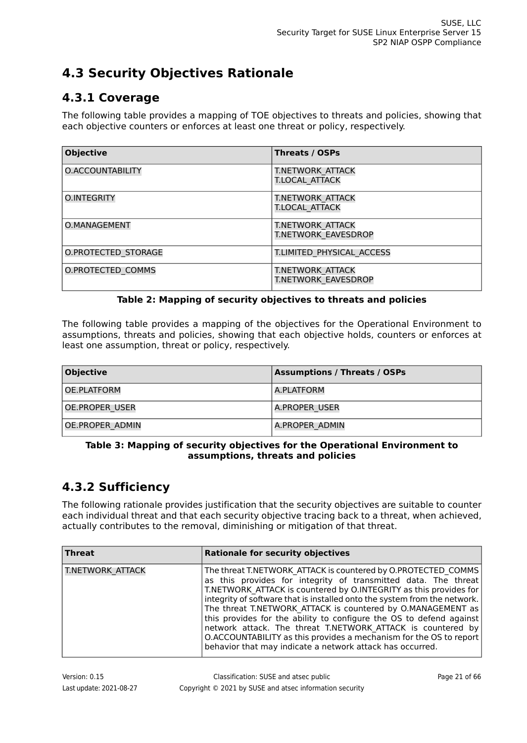## 4.3 Security Objectives Rationale

### 4.3.1 Coverage

The following table provides a mapping of TOE objectives to threats and policies, showing that each objective counters or enforces at least one threat or policy, respectively.

| Objective | Threats / OSPs |
|---|---|
| O.ACCOUNTABILITY | T.NETWORK_ATTACK<br>T.LOCAL_ATTACK |
| O.INTEGRITY | T.NETWORK_ATTACK<br>T.LOCAL_ATTACK |
| O.MANAGEMENT | T.NETWORK_ATTACK<br>T.NETWORK_EAVESDROP |
| O.PROTECTED_STORAGE | T.LIMITED_PHYSICAL_ACCESS |
| O.PROTECTED_COMMS | T.NETWORK_ATTACK<br>T.NETWORK_EAVESDROP |

**Table 2: Mapping of security objectives to threats and policies**

The following table provides a mapping of the objectives for the Operational Environment to assumptions, threats and policies, showing that each objective holds, counters or enforces at least one assumption, threat or policy, respectively.

| Objective | Assumptions / Threats / OSPs |
|---|---|
| OE.PLATFORM | A.PLATFORM |
| OE.PROPER_USER | A.PROPER_USER |
| OE.PROPER_ADMIN | A.PROPER_ADMIN |

**Table 3: Mapping of security objectives for the Operational Environment to assumptions, threats and policies**

### 4.3.2 Sufficiency

The following rationale provides justification that the security objectives are suitable to counter each individual threat and that each security objective tracing back to a threat, when achieved, actually contributes to the removal, diminishing or mitigation of that threat.

| Threat | Rationale for security objectives |
|---|---|
| T.NETWORK_ATTACK | The threat T.NETWORK_ATTACK is countered by O.PROTECTED_COMMS as this provides for integrity of transmitted data. The threat T.NETWORK_ATTACK is countered by O.INTEGRITY as this provides for integrity of software that is installed onto the system from the network. The threat T.NETWORK_ATTACK is countered by O.MANAGEMENT as this provides for the ability to configure the OS to defend against network attack. The threat T.NETWORK_ATTACK is countered by O.ACCOUNTABILITY as this provides a mechanism for the OS to report behavior that may indicate a network attack has occurred. |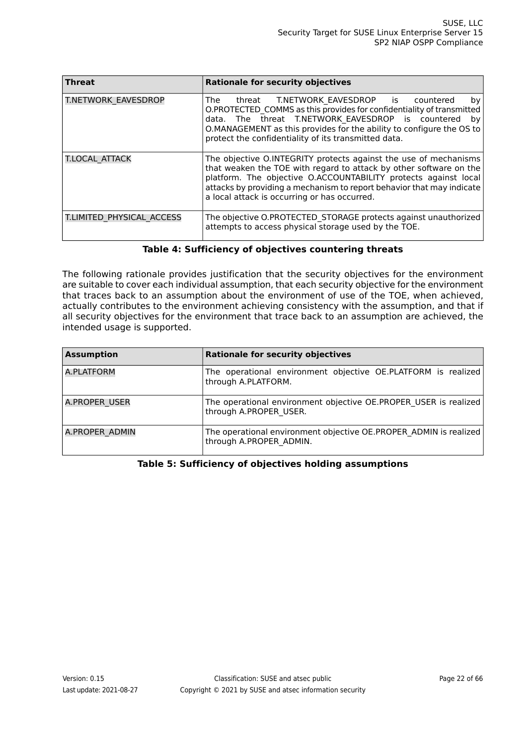| Threat | Rationale for security objectives |
|---|---|
| T.NETWORK_EAVESDROP | The threat T.NETWORK_EAVESDROP is countered by O.PROTECTED_COMMS as this provides for confidentiality of transmitted data. The threat T.NETWORK_EAVESDROP is countered by O.MANAGEMENT as this provides for the ability to configure the OS to protect the confidentiality of its transmitted data. |
| T.LOCAL_ATTACK | The objective O.INTEGRITY protects against the use of mechanisms that weaken the TOE with regard to attack by other software on the platform. The objective O.ACCOUNTABILITY protects against local attacks by providing a mechanism to report behavior that may indicate a local attack is occurring or has occurred. |
| T.LIMITED_PHYSICAL_ACCESS | The objective O.PROTECTED_STORAGE protects against unauthorized attempts to access physical storage used by the TOE. |

**Table 4: Sufficiency of objectives countering threats**

The following rationale provides justification that the security objectives for the environment are suitable to cover each individual assumption, that each security objective for the environment that traces back to an assumption about the environment of use of the TOE, when achieved, actually contributes to the environment achieving consistency with the assumption, and that if all security objectives for the environment that trace back to an assumption are achieved, the intended usage is supported.

| Assumption | Rationale for security objectives |
|---|---|
| A.PLATFORM | The operational environment objective OE.PLATFORM is realized through A.PLATFORM. |
| A.PROPER_USER | The operational environment objective OE.PROPER_USER is realized through A.PROPER_USER. |
| A.PROPER_ADMIN | The operational environment objective OE.PROPER_ADMIN is realized through A.PROPER_ADMIN. |

**Table 5: Sufficiency of objectives holding assumptions**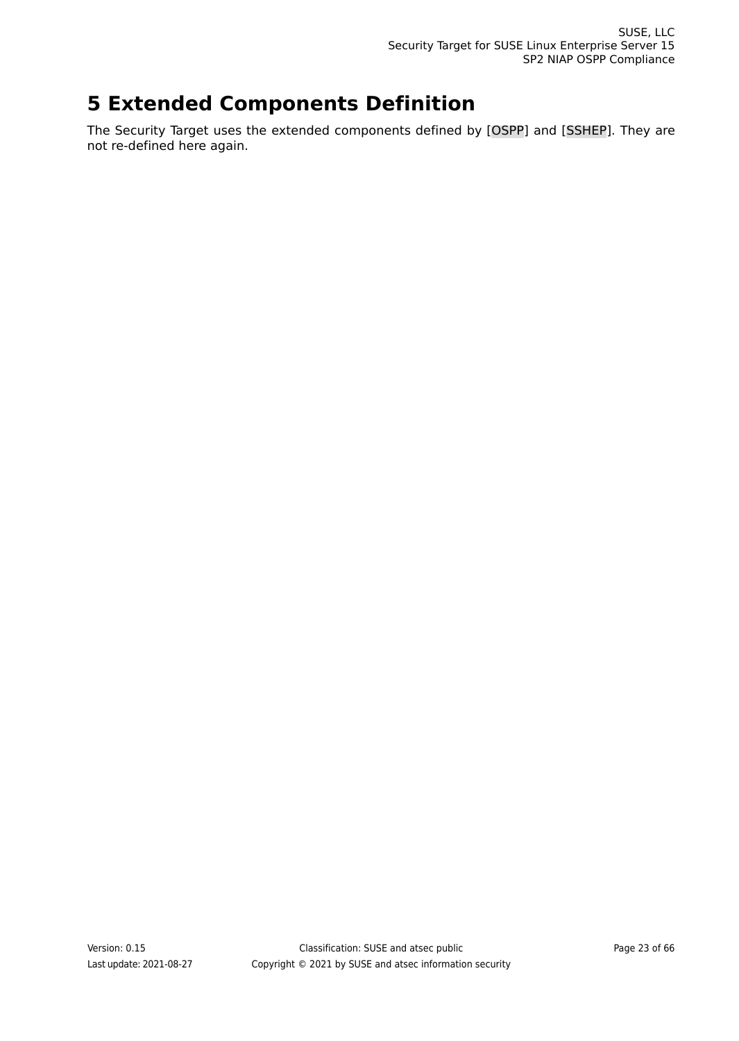# 5 Extended Components Definition

The Security Target uses the extended components defined by [OSPP] and [SSHEP]. They are not re-defined here again.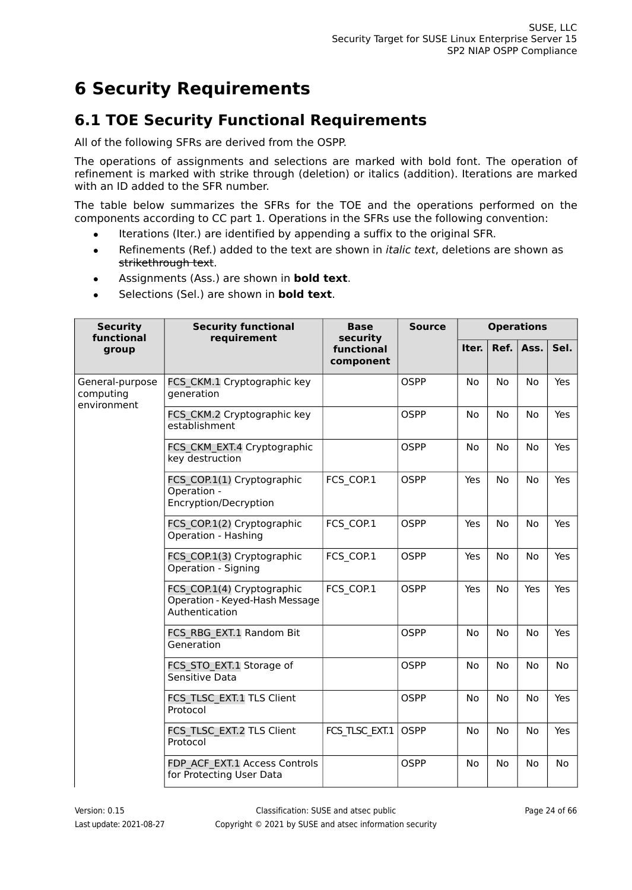# 6 Security Requirements

## 6.1 TOE Security Functional Requirements

All of the following SFRs are derived from the OSPP.

The operations of assignments and selections are marked with bold font. The operation of refinement is marked with strike through (deletion) or italics (addition). Iterations are marked with an ID added to the SFR number.

The table below summarizes the SFRs for the TOE and the operations performed on the components according to CC part 1. Operations in the SFRs use the following convention:

- Iterations (Iter.) are identified by appending a suffix to the original SFR.
- Refinements (Ref.) added to the text are shown in *italic text*, deletions are shown as ~~strikethrough text~~.
- Assignments (Ass.) are shown in **bold text**.
- Selections (Sel.) are shown in **bold text**.

| Security functional group | Security functional requirement | Base security functional component | Source | Operations | | | |
|---|---|---|---|---|---|---|---|
| | | | | Iter. | Ref. | Ass. | Sel. |
| General-purpose computing environment | FCS_CKM.1 Cryptographic key generation | | OSPP | No | No | No | Yes |
| | FCS_CKM.2 Cryptographic key establishment | | OSPP | No | No | No | Yes |
| | FCS_CKM_EXT.4 Cryptographic key destruction | | OSPP | No | No | No | Yes |
| | FCS_COP.1(1) Cryptographic Operation - Encryption/Decryption | FCS_COP.1 | OSPP | Yes | No | No | Yes |
| | FCS_COP.1(2) Cryptographic Operation - Hashing | FCS_COP.1 | OSPP | Yes | No | No | Yes |
| | FCS_COP.1(3) Cryptographic Operation - Signing | FCS_COP.1 | OSPP | Yes | No | No | Yes |
| | FCS_COP.1(4) Cryptographic Operation - Keyed-Hash Message Authentication | FCS_COP.1 | OSPP | Yes | No | Yes | Yes |
| | FCS_RBG_EXT.1 Random Bit Generation | | OSPP | No | No | No | Yes |
| | FCS_STO_EXT.1 Storage of Sensitive Data | | OSPP | No | No | No | No |
| | FCS_TLSC_EXT.1 TLS Client Protocol | | OSPP | No | No | No | Yes |
| | FCS_TLSC_EXT.2 TLS Client Protocol | FCS_TLSC_EXT.1 | OSPP | No | No | No | Yes |
| | FDP_ACF_EXT.1 Access Controls for Protecting User Data | | OSPP | No | No | No | No |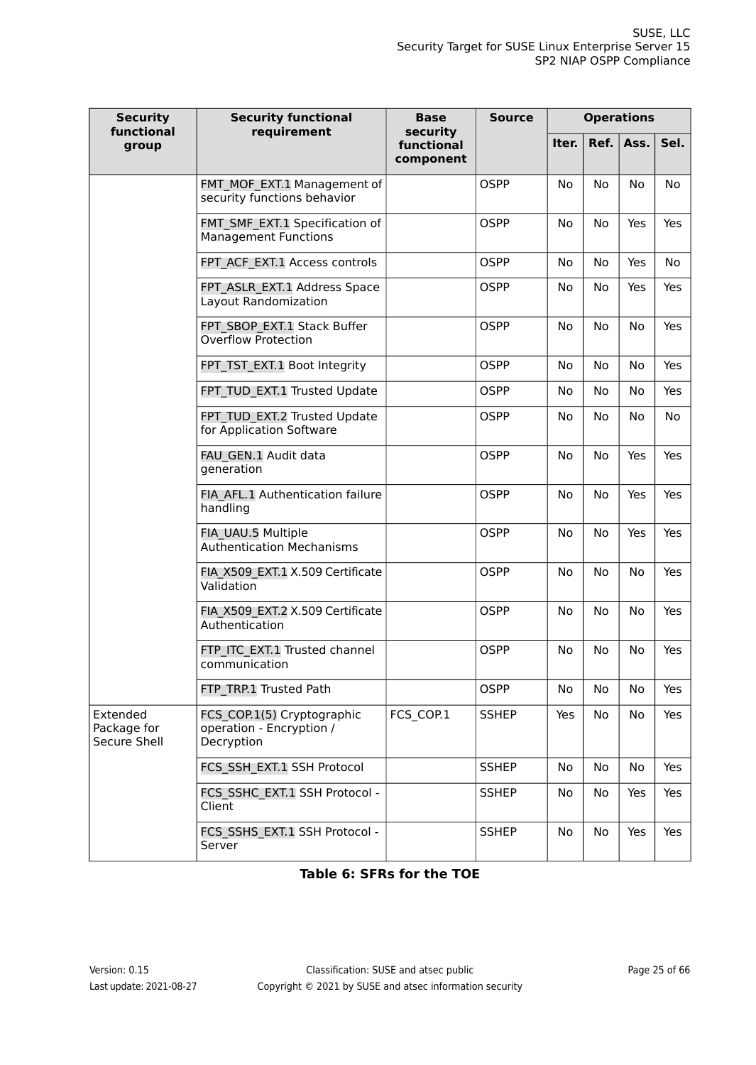| Security functional group | Security functional requirement | Base security functional component | Source | Operations | | | |
|---|---|---|---|---|---|---|---|
| | | | | Iter. | Ref. | Ass. | Sel. |
| | FMT_MOF_EXT.1 Management of security functions behavior | | OSPP | No | No | No | No |
| | FMT_SMF_EXT.1 Specification of Management Functions | | OSPP | No | No | Yes | Yes |
| | FPT_ACF_EXT.1 Access controls | | OSPP | No | No | Yes | No |
| | FPT_ASLR_EXT.1 Address Space Layout Randomization | | OSPP | No | No | Yes | Yes |
| | FPT_SBOP_EXT.1 Stack Buffer Overflow Protection | | OSPP | No | No | No | Yes |
| | FPT_TST_EXT.1 Boot Integrity | | OSPP | No | No | No | Yes |
| | FPT_TUD_EXT.1 Trusted Update | | OSPP | No | No | No | Yes |
| | FPT_TUD_EXT.2 Trusted Update for Application Software | | OSPP | No | No | No | No |
| | FAU_GEN.1 Audit data generation | | OSPP | No | No | Yes | Yes |
| | FIA_AFL.1 Authentication failure handling | | OSPP | No | No | Yes | Yes |
| | FIA_UAU.5 Multiple Authentication Mechanisms | | OSPP | No | No | Yes | Yes |
| | FIA_X509_EXT.1 X.509 Certificate Validation | | OSPP | No | No | No | Yes |
| | FIA_X509_EXT.2 X.509 Certificate Authentication | | OSPP | No | No | No | Yes |
| | FTP_ITC_EXT.1 Trusted channel communication | | OSPP | No | No | No | Yes |
| | FTP_TRP.1 Trusted Path | | OSPP | No | No | No | Yes |
| Extended Package for Secure Shell | FCS_COP.1(5) Cryptographic operation - Encryption / Decryption | FCS_COP.1 | SSHEP | Yes | No | No | Yes |
| | FCS_SSH_EXT.1 SSH Protocol | | SSHEP | No | No | No | Yes |
| | FCS_SSHC_EXT.1 SSH Protocol - Client | | SSHEP | No | No | Yes | Yes |
| | FCS_SSHS_EXT.1 SSH Protocol - Server | | SSHEP | No | No | Yes | Yes |

**Table 6: SFRs for the TOE**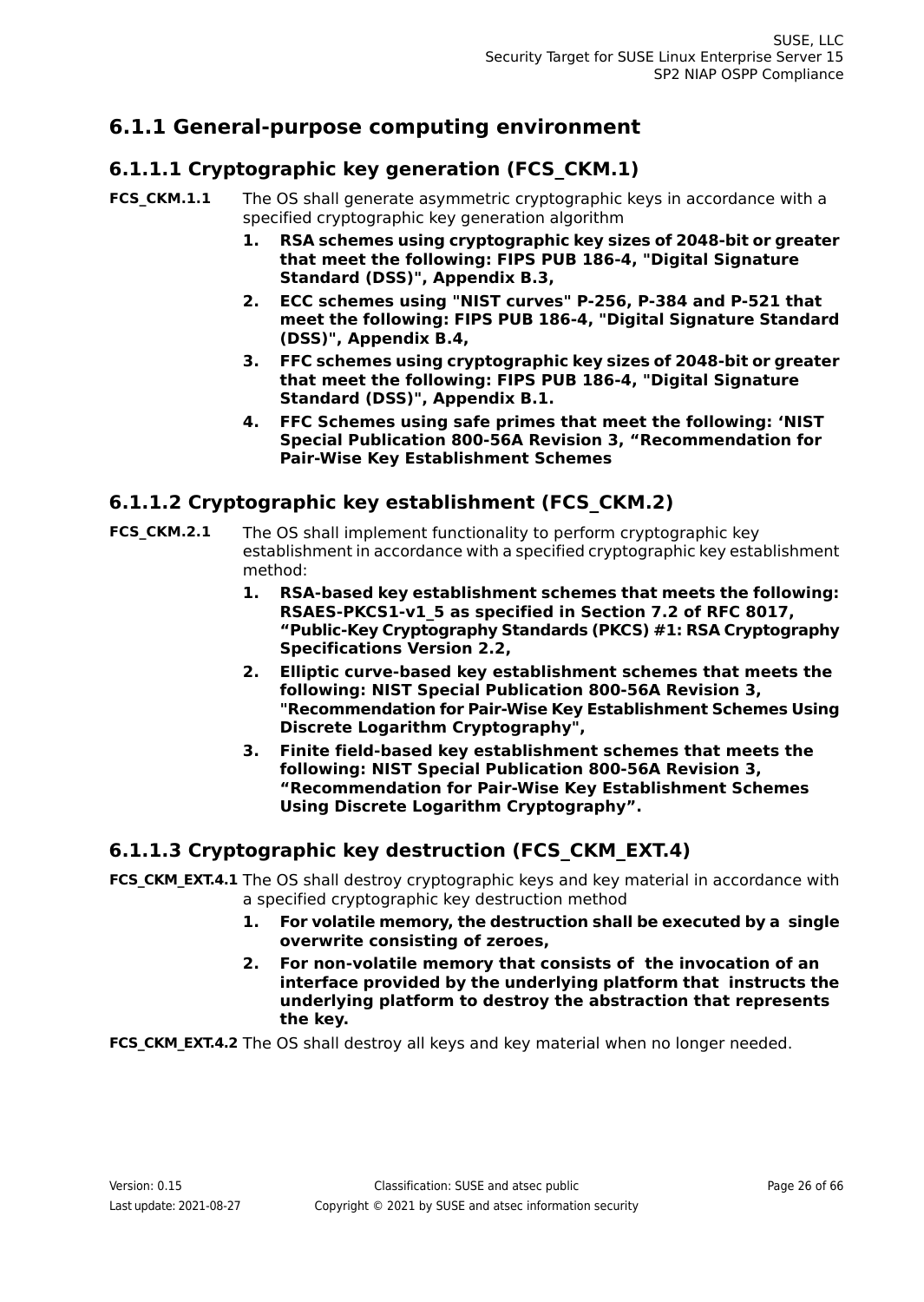## 6.1.1 General-purpose computing environment

### 6.1.1.1 Cryptographic key generation (FCS_CKM.1)

**FCS_CKM.1.1** The OS shall generate asymmetric cryptographic keys in accordance with a specified cryptographic key generation algorithm

1. **RSA schemes using cryptographic key sizes of 2048-bit or greater that meet the following: FIPS PUB 186-4, "Digital Signature Standard (DSS)", Appendix B.3,**
2. **ECC schemes using "NIST curves" P-256, P-384 and P-521 that meet the following: FIPS PUB 186-4, "Digital Signature Standard (DSS)", Appendix B.4,**
3. **FFC schemes using cryptographic key sizes of 2048-bit or greater that meet the following: FIPS PUB 186-4, "Digital Signature Standard (DSS)", Appendix B.1.**
4. **FFC Schemes using safe primes that meet the following: 'NIST Special Publication 800-56A Revision 3, "Recommendation for Pair-Wise Key Establishment Schemes**

### 6.1.1.2 Cryptographic key establishment (FCS_CKM.2)

**FCS_CKM.2.1** The OS shall implement functionality to perform cryptographic key establishment in accordance with a specified cryptographic key establishment method:

1. **RSA-based key establishment schemes that meets the following: RSAES-PKCS1-v1_5 as specified in Section 7.2 of RFC 8017, "Public-Key Cryptography Standards (PKCS) #1: RSA Cryptography Specifications Version 2.2,**
2. **Elliptic curve-based key establishment schemes that meets the following: NIST Special Publication 800-56A Revision 3, "Recommendation for Pair-Wise Key Establishment Schemes Using Discrete Logarithm Cryptography",**
3. **Finite field-based key establishment schemes that meets the following: NIST Special Publication 800-56A Revision 3, "Recommendation for Pair-Wise Key Establishment Schemes Using Discrete Logarithm Cryptography".**

### 6.1.1.3 Cryptographic key destruction (FCS_CKM_EXT.4)

**FCS_CKM_EXT.4.1** The OS shall destroy cryptographic keys and key material in accordance with a specified cryptographic key destruction method

1. **For volatile memory, the destruction shall be executed by a single overwrite consisting of zeroes,**
2. **For non-volatile memory that consists of the invocation of an interface provided by the underlying platform that instructs the underlying platform to destroy the abstraction that represents the key.**

**FCS_CKM_EXT.4.2** The OS shall destroy all keys and key material when no longer needed.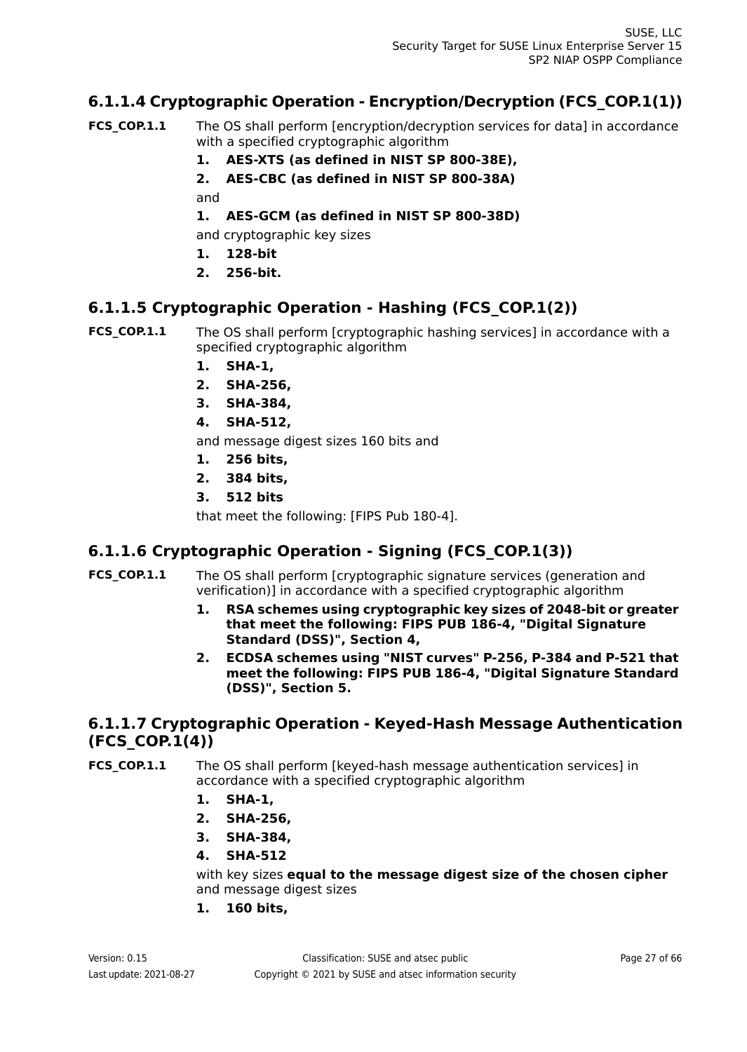### 6.1.1.4 Cryptographic Operation - Encryption/Decryption (FCS_COP.1(1))

**FCS_COP.1.1** The OS shall perform [encryption/decryption services for data] in accordance with a specified cryptographic algorithm

1. **AES-XTS (as defined in NIST SP 800-38E),**
2. **AES-CBC (as defined in NIST SP 800-38A)**

and

1. **AES-GCM (as defined in NIST SP 800-38D)**

and cryptographic key sizes

1. **128-bit**
2. **256-bit.**

### 6.1.1.5 Cryptographic Operation - Hashing (FCS_COP.1(2))

**FCS_COP.1.1** The OS shall perform [cryptographic hashing services] in accordance with a specified cryptographic algorithm

1. **SHA-1,**
2. **SHA-256,**
3. **SHA-384,**
4. **SHA-512,**

and message digest sizes 160 bits and

1. **256 bits,**
2. **384 bits,**
3. **512 bits**

that meet the following: [FIPS Pub 180-4].

### 6.1.1.6 Cryptographic Operation - Signing (FCS_COP.1(3))

**FCS_COP.1.1** The OS shall perform [cryptographic signature services (generation and verification)] in accordance with a specified cryptographic algorithm

1. **RSA schemes using cryptographic key sizes of 2048-bit or greater that meet the following: FIPS PUB 186-4, "Digital Signature Standard (DSS)", Section 4,**
2. **ECDSA schemes using "NIST curves" P-256, P-384 and P-521 that meet the following: FIPS PUB 186-4, "Digital Signature Standard (DSS)", Section 5.**

### 6.1.1.7 Cryptographic Operation - Keyed-Hash Message Authentication (FCS_COP.1(4))

**FCS_COP.1.1** The OS shall perform [keyed-hash message authentication services] in accordance with a specified cryptographic algorithm

1. **SHA-1,**
2. **SHA-256,**
3. **SHA-384,**
4. **SHA-512**

with key sizes **equal to the message digest size of the chosen cipher** and message digest sizes

1. **160 bits,**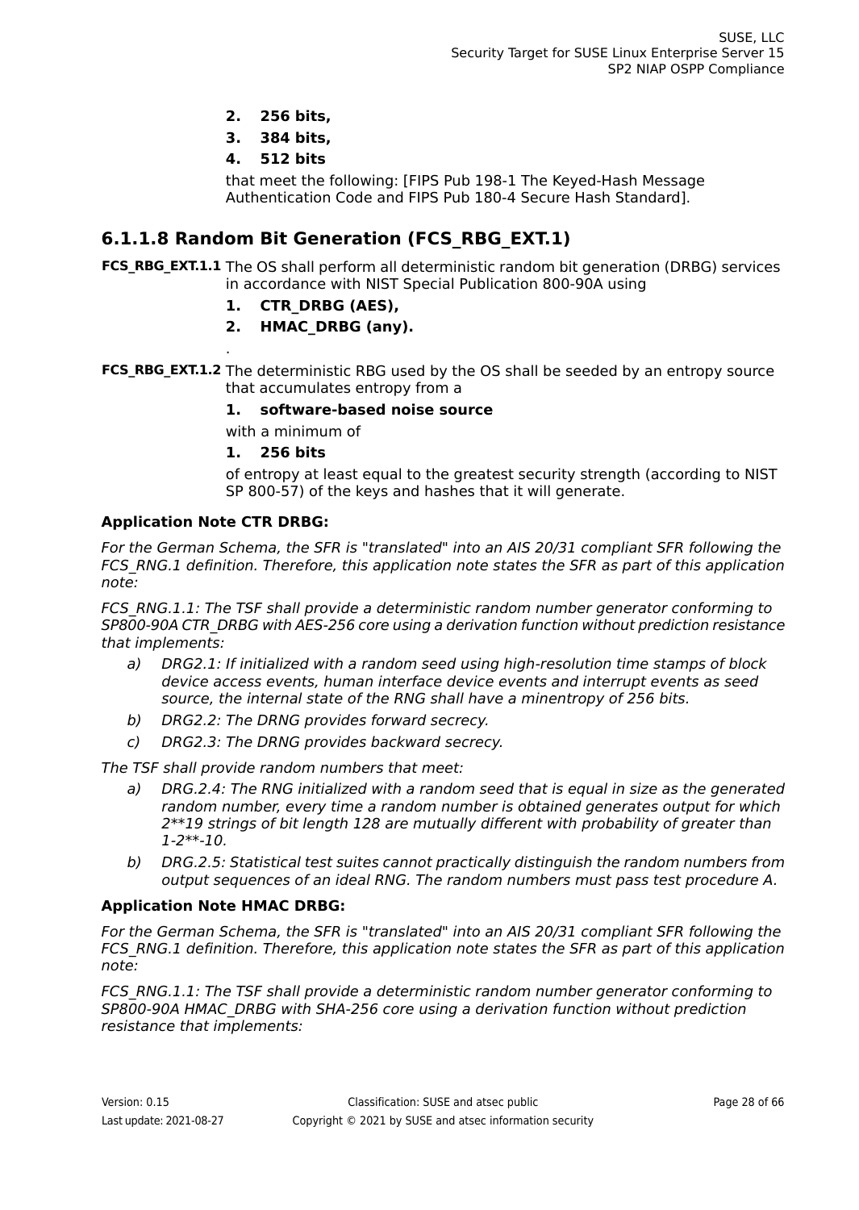2. **256 bits,**
3. **384 bits,**
4. **512 bits**

that meet the following: [FIPS Pub 198-1 The Keyed-Hash Message Authentication Code and FIPS Pub 180-4 Secure Hash Standard].

### 6.1.1.8 Random Bit Generation (FCS_RBG_EXT.1)

**FCS_RBG_EXT.1.1** The OS shall perform all deterministic random bit generation (DRBG) services in accordance with NIST Special Publication 800-90A using

1. **CTR_DRBG (AES),**
2. **HMAC_DRBG (any).**

.

**FCS_RBG_EXT.1.2** The deterministic RBG used by the OS shall be seeded by an entropy source that accumulates entropy from a

1. **software-based noise source**

with a minimum of

1. **256 bits**

of entropy at least equal to the greatest security strength (according to NIST SP 800-57) of the keys and hashes that it will generate.

**Application Note CTR DRBG:**

*For the German Schema, the SFR is "translated" into an AIS 20/31 compliant SFR following the FCS_RNG.1 definition. Therefore, this application note states the SFR as part of this application note:*

*FCS_RNG.1.1: The TSF shall provide a deterministic random number generator conforming to SP800-90A CTR_DRBG with AES-256 core using a derivation function without prediction resistance that implements:*

a) *DRG2.1: If initialized with a random seed using high-resolution time stamps of block device access events, human interface device events and interrupt events as seed source, the internal state of the RNG shall have a minentropy of 256 bits.*
b) *DRG2.2: The DRNG provides forward secrecy.*
c) *DRG2.3: The DRNG provides backward secrecy.*

*The TSF shall provide random numbers that meet:*

a) *DRG.2.4: The RNG initialized with a random seed that is equal in size as the generated random number, every time a random number is obtained generates output for which 2**19 strings of bit length 128 are mutually different with probability of greater than 1-2**-10.*
b) *DRG.2.5: Statistical test suites cannot practically distinguish the random numbers from output sequences of an ideal RNG. The random numbers must pass test procedure A.*

**Application Note HMAC DRBG:**

*For the German Schema, the SFR is "translated" into an AIS 20/31 compliant SFR following the FCS_RNG.1 definition. Therefore, this application note states the SFR as part of this application note:*

*FCS_RNG.1.1: The TSF shall provide a deterministic random number generator conforming to SP800-90A HMAC_DRBG with SHA-256 core using a derivation function without prediction resistance that implements:*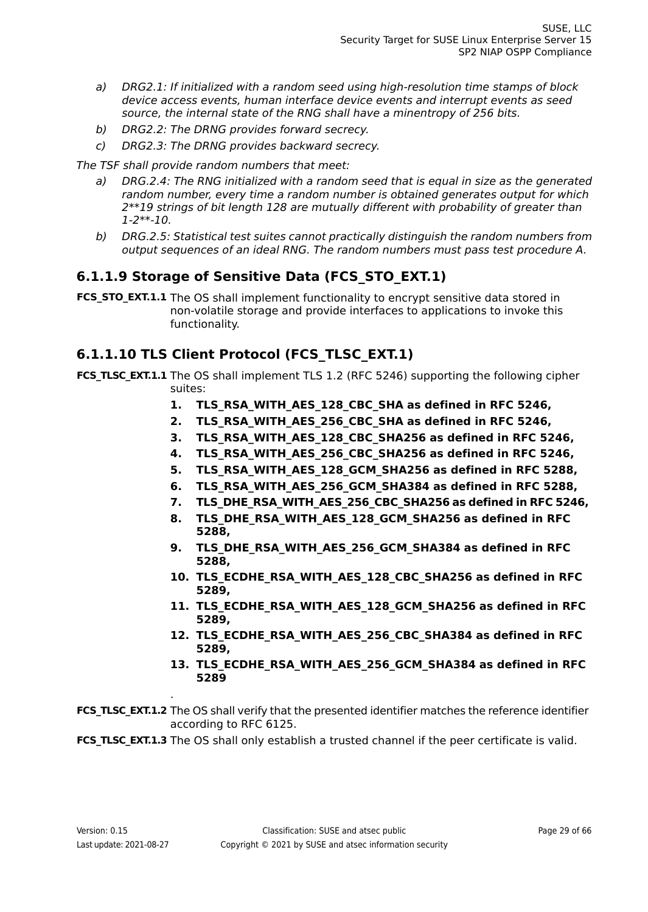a) *DRG2.1: If initialized with a random seed using high-resolution time stamps of block device access events, human interface device events and interrupt events as seed source, the internal state of the RNG shall have a minentropy of 256 bits.*

b) *DRG2.2: The DRNG provides forward secrecy.*

c) *DRG2.3: The DRNG provides backward secrecy.*

*The TSF shall provide random numbers that meet:*

a) *DRG.2.4: The RNG initialized with a random seed that is equal in size as the generated random number, every time a random number is obtained generates output for which 2**19 strings of bit length 128 are mutually different with probability of greater than 1-2**-10.*

b) *DRG.2.5: Statistical test suites cannot practically distinguish the random numbers from output sequences of an ideal RNG. The random numbers must pass test procedure A.*

### 6.1.1.9 Storage of Sensitive Data (FCS_STO_EXT.1)

**FCS_STO_EXT.1.1** The OS shall implement functionality to encrypt sensitive data stored in non-volatile storage and provide interfaces to applications to invoke this functionality.

### 6.1.1.10 TLS Client Protocol (FCS_TLSC_EXT.1)

**FCS_TLSC_EXT.1.1** The OS shall implement TLS 1.2 (RFC 5246) supporting the following cipher suites:

1. **TLS_RSA_WITH_AES_128_CBC_SHA as defined in RFC 5246,**
2. **TLS_RSA_WITH_AES_256_CBC_SHA as defined in RFC 5246,**
3. **TLS_RSA_WITH_AES_128_CBC_SHA256 as defined in RFC 5246,**
4. **TLS_RSA_WITH_AES_256_CBC_SHA256 as defined in RFC 5246,**
5. **TLS_RSA_WITH_AES_128_GCM_SHA256 as defined in RFC 5288,**
6. **TLS_RSA_WITH_AES_256_GCM_SHA384 as defined in RFC 5288,**
7. **TLS_DHE_RSA_WITH_AES_256_CBC_SHA256 as defined in RFC 5246,**
8. **TLS_DHE_RSA_WITH_AES_128_GCM_SHA256 as defined in RFC 5288,**
9. **TLS_DHE_RSA_WITH_AES_256_GCM_SHA384 as defined in RFC 5288,**
10. **TLS_ECDHE_RSA_WITH_AES_128_CBC_SHA256 as defined in RFC 5289,**
11. **TLS_ECDHE_RSA_WITH_AES_128_GCM_SHA256 as defined in RFC 5289,**
12. **TLS_ECDHE_RSA_WITH_AES_256_CBC_SHA384 as defined in RFC 5289,**
13. **TLS_ECDHE_RSA_WITH_AES_256_GCM_SHA384 as defined in RFC 5289**

.

**FCS_TLSC_EXT.1.2** The OS shall verify that the presented identifier matches the reference identifier according to RFC 6125.

**FCS_TLSC_EXT.1.3** The OS shall only establish a trusted channel if the peer certificate is valid.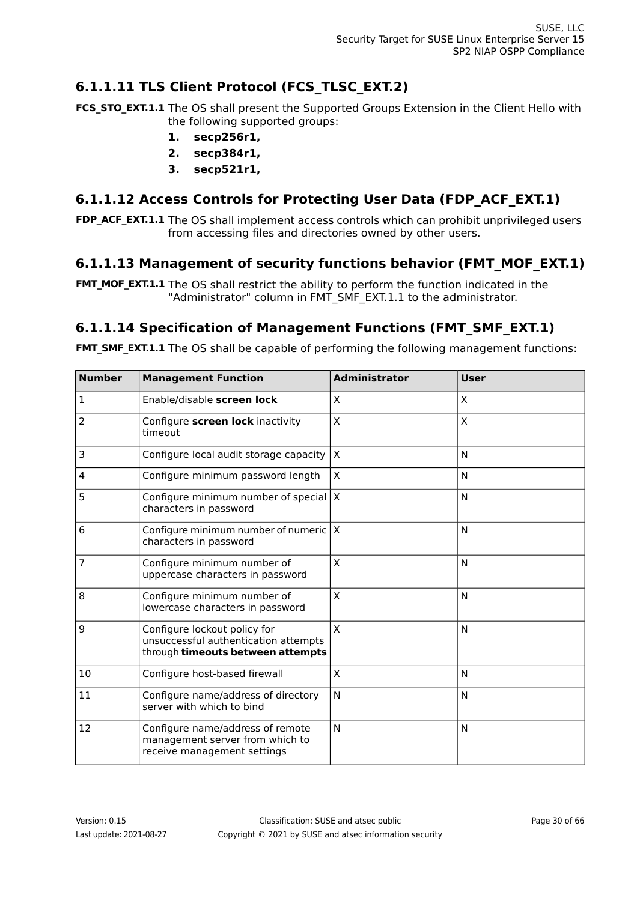### 6.1.1.11 TLS Client Protocol (FCS_TLSC_EXT.2)

**FCS_STO_EXT.1.1** The OS shall present the Supported Groups Extension in the Client Hello with the following supported groups:

1. **secp256r1,**
2. **secp384r1,**
3. **secp521r1,**

### 6.1.1.12 Access Controls for Protecting User Data (FDP_ACF_EXT.1)

**FDP_ACF_EXT.1.1** The OS shall implement access controls which can prohibit unprivileged users from accessing files and directories owned by other users.

### 6.1.1.13 Management of security functions behavior (FMT_MOF_EXT.1)

**FMT_MOF_EXT.1.1** The OS shall restrict the ability to perform the function indicated in the "Administrator" column in FMT_SMF_EXT.1.1 to the administrator.

### 6.1.1.14 Specification of Management Functions (FMT_SMF_EXT.1)

**FMT_SMF_EXT.1.1** The OS shall be capable of performing the following management functions:

| Number | Management Function | Administrator | User |
|---|---|---|---|
| 1 | Enable/disable **screen lock** | X | X |
| 2 | Configure **screen lock** inactivity timeout | X | X |
| 3 | Configure local audit storage capacity | X | N |
| 4 | Configure minimum password length | X | N |
| 5 | Configure minimum number of special characters in password | X | N |
| 6 | Configure minimum number of numeric characters in password | X | N |
| 7 | Configure minimum number of uppercase characters in password | X | N |
| 8 | Configure minimum number of lowercase characters in password | X | N |
| 9 | Configure lockout policy for unsuccessful authentication attempts through **timeouts between attempts** | X | N |
| 10 | Configure host-based firewall | X | N |
| 11 | Configure name/address of directory server with which to bind | N | N |
| 12 | Configure name/address of remote management server from which to receive management settings | N | N |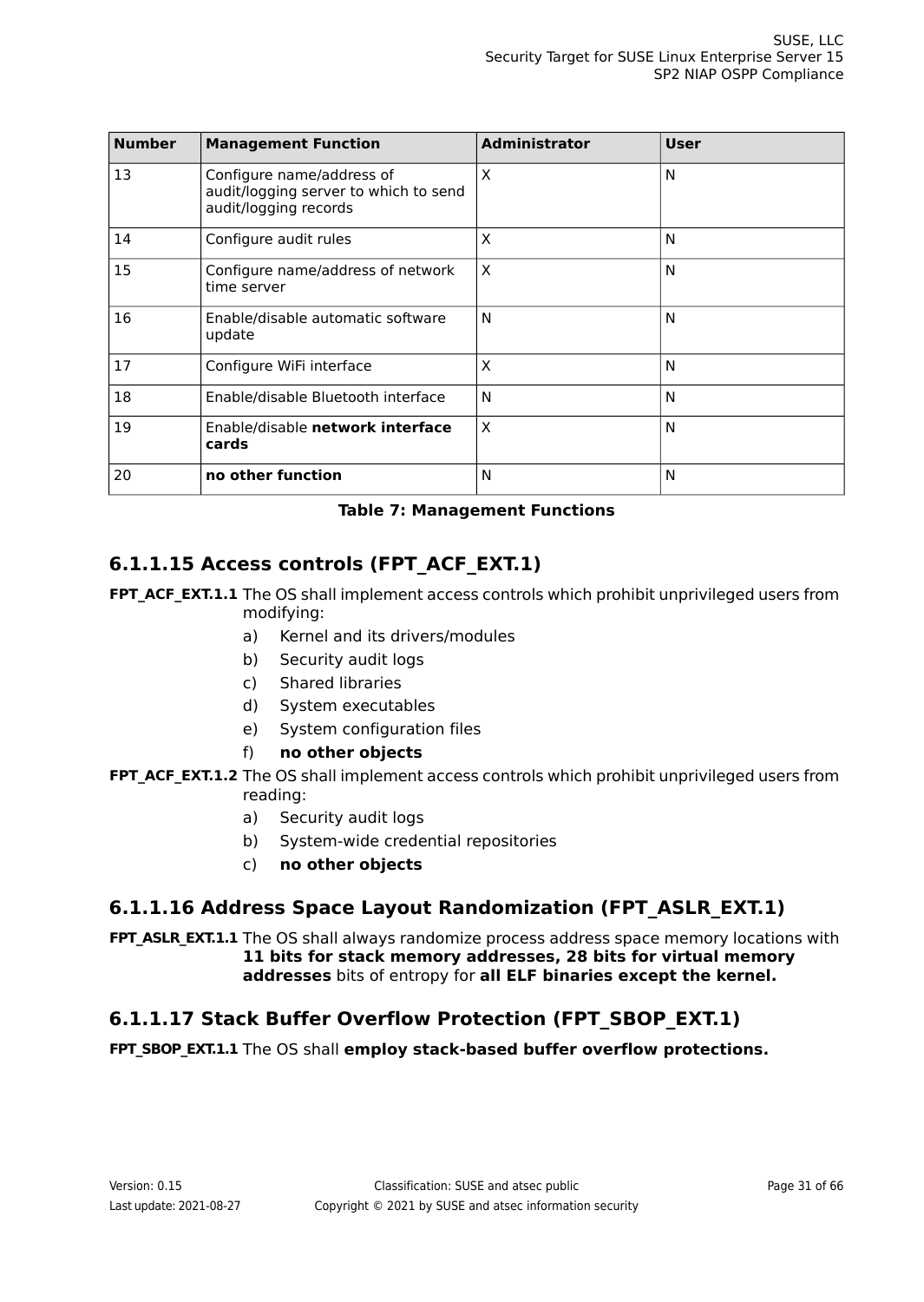| Number | Management Function | Administrator | User |
|---|---|---|---|
| 13 | Configure name/address of audit/logging server to which to send audit/logging records | X | N |
| 14 | Configure audit rules | X | N |
| 15 | Configure name/address of network time server | X | N |
| 16 | Enable/disable automatic software update | N | N |
| 17 | Configure WiFi interface | X | N |
| 18 | Enable/disable Bluetooth interface | N | N |
| 19 | Enable/disable **network interface cards** | X | N |
| 20 | **no other function** | N | N |

**Table 7: Management Functions**

### 6.1.1.15 Access controls (FPT_ACF_EXT.1)

**FPT_ACF_EXT.1.1** The OS shall implement access controls which prohibit unprivileged users from modifying:

a) Kernel and its drivers/modules
b) Security audit logs
c) Shared libraries
d) System executables
e) System configuration files
f) **no other objects**

**FPT_ACF_EXT.1.2** The OS shall implement access controls which prohibit unprivileged users from reading:

a) Security audit logs
b) System-wide credential repositories
c) **no other objects**

### 6.1.1.16 Address Space Layout Randomization (FPT_ASLR_EXT.1)

**FPT_ASLR_EXT.1.1** The OS shall always randomize process address space memory locations with **11 bits for stack memory addresses, 28 bits for virtual memory addresses** bits of entropy for **all ELF binaries except the kernel.**

### 6.1.1.17 Stack Buffer Overflow Protection (FPT_SBOP_EXT.1)

**FPT_SBOP_EXT.1.1** The OS shall **employ stack-based buffer overflow protections.**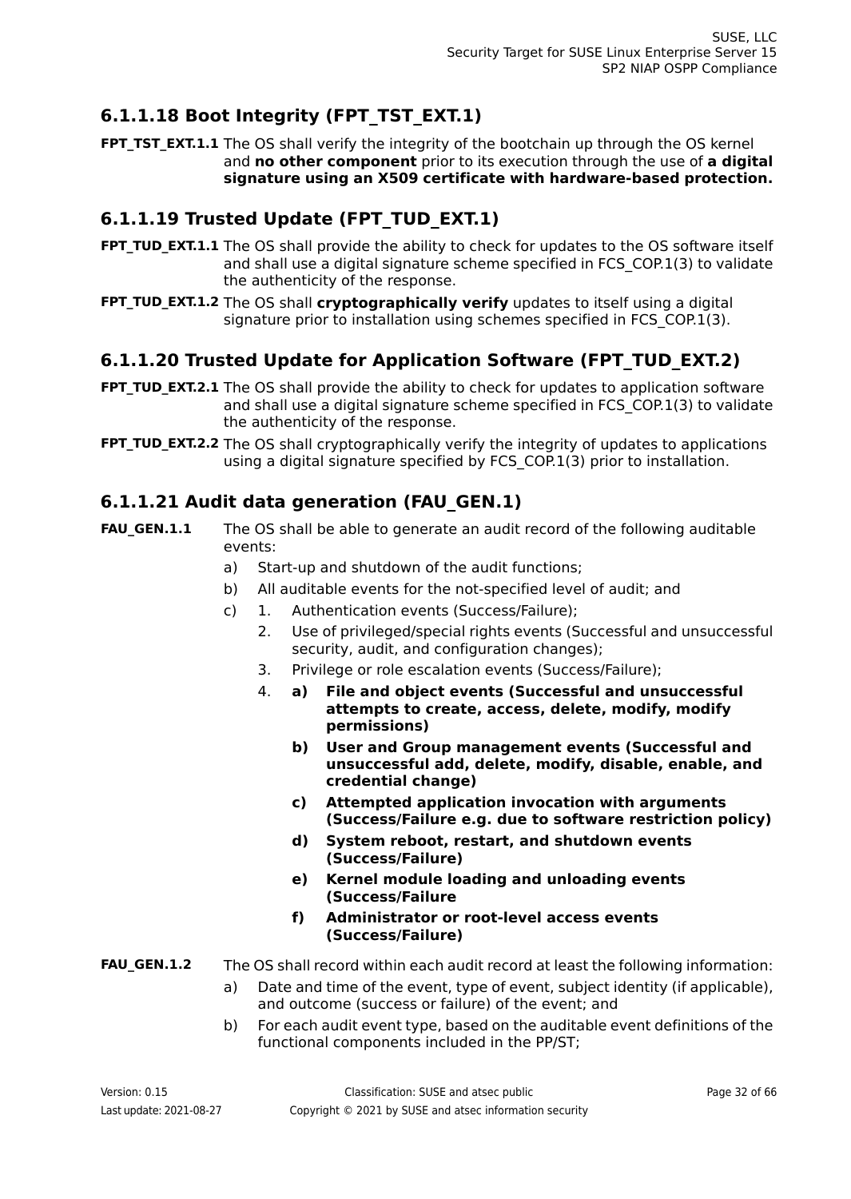### 6.1.1.18 Boot Integrity (FPT_TST_EXT.1)

**FPT_TST_EXT.1.1** The OS shall verify the integrity of the bootchain up through the OS kernel and **no other component** prior to its execution through the use of **a digital signature using an X509 certificate with hardware-based protection.**

### 6.1.1.19 Trusted Update (FPT_TUD_EXT.1)

**FPT_TUD_EXT.1.1** The OS shall provide the ability to check for updates to the OS software itself and shall use a digital signature scheme specified in FCS_COP.1(3) to validate the authenticity of the response.

**FPT_TUD_EXT.1.2** The OS shall **cryptographically verify** updates to itself using a digital signature prior to installation using schemes specified in FCS_COP.1(3).

### 6.1.1.20 Trusted Update for Application Software (FPT_TUD_EXT.2)

**FPT_TUD_EXT.2.1** The OS shall provide the ability to check for updates to application software and shall use a digital signature scheme specified in FCS_COP.1(3) to validate the authenticity of the response.

**FPT_TUD_EXT.2.2** The OS shall cryptographically verify the integrity of updates to applications using a digital signature specified by FCS_COP.1(3) prior to installation.

### 6.1.1.21 Audit data generation (FAU_GEN.1)

**FAU_GEN.1.1** The OS shall be able to generate an audit record of the following auditable events:

a) Start-up and shutdown of the audit functions;

b) All auditable events for the not-specified level of audit; and

c)
   1. Authentication events (Success/Failure);
   2. Use of privileged/special rights events (Successful and unsuccessful security, audit, and configuration changes);
   3. Privilege or role escalation events (Success/Failure);
   4. **a) File and object events (Successful and unsuccessful attempts to create, access, delete, modify, modify permissions)**

      **b) User and Group management events (Successful and unsuccessful add, delete, modify, disable, enable, and credential change)**

      **c) Attempted application invocation with arguments (Success/Failure e.g. due to software restriction policy)**

      **d) System reboot, restart, and shutdown events (Success/Failure)**

      **e) Kernel module loading and unloading events (Success/Failure**

      **f) Administrator or root-level access events (Success/Failure)**

**FAU_GEN.1.2** The OS shall record within each audit record at least the following information:

a) Date and time of the event, type of event, subject identity (if applicable), and outcome (success or failure) of the event; and

b) For each audit event type, based on the auditable event definitions of the functional components included in the PP/ST;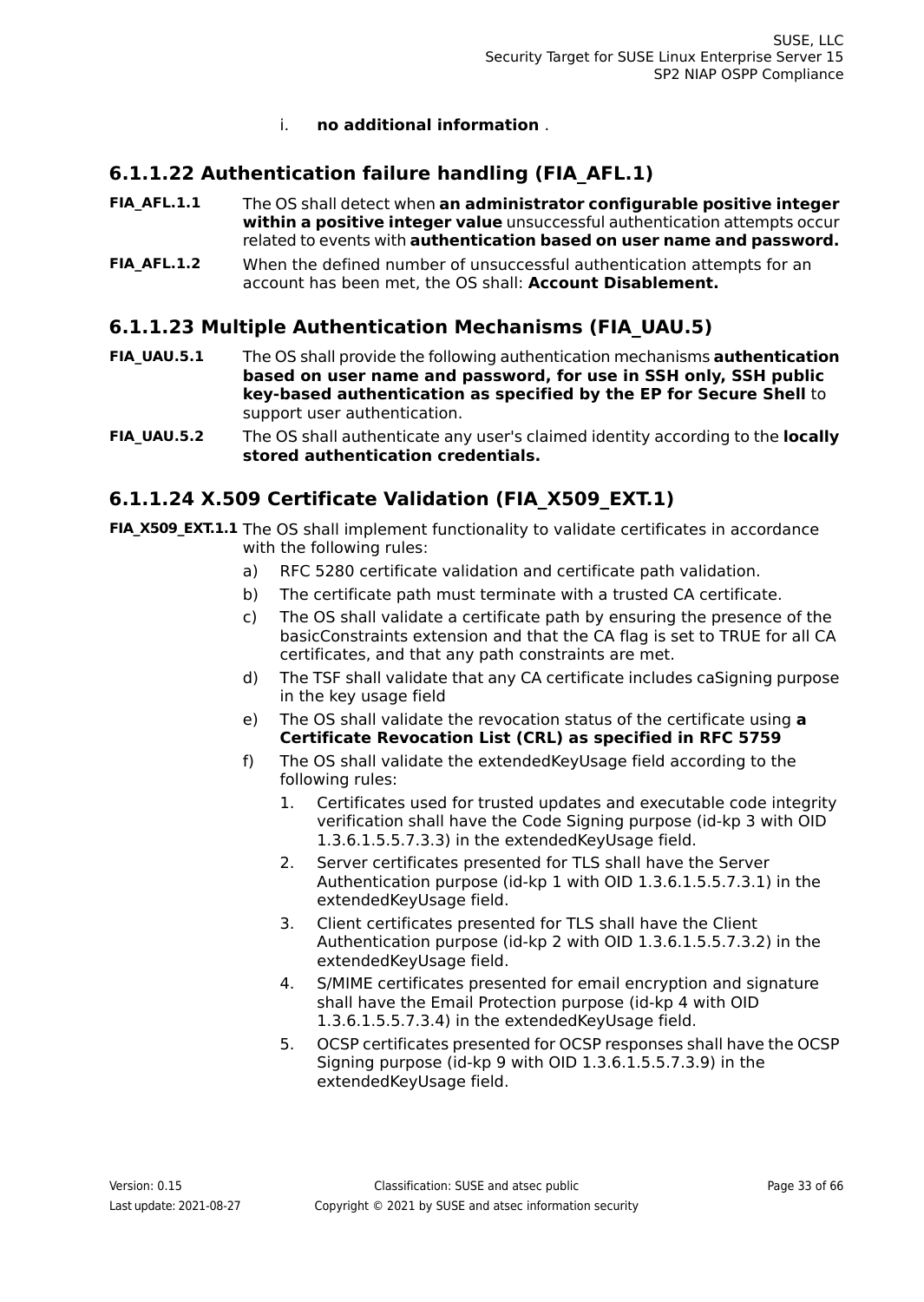i. **no additional information** .

### 6.1.1.22 Authentication failure handling (FIA_AFL.1)

**FIA_AFL.1.1** The OS shall detect when **an administrator configurable positive integer within a positive integer value** unsuccessful authentication attempts occur related to events with **authentication based on user name and password.**

**FIA_AFL.1.2** When the defined number of unsuccessful authentication attempts for an account has been met, the OS shall: **Account Disablement.**

### 6.1.1.23 Multiple Authentication Mechanisms (FIA_UAU.5)

**FIA_UAU.5.1** The OS shall provide the following authentication mechanisms **authentication based on user name and password, for use in SSH only, SSH public key-based authentication as specified by the EP for Secure Shell** to support user authentication.

**FIA_UAU.5.2** The OS shall authenticate any user's claimed identity according to the **locally stored authentication credentials.**

### 6.1.1.24 X.509 Certificate Validation (FIA_X509_EXT.1)

**FIA_X509_EXT.1.1** The OS shall implement functionality to validate certificates in accordance with the following rules:

a) RFC 5280 certificate validation and certificate path validation.

b) The certificate path must terminate with a trusted CA certificate.

c) The OS shall validate a certificate path by ensuring the presence of the basicConstraints extension and that the CA flag is set to TRUE for all CA certificates, and that any path constraints are met.

d) The TSF shall validate that any CA certificate includes caSigning purpose in the key usage field

e) The OS shall validate the revocation status of the certificate using **a Certificate Revocation List (CRL) as specified in RFC 5759**

f) The OS shall validate the extendedKeyUsage field according to the following rules:

1. Certificates used for trusted updates and executable code integrity verification shall have the Code Signing purpose (id-kp 3 with OID 1.3.6.1.5.5.7.3.3) in the extendedKeyUsage field.
2. Server certificates presented for TLS shall have the Server Authentication purpose (id-kp 1 with OID 1.3.6.1.5.5.7.3.1) in the extendedKeyUsage field.
3. Client certificates presented for TLS shall have the Client Authentication purpose (id-kp 2 with OID 1.3.6.1.5.5.7.3.2) in the extendedKeyUsage field.
4. S/MIME certificates presented for email encryption and signature shall have the Email Protection purpose (id-kp 4 with OID 1.3.6.1.5.5.7.3.4) in the extendedKeyUsage field.
5. OCSP certificates presented for OCSP responses shall have the OCSP Signing purpose (id-kp 9 with OID 1.3.6.1.5.5.7.3.9) in the extendedKeyUsage field.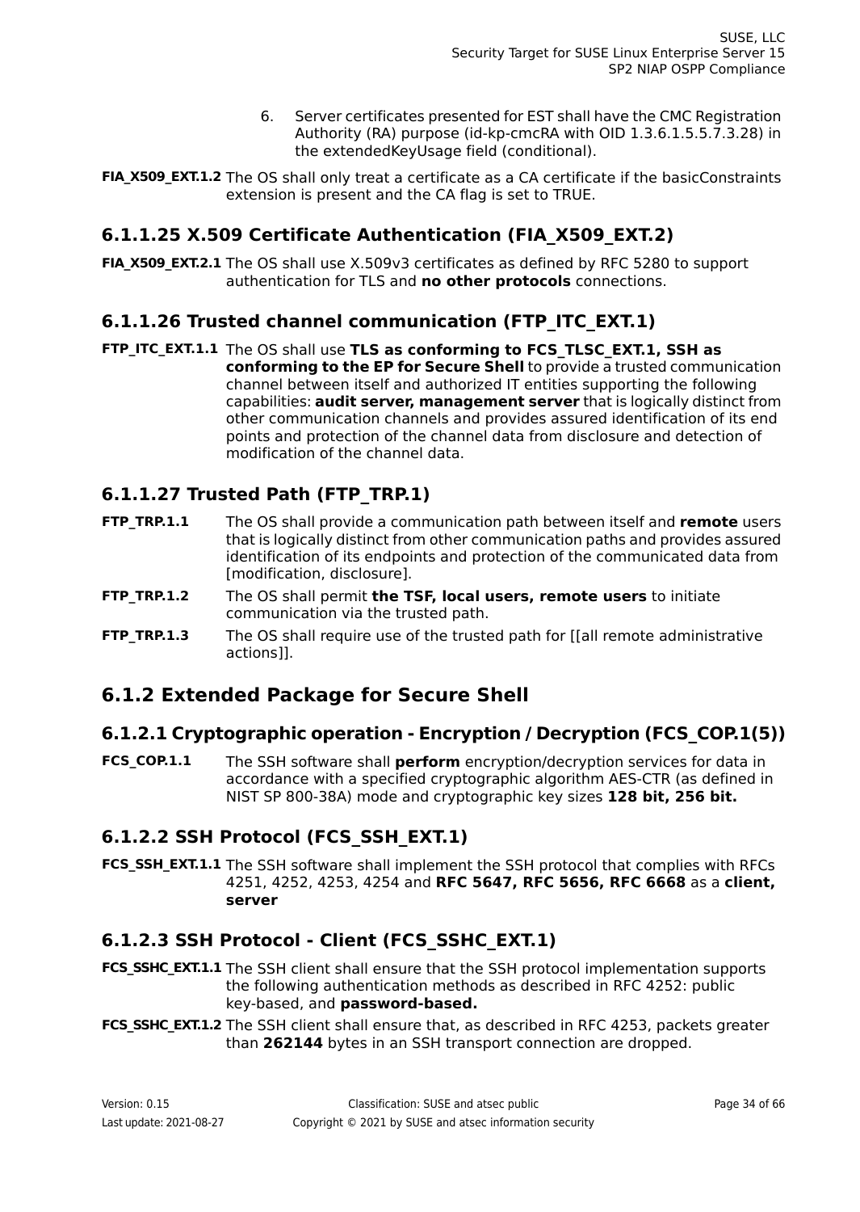6. Server certificates presented for EST shall have the CMC Registration Authority (RA) purpose (id-kp-cmcRA with OID 1.3.6.1.5.5.7.3.28) in the extendedKeyUsage field (conditional).

**FIA_X509_EXT.1.2** The OS shall only treat a certificate as a CA certificate if the basicConstraints extension is present and the CA flag is set to TRUE.

### 6.1.1.25 X.509 Certificate Authentication (FIA_X509_EXT.2)

**FIA_X509_EXT.2.1** The OS shall use X.509v3 certificates as defined by RFC 5280 to support authentication for TLS and **no other protocols** connections.

### 6.1.1.26 Trusted channel communication (FTP_ITC_EXT.1)

**FTP_ITC_EXT.1.1** The OS shall use **TLS as conforming to FCS_TLSC_EXT.1, SSH as conforming to the EP for Secure Shell** to provide a trusted communication channel between itself and authorized IT entities supporting the following capabilities: **audit server, management server** that is logically distinct from other communication channels and provides assured identification of its end points and protection of the channel data from disclosure and detection of modification of the channel data.

### 6.1.1.27 Trusted Path (FTP_TRP.1)

**FTP_TRP.1.1** The OS shall provide a communication path between itself and **remote** users that is logically distinct from other communication paths and provides assured identification of its endpoints and protection of the communicated data from [modification, disclosure].

**FTP_TRP.1.2** The OS shall permit **the TSF, local users, remote users** to initiate communication via the trusted path.

**FTP_TRP.1.3** The OS shall require use of the trusted path for [[all remote administrative actions]].

## 6.1.2 Extended Package for Secure Shell

### 6.1.2.1 Cryptographic operation - Encryption / Decryption (FCS_COP.1(5))

**FCS_COP.1.1** The SSH software shall **perform** encryption/decryption services for data in accordance with a specified cryptographic algorithm AES-CTR (as defined in NIST SP 800-38A) mode and cryptographic key sizes **128 bit, 256 bit.**

### 6.1.2.2 SSH Protocol (FCS_SSH_EXT.1)

**FCS_SSH_EXT.1.1** The SSH software shall implement the SSH protocol that complies with RFCs 4251, 4252, 4253, 4254 and **RFC 5647, RFC 5656, RFC 6668** as a **client, server**

### 6.1.2.3 SSH Protocol - Client (FCS_SSHC_EXT.1)

**FCS_SSHC_EXT.1.1** The SSH client shall ensure that the SSH protocol implementation supports the following authentication methods as described in RFC 4252: public key-based, and **password-based.**

**FCS_SSHC_EXT.1.2** The SSH client shall ensure that, as described in RFC 4253, packets greater than **262144** bytes in an SSH transport connection are dropped.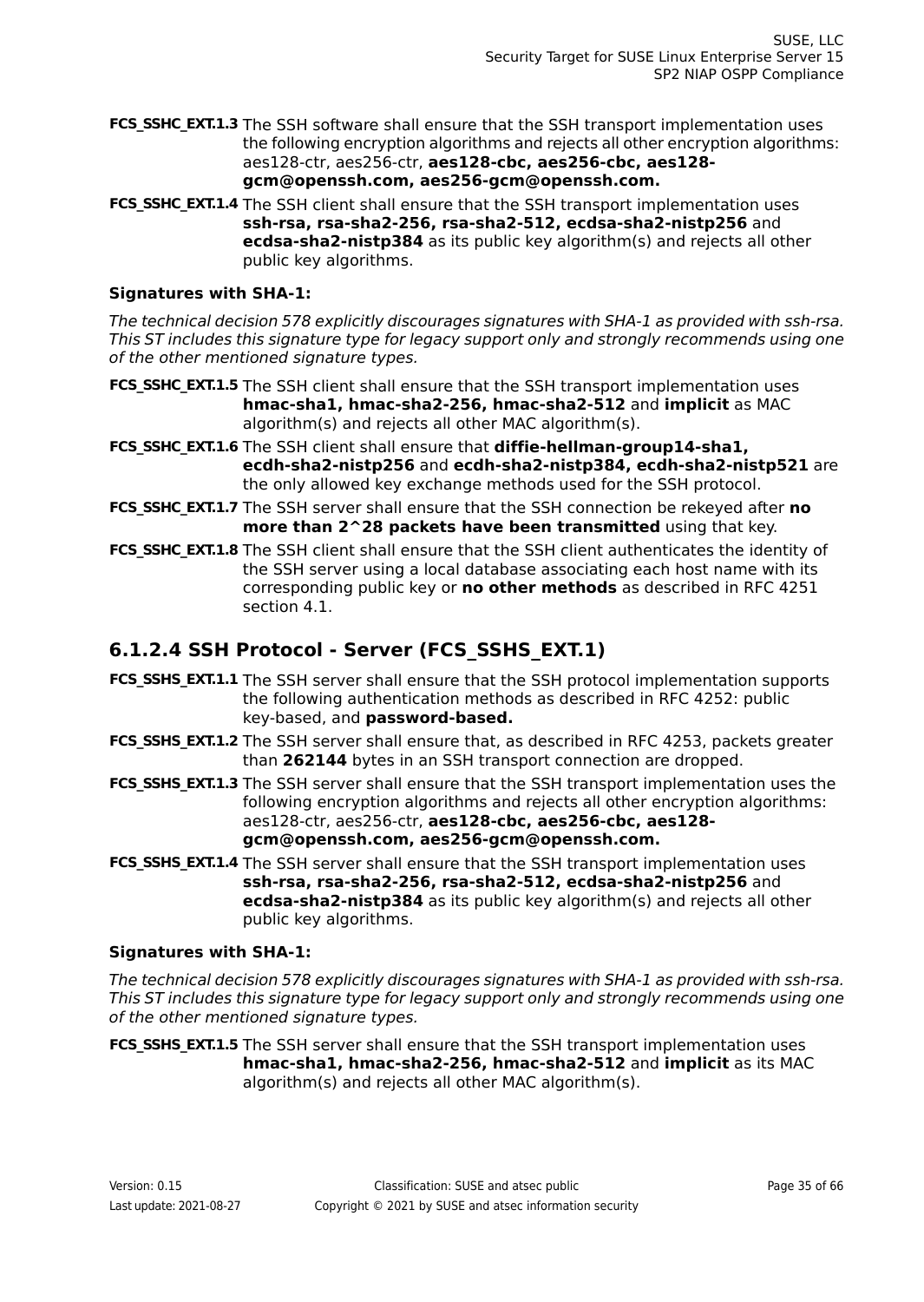**FCS_SSHC_EXT.1.3** The SSH software shall ensure that the SSH transport implementation uses the following encryption algorithms and rejects all other encryption algorithms: aes128-ctr, aes256-ctr, **aes128-cbc, aes256-cbc, aes128-gcm@openssh.com, aes256-gcm@openssh.com.**

**FCS_SSHC_EXT.1.4** The SSH client shall ensure that the SSH transport implementation uses **ssh-rsa, rsa-sha2-256, rsa-sha2-512, ecdsa-sha2-nistp256** and **ecdsa-sha2-nistp384** as its public key algorithm(s) and rejects all other public key algorithms.

**Signatures with SHA-1:**

*The technical decision 578 explicitly discourages signatures with SHA-1 as provided with ssh-rsa. This ST includes this signature type for legacy support only and strongly recommends using one of the other mentioned signature types.*

**FCS_SSHC_EXT.1.5** The SSH client shall ensure that the SSH transport implementation uses **hmac-sha1, hmac-sha2-256, hmac-sha2-512** and **implicit** as MAC algorithm(s) and rejects all other MAC algorithm(s).

**FCS_SSHC_EXT.1.6** The SSH client shall ensure that **diffie-hellman-group14-sha1, ecdh-sha2-nistp256** and **ecdh-sha2-nistp384, ecdh-sha2-nistp521** are the only allowed key exchange methods used for the SSH protocol.

**FCS_SSHC_EXT.1.7** The SSH server shall ensure that the SSH connection be rekeyed after **no more than 2^28 packets have been transmitted** using that key.

**FCS_SSHC_EXT.1.8** The SSH client shall ensure that the SSH client authenticates the identity of the SSH server using a local database associating each host name with its corresponding public key or **no other methods** as described in RFC 4251 section 4.1.

### 6.1.2.4 SSH Protocol - Server (FCS_SSHS_EXT.1)

**FCS_SSHS_EXT.1.1** The SSH server shall ensure that the SSH protocol implementation supports the following authentication methods as described in RFC 4252: public key-based, and **password-based.**

**FCS_SSHS_EXT.1.2** The SSH server shall ensure that, as described in RFC 4253, packets greater than **262144** bytes in an SSH transport connection are dropped.

**FCS_SSHS_EXT.1.3** The SSH server shall ensure that the SSH transport implementation uses the following encryption algorithms and rejects all other encryption algorithms: aes128-ctr, aes256-ctr, **aes128-cbc, aes256-cbc, aes128-gcm@openssh.com, aes256-gcm@openssh.com.**

**FCS_SSHS_EXT.1.4** The SSH server shall ensure that the SSH transport implementation uses **ssh-rsa, rsa-sha2-256, rsa-sha2-512, ecdsa-sha2-nistp256** and **ecdsa-sha2-nistp384** as its public key algorithm(s) and rejects all other public key algorithms.

**Signatures with SHA-1:**

*The technical decision 578 explicitly discourages signatures with SHA-1 as provided with ssh-rsa. This ST includes this signature type for legacy support only and strongly recommends using one of the other mentioned signature types.*

**FCS_SSHS_EXT.1.5** The SSH server shall ensure that the SSH transport implementation uses **hmac-sha1, hmac-sha2-256, hmac-sha2-512** and **implicit** as its MAC algorithm(s) and rejects all other MAC algorithm(s).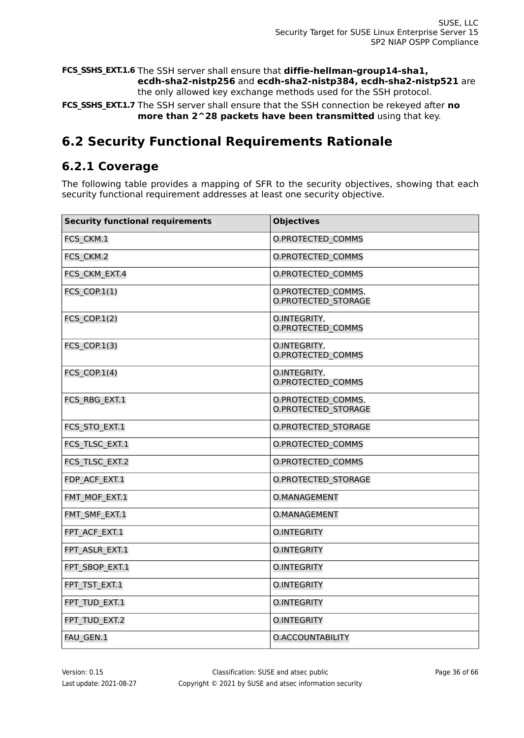**FCS_SSHS_EXT.1.6** The SSH server shall ensure that **diffie-hellman-group14-sha1, ecdh-sha2-nistp256** and **ecdh-sha2-nistp384, ecdh-sha2-nistp521** are the only allowed key exchange methods used for the SSH protocol.

**FCS_SSHS_EXT.1.7** The SSH server shall ensure that the SSH connection be rekeyed after **no more than 2^28 packets have been transmitted** using that key.

## 6.2 Security Functional Requirements Rationale

### 6.2.1 Coverage

The following table provides a mapping of SFR to the security objectives, showing that each security functional requirement addresses at least one security objective.

| Security functional requirements | Objectives |
|---|---|
| FCS_CKM.1 | O.PROTECTED_COMMS |
| FCS_CKM.2 | O.PROTECTED_COMMS |
| FCS_CKM_EXT.4 | O.PROTECTED_COMMS |
| FCS_COP.1(1) | O.PROTECTED_COMMS, O.PROTECTED_STORAGE |
| FCS_COP.1(2) | O.INTEGRITY, O.PROTECTED_COMMS |
| FCS_COP.1(3) | O.INTEGRITY, O.PROTECTED_COMMS |
| FCS_COP.1(4) | O.INTEGRITY, O.PROTECTED_COMMS |
| FCS_RBG_EXT.1 | O.PROTECTED_COMMS, O.PROTECTED_STORAGE |
| FCS_STO_EXT.1 | O.PROTECTED_STORAGE |
| FCS_TLSC_EXT.1 | O.PROTECTED_COMMS |
| FCS_TLSC_EXT.2 | O.PROTECTED_COMMS |
| FDP_ACF_EXT.1 | O.PROTECTED_STORAGE |
| FMT_MOF_EXT.1 | O.MANAGEMENT |
| FMT_SMF_EXT.1 | O.MANAGEMENT |
| FPT_ACF_EXT.1 | O.INTEGRITY |
| FPT_ASLR_EXT.1 | O.INTEGRITY |
| FPT_SBOP_EXT.1 | O.INTEGRITY |
| FPT_TST_EXT.1 | O.INTEGRITY |
| FPT_TUD_EXT.1 | O.INTEGRITY |
| FPT_TUD_EXT.2 | O.INTEGRITY |
| FAU_GEN.1 | O.ACCOUNTABILITY |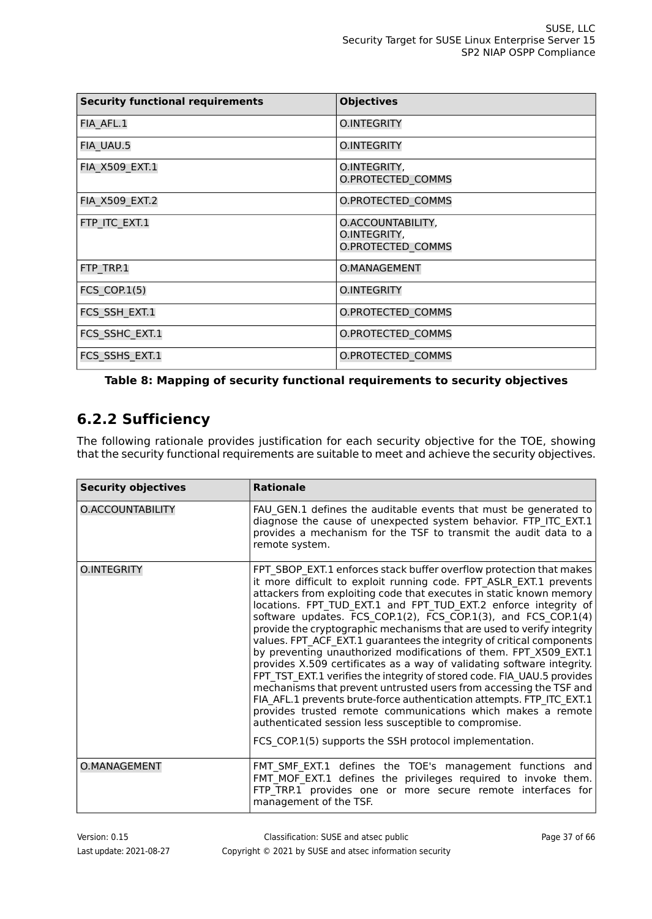| Security functional requirements | Objectives |
| --- | --- |
| FIA_AFL.1 | O.INTEGRITY |
| FIA_UAU.5 | O.INTEGRITY |
| FIA_X509_EXT.1 | O.INTEGRITY, O.PROTECTED_COMMS |
| FIA_X509_EXT.2 | O.PROTECTED_COMMS |
| FTP_ITC_EXT.1 | O.ACCOUNTABILITY, O.INTEGRITY, O.PROTECTED_COMMS |
| FTP_TRP.1 | O.MANAGEMENT |
| FCS_COP.1(5) | O.INTEGRITY |
| FCS_SSH_EXT.1 | O.PROTECTED_COMMS |
| FCS_SSHC_EXT.1 | O.PROTECTED_COMMS |
| FCS_SSHS_EXT.1 | O.PROTECTED_COMMS |

**Table 8: Mapping of security functional requirements to security objectives**

## 6.2.2 Sufficiency

The following rationale provides justification for each security objective for the TOE, showing that the security functional requirements are suitable to meet and achieve the security objectives.

| Security objectives | Rationale |
| --- | --- |
| O.ACCOUNTABILITY | FAU_GEN.1 defines the auditable events that must be generated to diagnose the cause of unexpected system behavior. FTP_ITC_EXT.1 provides a mechanism for the TSF to transmit the audit data to a remote system. |
| O.INTEGRITY | FPT_SBOP_EXT.1 enforces stack buffer overflow protection that makes it more difficult to exploit running code. FPT_ASLR_EXT.1 prevents attackers from exploiting code that executes in static known memory locations. FPT_TUD_EXT.1 and FPT_TUD_EXT.2 enforce integrity of software updates. FCS_COP.1(2), FCS_COP.1(3), and FCS_COP.1(4) provide the cryptographic mechanisms that are used to verify integrity values. FPT_ACF_EXT.1 guarantees the integrity of critical components by preventing unauthorized modifications of them. FPT_X509_EXT.1 provides X.509 certificates as a way of validating software integrity. FPT_TST_EXT.1 verifies the integrity of stored code. FIA_UAU.5 provides mechanisms that prevent untrusted users from accessing the TSF and FIA_AFL.1 prevents brute-force authentication attempts. FTP_ITC_EXT.1 provides trusted remote communications which makes a remote authenticated session less susceptible to compromise.<br><br>FCS_COP.1(5) supports the SSH protocol implementation. |
| O.MANAGEMENT | FMT_SMF_EXT.1 defines the TOE's management functions and FMT_MOF_EXT.1 defines the privileges required to invoke them. FTP_TRP.1 provides one or more secure remote interfaces for management of the TSF. |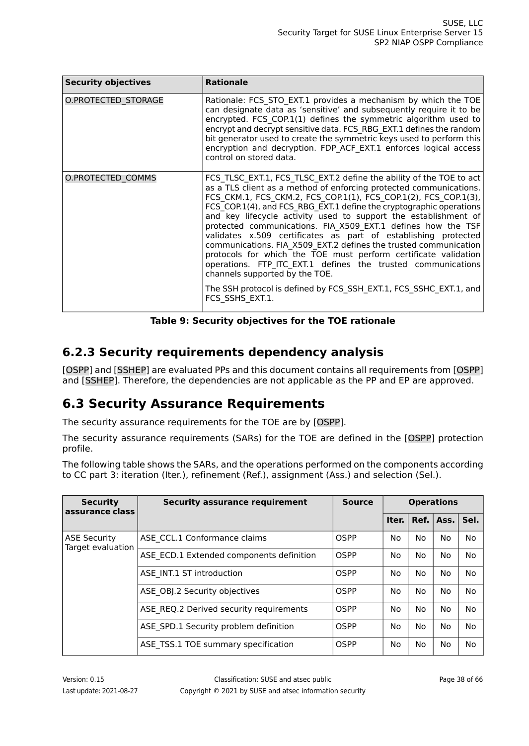| Security objectives | Rationale |
|---|---|
| O.PROTECTED_STORAGE | Rationale: FCS_STO_EXT.1 provides a mechanism by which the TOE can designate data as 'sensitive' and subsequently require it to be encrypted. FCS_COP.1(1) defines the symmetric algorithm used to encrypt and decrypt sensitive data. FCS_RBG_EXT.1 defines the random bit generator used to create the symmetric keys used to perform this encryption and decryption. FDP_ACF_EXT.1 enforces logical access control on stored data. |
| O.PROTECTED_COMMS | FCS_TLSC_EXT.1, FCS_TLSC_EXT.2 define the ability of the TOE to act as a TLS client as a method of enforcing protected communications. FCS_CKM.1, FCS_CKM.2, FCS_COP.1(1), FCS_COP.1(2), FCS_COP.1(3), FCS_COP.1(4), and FCS_RBG_EXT.1 define the cryptographic operations and key lifecycle activity used to support the establishment of protected communications. FIA_X509_EXT.1 defines how the TSF validates x.509 certificates as part of establishing protected communications. FIA_X509_EXT.2 defines the trusted communication protocols for which the TOE must perform certificate validation operations. FTP_ITC_EXT.1 defines the trusted communications channels supported by the TOE.<br><br>The SSH protocol is defined by FCS_SSH_EXT.1, FCS_SSHC_EXT.1, and FCS_SSHS_EXT.1. |

**Table 9: Security objectives for the TOE rationale**

## 6.2.3 Security requirements dependency analysis

[OSPP] and [SSHEP] are evaluated PPs and this document contains all requirements from [OSPP] and [SSHEP]. Therefore, the dependencies are not applicable as the PP and EP are approved.

# 6.3 Security Assurance Requirements

The security assurance requirements for the TOE are by [OSPP].

The security assurance requirements (SARs) for the TOE are defined in the [OSPP] protection profile.

The following table shows the SARs, and the operations performed on the components according to CC part 3: iteration (Iter.), refinement (Ref.), assignment (Ass.) and selection (Sel.).

| Security assurance class | Security assurance requirement | Source | Operations | | | |
|---|---|---|---|---|---|---|
| | | | Iter. | Ref. | Ass. | Sel. |
| ASE Security Target evaluation | ASE_CCL.1 Conformance claims | OSPP | No | No | No | No |
| | ASE_ECD.1 Extended components definition | OSPP | No | No | No | No |
| | ASE_INT.1 ST introduction | OSPP | No | No | No | No |
| | ASE_OBJ.2 Security objectives | OSPP | No | No | No | No |
| | ASE_REQ.2 Derived security requirements | OSPP | No | No | No | No |
| | ASE_SPD.1 Security problem definition | OSPP | No | No | No | No |
| | ASE_TSS.1 TOE summary specification | OSPP | No | No | No | No |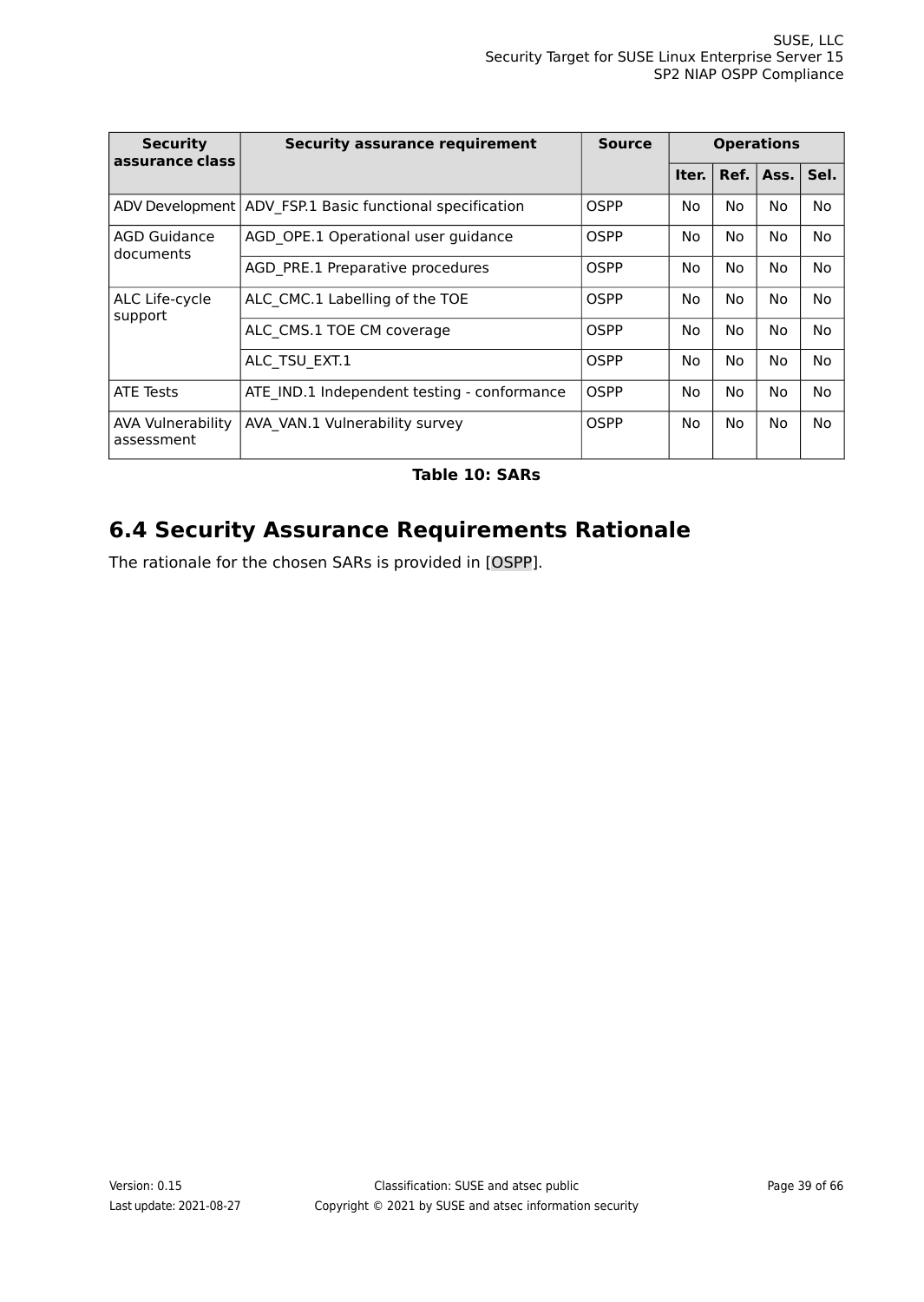| Security assurance class | Security assurance requirement | Source | Operations | | | |
|---|---|---|---|---|---|---|
| | | | Iter. | Ref. | Ass. | Sel. |
| ADV Development | ADV_FSP.1 Basic functional specification | OSPP | No | No | No | No |
| AGD Guidance documents | AGD_OPE.1 Operational user guidance | OSPP | No | No | No | No |
| | AGD_PRE.1 Preparative procedures | OSPP | No | No | No | No |
| ALC Life-cycle support | ALC_CMC.1 Labelling of the TOE | OSPP | No | No | No | No |
| | ALC_CMS.1 TOE CM coverage | OSPP | No | No | No | No |
| | ALC_TSU_EXT.1 | OSPP | No | No | No | No |
| ATE Tests | ATE_IND.1 Independent testing - conformance | OSPP | No | No | No | No |
| AVA Vulnerability assessment | AVA_VAN.1 Vulnerability survey | OSPP | No | No | No | No |

**Table 10: SARs**

## 6.4 Security Assurance Requirements Rationale

The rationale for the chosen SARs is provided in [OSPP].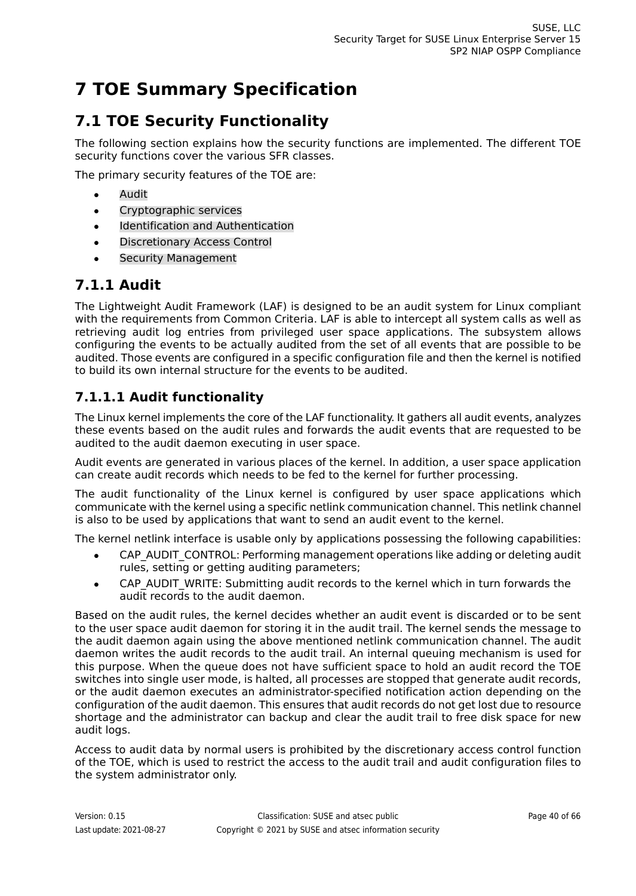# 7 TOE Summary Specification

## 7.1 TOE Security Functionality

The following section explains how the security functions are implemented. The different TOE security functions cover the various SFR classes.

The primary security features of the TOE are:

- Audit
- Cryptographic services
- Identification and Authentication
- Discretionary Access Control
- Security Management

### 7.1.1 Audit

The Lightweight Audit Framework (LAF) is designed to be an audit system for Linux compliant with the requirements from Common Criteria. LAF is able to intercept all system calls as well as retrieving audit log entries from privileged user space applications. The subsystem allows configuring the events to be actually audited from the set of all events that are possible to be audited. Those events are configured in a specific configuration file and then the kernel is notified to build its own internal structure for the events to be audited.

#### 7.1.1.1 Audit functionality

The Linux kernel implements the core of the LAF functionality. It gathers all audit events, analyzes these events based on the audit rules and forwards the audit events that are requested to be audited to the audit daemon executing in user space.

Audit events are generated in various places of the kernel. In addition, a user space application can create audit records which needs to be fed to the kernel for further processing.

The audit functionality of the Linux kernel is configured by user space applications which communicate with the kernel using a specific netlink communication channel. This netlink channel is also to be used by applications that want to send an audit event to the kernel.

The kernel netlink interface is usable only by applications possessing the following capabilities:

- CAP_AUDIT_CONTROL: Performing management operations like adding or deleting audit rules, setting or getting auditing parameters;
- CAP_AUDIT_WRITE: Submitting audit records to the kernel which in turn forwards the audit records to the audit daemon.

Based on the audit rules, the kernel decides whether an audit event is discarded or to be sent to the user space audit daemon for storing it in the audit trail. The kernel sends the message to the audit daemon again using the above mentioned netlink communication channel. The audit daemon writes the audit records to the audit trail. An internal queuing mechanism is used for this purpose. When the queue does not have sufficient space to hold an audit record the TOE switches into single user mode, is halted, all processes are stopped that generate audit records, or the audit daemon executes an administrator-specified notification action depending on the configuration of the audit daemon. This ensures that audit records do not get lost due to resource shortage and the administrator can backup and clear the audit trail to free disk space for new audit logs.

Access to audit data by normal users is prohibited by the discretionary access control function of the TOE, which is used to restrict the access to the audit trail and audit configuration files to the system administrator only.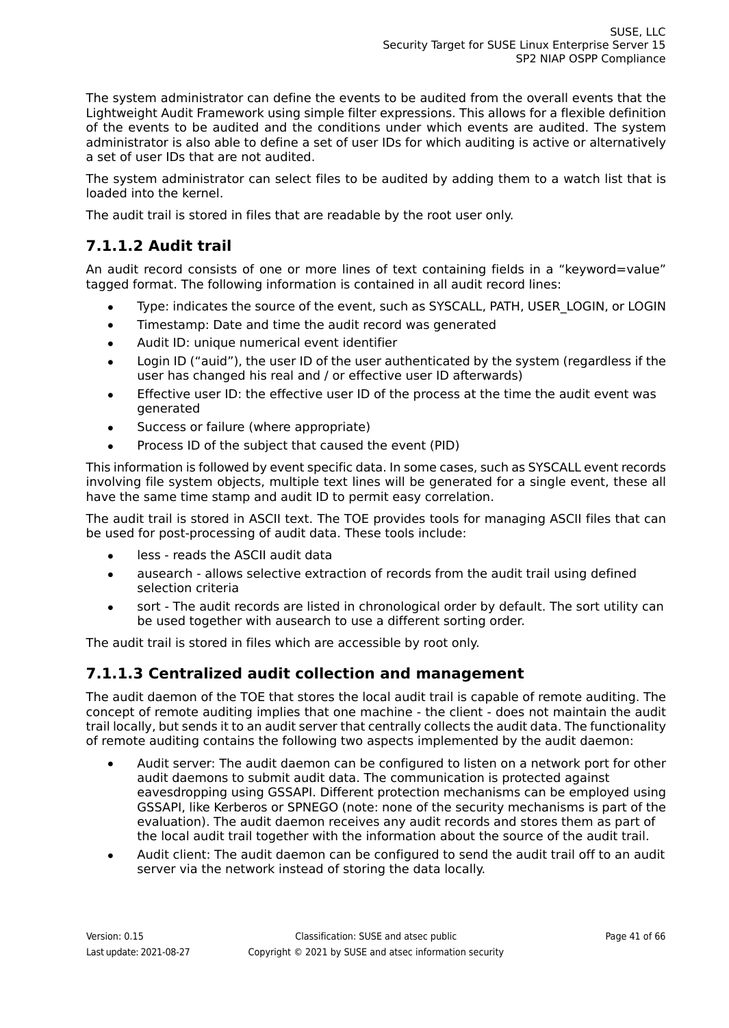The system administrator can define the events to be audited from the overall events that the Lightweight Audit Framework using simple filter expressions. This allows for a flexible definition of the events to be audited and the conditions under which events are audited. The system administrator is also able to define a set of user IDs for which auditing is active or alternatively a set of user IDs that are not audited.

The system administrator can select files to be audited by adding them to a watch list that is loaded into the kernel.

The audit trail is stored in files that are readable by the root user only.

### 7.1.1.2 Audit trail

An audit record consists of one or more lines of text containing fields in a “keyword=value” tagged format. The following information is contained in all audit record lines:

- Type: indicates the source of the event, such as SYSCALL, PATH, USER_LOGIN, or LOGIN
- Timestamp: Date and time the audit record was generated
- Audit ID: unique numerical event identifier
- Login ID (“auid”), the user ID of the user authenticated by the system (regardless if the user has changed his real and / or effective user ID afterwards)
- Effective user ID: the effective user ID of the process at the time the audit event was generated
- Success or failure (where appropriate)
- Process ID of the subject that caused the event (PID)

This information is followed by event specific data. In some cases, such as SYSCALL event records involving file system objects, multiple text lines will be generated for a single event, these all have the same time stamp and audit ID to permit easy correlation.

The audit trail is stored in ASCII text. The TOE provides tools for managing ASCII files that can be used for post-processing of audit data. These tools include:

- less - reads the ASCII audit data
- ausearch - allows selective extraction of records from the audit trail using defined selection criteria
- sort - The audit records are listed in chronological order by default. The sort utility can be used together with ausearch to use a different sorting order.

The audit trail is stored in files which are accessible by root only.

### 7.1.1.3 Centralized audit collection and management

The audit daemon of the TOE that stores the local audit trail is capable of remote auditing. The concept of remote auditing implies that one machine - the client - does not maintain the audit trail locally, but sends it to an audit server that centrally collects the audit data. The functionality of remote auditing contains the following two aspects implemented by the audit daemon:

- Audit server: The audit daemon can be configured to listen on a network port for other audit daemons to submit audit data. The communication is protected against eavesdropping using GSSAPI. Different protection mechanisms can be employed using GSSAPI, like Kerberos or SPNEGO (note: none of the security mechanisms is part of the evaluation). The audit daemon receives any audit records and stores them as part of the local audit trail together with the information about the source of the audit trail.
- Audit client: The audit daemon can be configured to send the audit trail off to an audit server via the network instead of storing the data locally.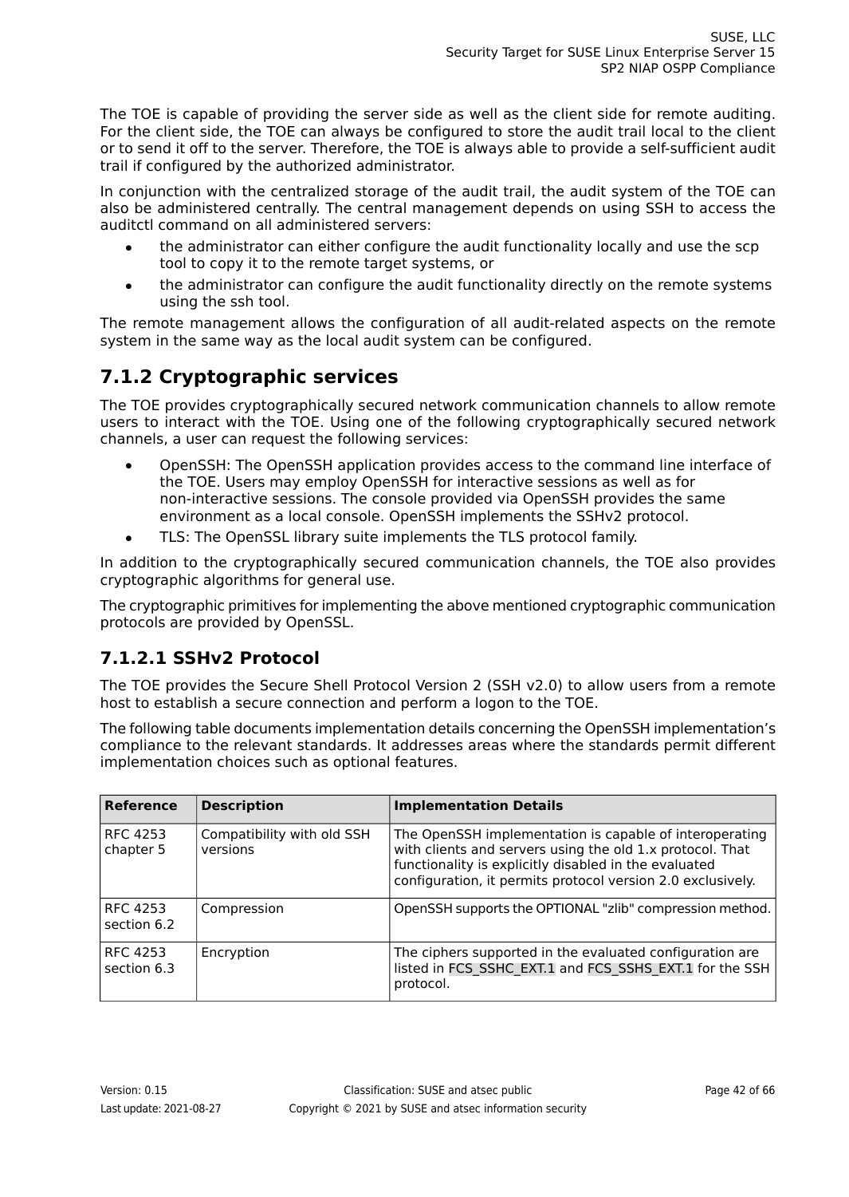The TOE is capable of providing the server side as well as the client side for remote auditing. For the client side, the TOE can always be configured to store the audit trail local to the client or to send it off to the server. Therefore, the TOE is always able to provide a self-sufficient audit trail if configured by the authorized administrator.

In conjunction with the centralized storage of the audit trail, the audit system of the TOE can also be administered centrally. The central management depends on using SSH to access the auditctl command on all administered servers:

- the administrator can either configure the audit functionality locally and use the scp tool to copy it to the remote target systems, or
- the administrator can configure the audit functionality directly on the remote systems using the ssh tool.

The remote management allows the configuration of all audit-related aspects on the remote system in the same way as the local audit system can be configured.

## 7.1.2 Cryptographic services

The TOE provides cryptographically secured network communication channels to allow remote users to interact with the TOE. Using one of the following cryptographically secured network channels, a user can request the following services:

- OpenSSH: The OpenSSH application provides access to the command line interface of the TOE. Users may employ OpenSSH for interactive sessions as well as for non-interactive sessions. The console provided via OpenSSH provides the same environment as a local console. OpenSSH implements the SSHv2 protocol.
- TLS: The OpenSSL library suite implements the TLS protocol family.

In addition to the cryptographically secured communication channels, the TOE also provides cryptographic algorithms for general use.

The cryptographic primitives for implementing the above mentioned cryptographic communication protocols are provided by OpenSSL.

### 7.1.2.1 SSHv2 Protocol

The TOE provides the Secure Shell Protocol Version 2 (SSH v2.0) to allow users from a remote host to establish a secure connection and perform a logon to the TOE.

The following table documents implementation details concerning the OpenSSH implementation's compliance to the relevant standards. It addresses areas where the standards permit different implementation choices such as optional features.

| Reference | Description | Implementation Details |
|---|---|---|
| RFC 4253 chapter 5 | Compatibility with old SSH versions | The OpenSSH implementation is capable of interoperating with clients and servers using the old 1.x protocol. That functionality is explicitly disabled in the evaluated configuration, it permits protocol version 2.0 exclusively. |
| RFC 4253 section 6.2 | Compression | OpenSSH supports the OPTIONAL "zlib" compression method. |
| RFC 4253 section 6.3 | Encryption | The ciphers supported in the evaluated configuration are listed in FCS_SSHC_EXT.1 and FCS_SSHS_EXT.1 for the SSH protocol. |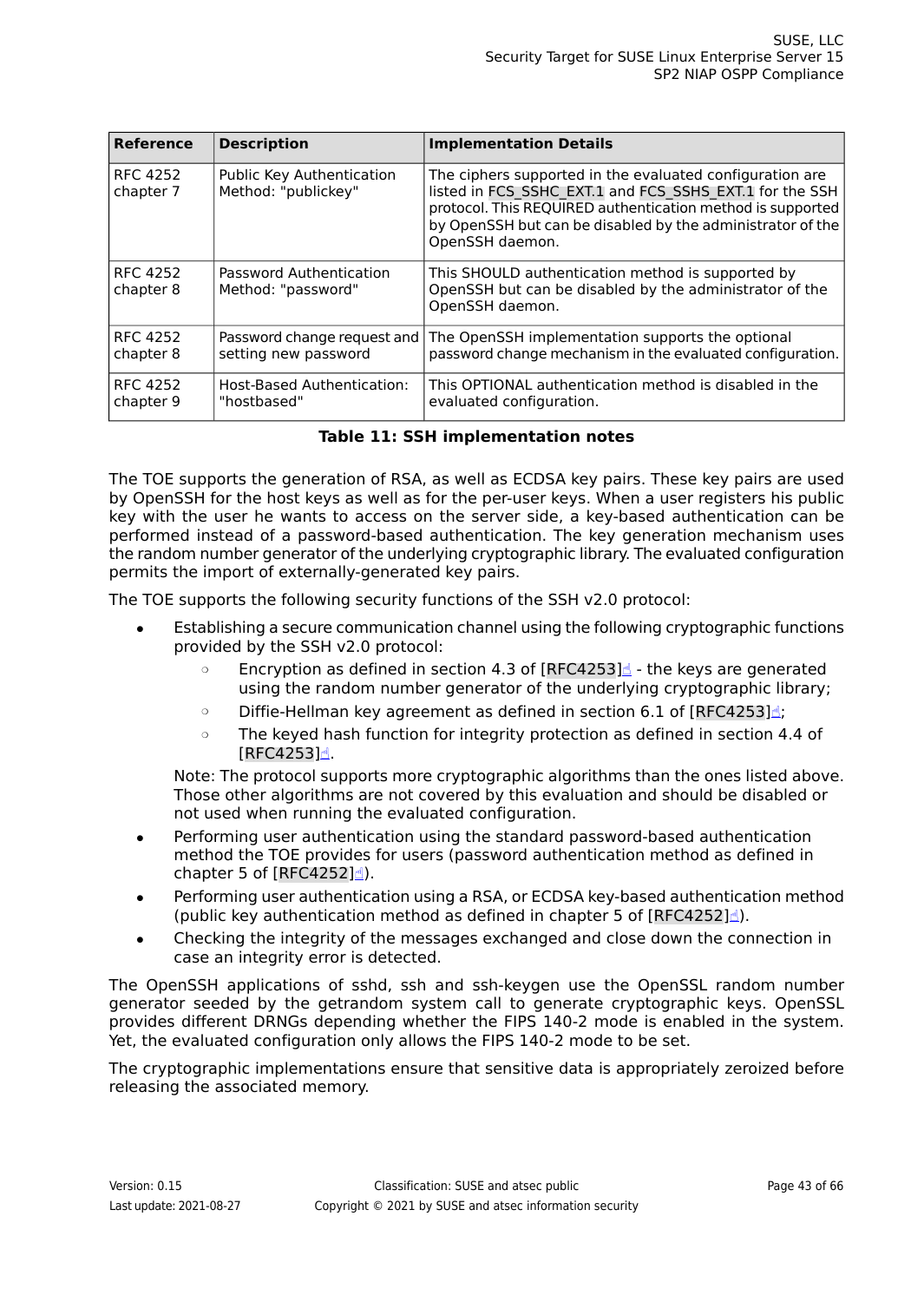| Reference | Description | Implementation Details |
| --- | --- | --- |
| RFC 4252 chapter 7 | Public Key Authentication Method: "publickey" | The ciphers supported in the evaluated configuration are listed in FCS_SSHC_EXT.1 and FCS_SSHS_EXT.1 for the SSH protocol. This REQUIRED authentication method is supported by OpenSSH but can be disabled by the administrator of the OpenSSH daemon. |
| RFC 4252 chapter 8 | Password Authentication Method: "password" | This SHOULD authentication method is supported by OpenSSH but can be disabled by the administrator of the OpenSSH daemon. |
| RFC 4252 chapter 8 | Password change request and setting new password | The OpenSSH implementation supports the optional password change mechanism in the evaluated configuration. |
| RFC 4252 chapter 9 | Host-Based Authentication: "hostbased" | This OPTIONAL authentication method is disabled in the evaluated configuration. |

**Table 11: SSH implementation notes**

The TOE supports the generation of RSA, as well as ECDSA key pairs. These key pairs are used by OpenSSH for the host keys as well as for the per-user keys. When a user registers his public key with the user he wants to access on the server side, a key-based authentication can be performed instead of a password-based authentication. The key generation mechanism uses the random number generator of the underlying cryptographic library. The evaluated configuration permits the import of externally-generated key pairs.

The TOE supports the following security functions of the SSH v2.0 protocol:

- Establishing a secure communication channel using the following cryptographic functions provided by the SSH v2.0 protocol:
  - Encryption as defined in section 4.3 of [RFC4253] - the keys are generated using the random number generator of the underlying cryptographic library;
  - Diffie-Hellman key agreement as defined in section 6.1 of [RFC4253];
  - The keyed hash function for integrity protection as defined in section 4.4 of [RFC4253].

  Note: The protocol supports more cryptographic algorithms than the ones listed above. Those other algorithms are not covered by this evaluation and should be disabled or not used when running the evaluated configuration.
- Performing user authentication using the standard password-based authentication method the TOE provides for users (password authentication method as defined in chapter 5 of [RFC4252]).
- Performing user authentication using a RSA, or ECDSA key-based authentication method (public key authentication method as defined in chapter 5 of [RFC4252]).
- Checking the integrity of the messages exchanged and close down the connection in case an integrity error is detected.

The OpenSSH applications of sshd, ssh and ssh-keygen use the OpenSSL random number generator seeded by the getrandom system call to generate cryptographic keys. OpenSSL provides different DRNGs depending whether the FIPS 140-2 mode is enabled in the system. Yet, the evaluated configuration only allows the FIPS 140-2 mode to be set.

The cryptographic implementations ensure that sensitive data is appropriately zeroized before releasing the associated memory.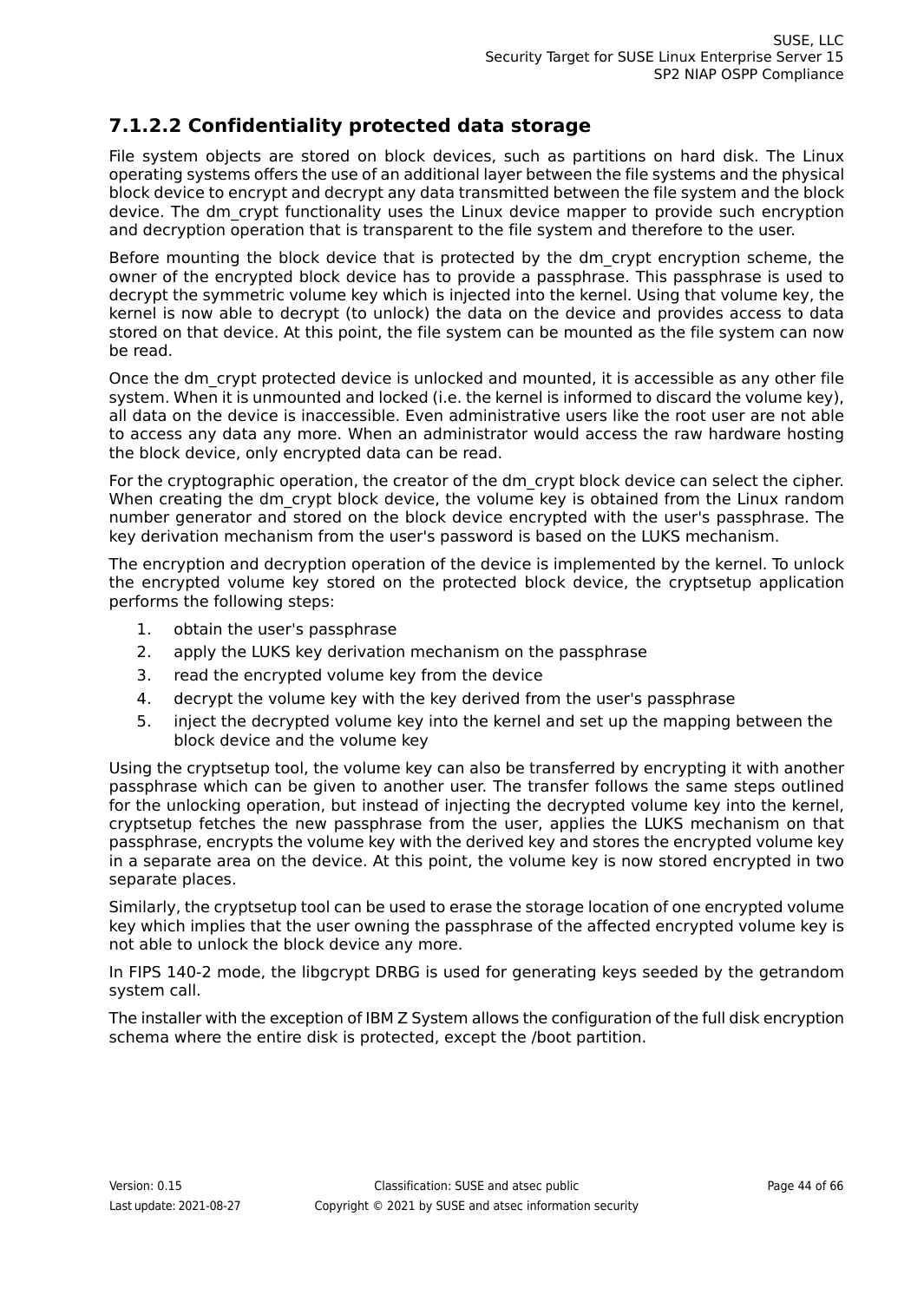### 7.1.2.2 Confidentiality protected data storage

File system objects are stored on block devices, such as partitions on hard disk. The Linux operating systems offers the use of an additional layer between the file systems and the physical block device to encrypt and decrypt any data transmitted between the file system and the block device. The dm_crypt functionality uses the Linux device mapper to provide such encryption and decryption operation that is transparent to the file system and therefore to the user.

Before mounting the block device that is protected by the dm_crypt encryption scheme, the owner of the encrypted block device has to provide a passphrase. This passphrase is used to decrypt the symmetric volume key which is injected into the kernel. Using that volume key, the kernel is now able to decrypt (to unlock) the data on the device and provides access to data stored on that device. At this point, the file system can be mounted as the file system can now be read.

Once the dm_crypt protected device is unlocked and mounted, it is accessible as any other file system. When it is unmounted and locked (i.e. the kernel is informed to discard the volume key), all data on the device is inaccessible. Even administrative users like the root user are not able to access any data any more. When an administrator would access the raw hardware hosting the block device, only encrypted data can be read.

For the cryptographic operation, the creator of the dm_crypt block device can select the cipher. When creating the dm_crypt block device, the volume key is obtained from the Linux random number generator and stored on the block device encrypted with the user's passphrase. The key derivation mechanism from the user's password is based on the LUKS mechanism.

The encryption and decryption operation of the device is implemented by the kernel. To unlock the encrypted volume key stored on the protected block device, the cryptsetup application performs the following steps:

1. obtain the user's passphrase
2. apply the LUKS key derivation mechanism on the passphrase
3. read the encrypted volume key from the device
4. decrypt the volume key with the key derived from the user's passphrase
5. inject the decrypted volume key into the kernel and set up the mapping between the block device and the volume key

Using the cryptsetup tool, the volume key can also be transferred by encrypting it with another passphrase which can be given to another user. The transfer follows the same steps outlined for the unlocking operation, but instead of injecting the decrypted volume key into the kernel, cryptsetup fetches the new passphrase from the user, applies the LUKS mechanism on that passphrase, encrypts the volume key with the derived key and stores the encrypted volume key in a separate area on the device. At this point, the volume key is now stored encrypted in two separate places.

Similarly, the cryptsetup tool can be used to erase the storage location of one encrypted volume key which implies that the user owning the passphrase of the affected encrypted volume key is not able to unlock the block device any more.

In FIPS 140-2 mode, the libgcrypt DRBG is used for generating keys seeded by the getrandom system call.

The installer with the exception of IBM Z System allows the configuration of the full disk encryption schema where the entire disk is protected, except the /boot partition.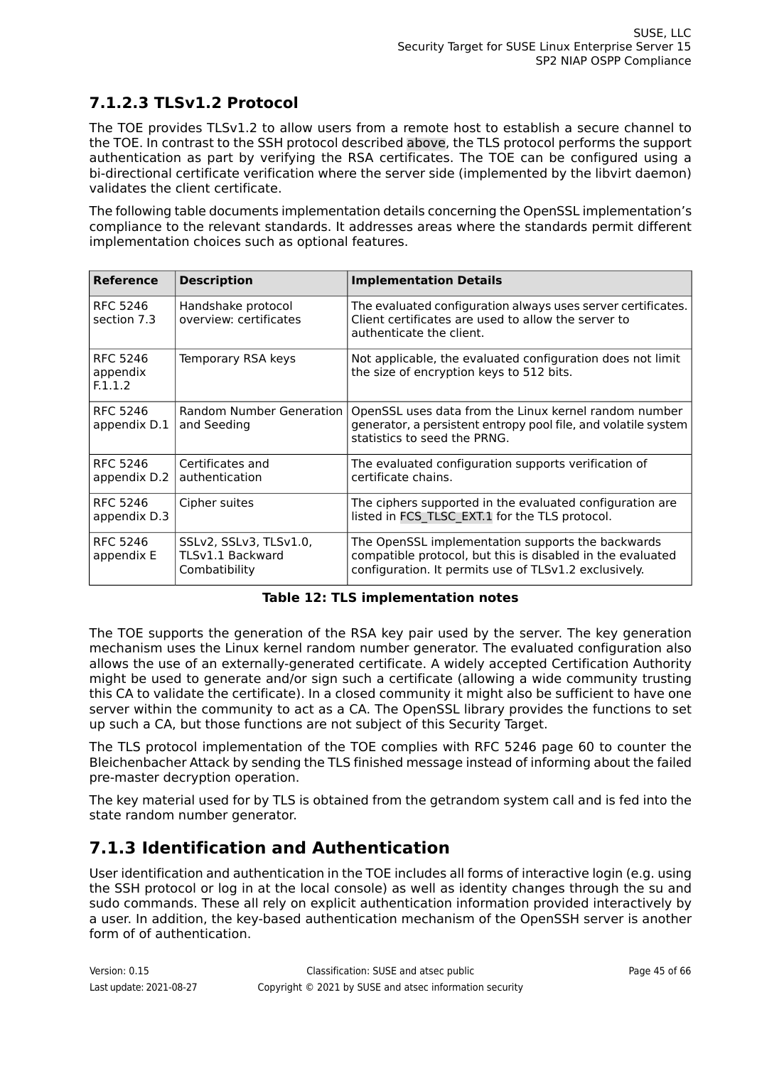### 7.1.2.3 TLSv1.2 Protocol

The TOE provides TLSv1.2 to allow users from a remote host to establish a secure channel to the TOE. In contrast to the SSH protocol described above, the TLS protocol performs the support authentication as part by verifying the RSA certificates. The TOE can be configured using a bi-directional certificate verification where the server side (implemented by the libvirt daemon) validates the client certificate.

The following table documents implementation details concerning the OpenSSL implementation's compliance to the relevant standards. It addresses areas where the standards permit different implementation choices such as optional features.

| Reference | Description | Implementation Details |
|---|---|---|
| RFC 5246 section 7.3 | Handshake protocol overview: certificates | The evaluated configuration always uses server certificates. Client certificates are used to allow the server to authenticate the client. |
| RFC 5246 appendix F.1.1.2 | Temporary RSA keys | Not applicable, the evaluated configuration does not limit the size of encryption keys to 512 bits. |
| RFC 5246 appendix D.1 | Random Number Generation and Seeding | OpenSSL uses data from the Linux kernel random number generator, a persistent entropy pool file, and volatile system statistics to seed the PRNG. |
| RFC 5246 appendix D.2 | Certificates and authentication | The evaluated configuration supports verification of certificate chains. |
| RFC 5246 appendix D.3 | Cipher suites | The ciphers supported in the evaluated configuration are listed in FCS_TLSC_EXT.1 for the TLS protocol. |
| RFC 5246 appendix E | SSLv2, SSLv3, TLSv1.0, TLSv1.1 Backward Combatibility | The OpenSSL implementation supports the backwards compatible protocol, but this is disabled in the evaluated configuration. It permits use of TLSv1.2 exclusively. |

**Table 12: TLS implementation notes**

The TOE supports the generation of the RSA key pair used by the server. The key generation mechanism uses the Linux kernel random number generator. The evaluated configuration also allows the use of an externally-generated certificate. A widely accepted Certification Authority might be used to generate and/or sign such a certificate (allowing a wide community trusting this CA to validate the certificate). In a closed community it might also be sufficient to have one server within the community to act as a CA. The OpenSSL library provides the functions to set up such a CA, but those functions are not subject of this Security Target.

The TLS protocol implementation of the TOE complies with RFC 5246 page 60 to counter the Bleichenbacher Attack by sending the TLS finished message instead of informing about the failed pre-master decryption operation.

The key material used for by TLS is obtained from the getrandom system call and is fed into the state random number generator.

## 7.1.3 Identification and Authentication

User identification and authentication in the TOE includes all forms of interactive login (e.g. using the SSH protocol or log in at the local console) as well as identity changes through the su and sudo commands. These all rely on explicit authentication information provided interactively by a user. In addition, the key-based authentication mechanism of the OpenSSH server is another form of of authentication.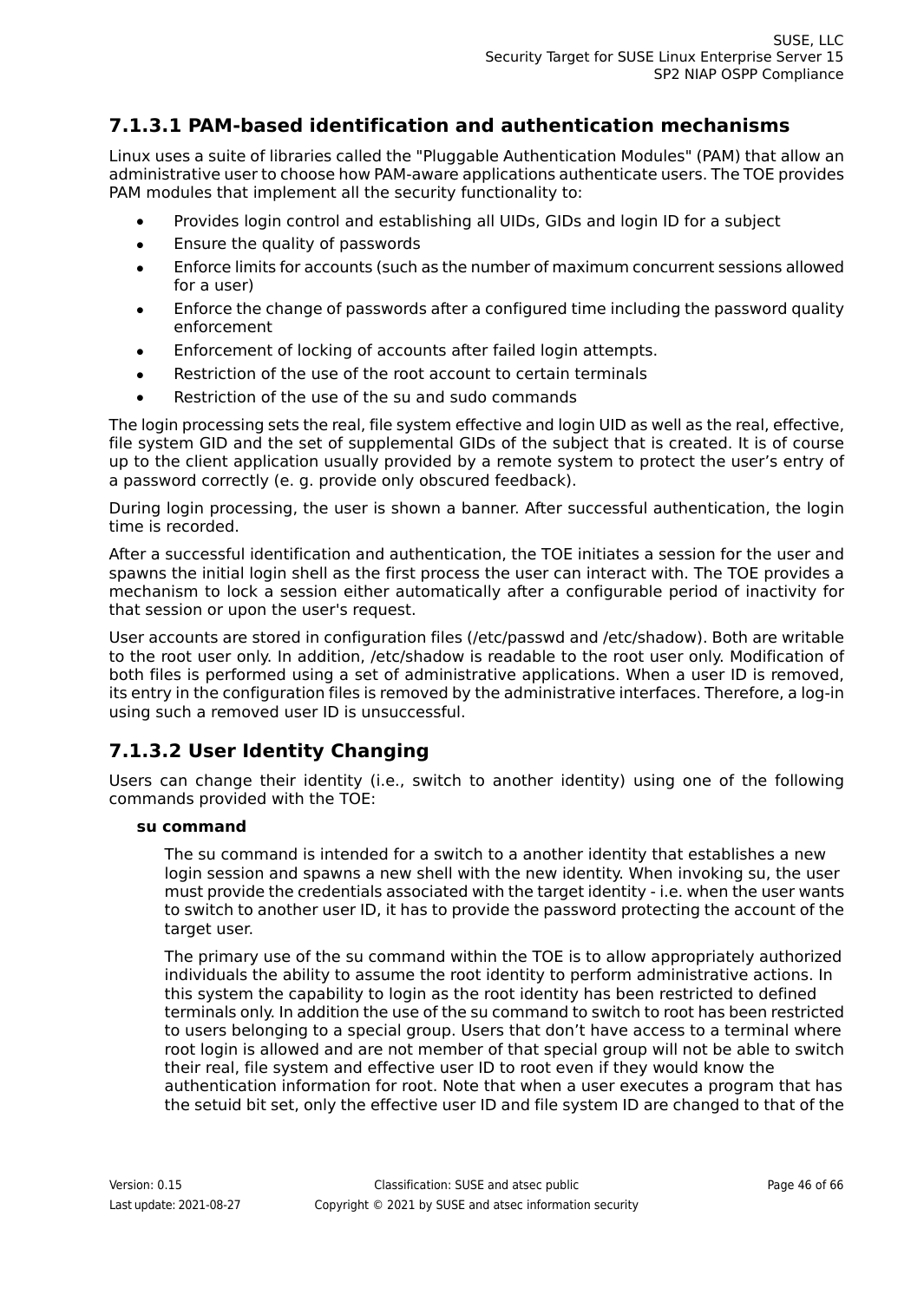### 7.1.3.1 PAM-based identification and authentication mechanisms

Linux uses a suite of libraries called the "Pluggable Authentication Modules" (PAM) that allow an administrative user to choose how PAM-aware applications authenticate users. The TOE provides PAM modules that implement all the security functionality to:

- Provides login control and establishing all UIDs, GIDs and login ID for a subject
- Ensure the quality of passwords
- Enforce limits for accounts (such as the number of maximum concurrent sessions allowed for a user)
- Enforce the change of passwords after a configured time including the password quality enforcement
- Enforcement of locking of accounts after failed login attempts.
- Restriction of the use of the root account to certain terminals
- Restriction of the use of the su and sudo commands

The login processing sets the real, file system effective and login UID as well as the real, effective, file system GID and the set of supplemental GIDs of the subject that is created. It is of course up to the client application usually provided by a remote system to protect the user's entry of a password correctly (e. g. provide only obscured feedback).

During login processing, the user is shown a banner. After successful authentication, the login time is recorded.

After a successful identification and authentication, the TOE initiates a session for the user and spawns the initial login shell as the first process the user can interact with. The TOE provides a mechanism to lock a session either automatically after a configurable period of inactivity for that session or upon the user's request.

User accounts are stored in configuration files (/etc/passwd and /etc/shadow). Both are writable to the root user only. In addition, /etc/shadow is readable to the root user only. Modification of both files is performed using a set of administrative applications. When a user ID is removed, its entry in the configuration files is removed by the administrative interfaces. Therefore, a log-in using such a removed user ID is unsuccessful.

### 7.1.3.2 User Identity Changing

Users can change their identity (i.e., switch to another identity) using one of the following commands provided with the TOE:

**su command**

The su command is intended for a switch to a another identity that establishes a new login session and spawns a new shell with the new identity. When invoking su, the user must provide the credentials associated with the target identity - i.e. when the user wants to switch to another user ID, it has to provide the password protecting the account of the target user.

The primary use of the su command within the TOE is to allow appropriately authorized individuals the ability to assume the root identity to perform administrative actions. In this system the capability to login as the root identity has been restricted to defined terminals only. In addition the use of the su command to switch to root has been restricted to users belonging to a special group. Users that don't have access to a terminal where root login is allowed and are not member of that special group will not be able to switch their real, file system and effective user ID to root even if they would know the authentication information for root. Note that when a user executes a program that has the setuid bit set, only the effective user ID and file system ID are changed to that of the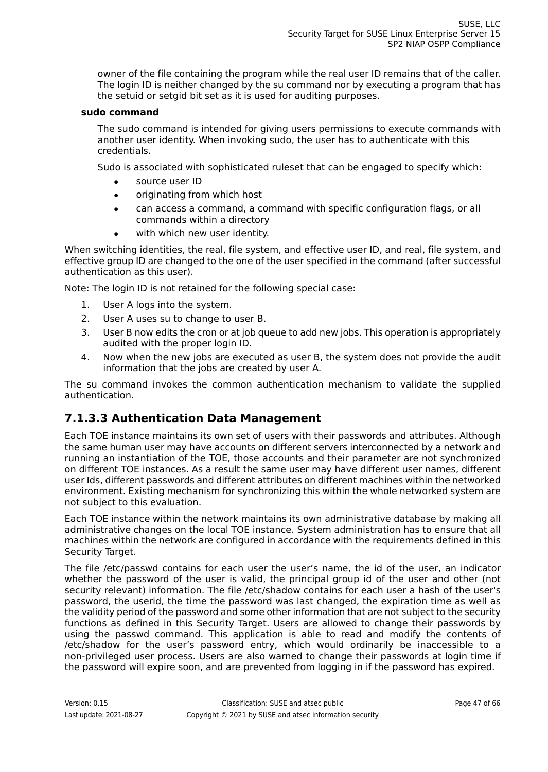owner of the file containing the program while the real user ID remains that of the caller. The login ID is neither changed by the su command nor by executing a program that has the setuid or setgid bit set as it is used for auditing purposes.

**sudo command**

The sudo command is intended for giving users permissions to execute commands with another user identity. When invoking sudo, the user has to authenticate with this credentials.

Sudo is associated with sophisticated ruleset that can be engaged to specify which:

- source user ID
- originating from which host
- can access a command, a command with specific configuration flags, or all commands within a directory
- with which new user identity.

When switching identities, the real, file system, and effective user ID, and real, file system, and effective group ID are changed to the one of the user specified in the command (after successful authentication as this user).

Note: The login ID is not retained for the following special case:

1. User A logs into the system.
2. User A uses su to change to user B.
3. User B now edits the cron or at job queue to add new jobs. This operation is appropriately audited with the proper login ID.
4. Now when the new jobs are executed as user B, the system does not provide the audit information that the jobs are created by user A.

The su command invokes the common authentication mechanism to validate the supplied authentication.

### 7.1.3.3 Authentication Data Management

Each TOE instance maintains its own set of users with their passwords and attributes. Although the same human user may have accounts on different servers interconnected by a network and running an instantiation of the TOE, those accounts and their parameter are not synchronized on different TOE instances. As a result the same user may have different user names, different user Ids, different passwords and different attributes on different machines within the networked environment. Existing mechanism for synchronizing this within the whole networked system are not subject to this evaluation.

Each TOE instance within the network maintains its own administrative database by making all administrative changes on the local TOE instance. System administration has to ensure that all machines within the network are configured in accordance with the requirements defined in this Security Target.

The file /etc/passwd contains for each user the user's name, the id of the user, an indicator whether the password of the user is valid, the principal group id of the user and other (not security relevant) information. The file /etc/shadow contains for each user a hash of the user's password, the userid, the time the password was last changed, the expiration time as well as the validity period of the password and some other information that are not subject to the security functions as defined in this Security Target. Users are allowed to change their passwords by using the passwd command. This application is able to read and modify the contents of /etc/shadow for the user's password entry, which would ordinarily be inaccessible to a non-privileged user process. Users are also warned to change their passwords at login time if the password will expire soon, and are prevented from logging in if the password has expired.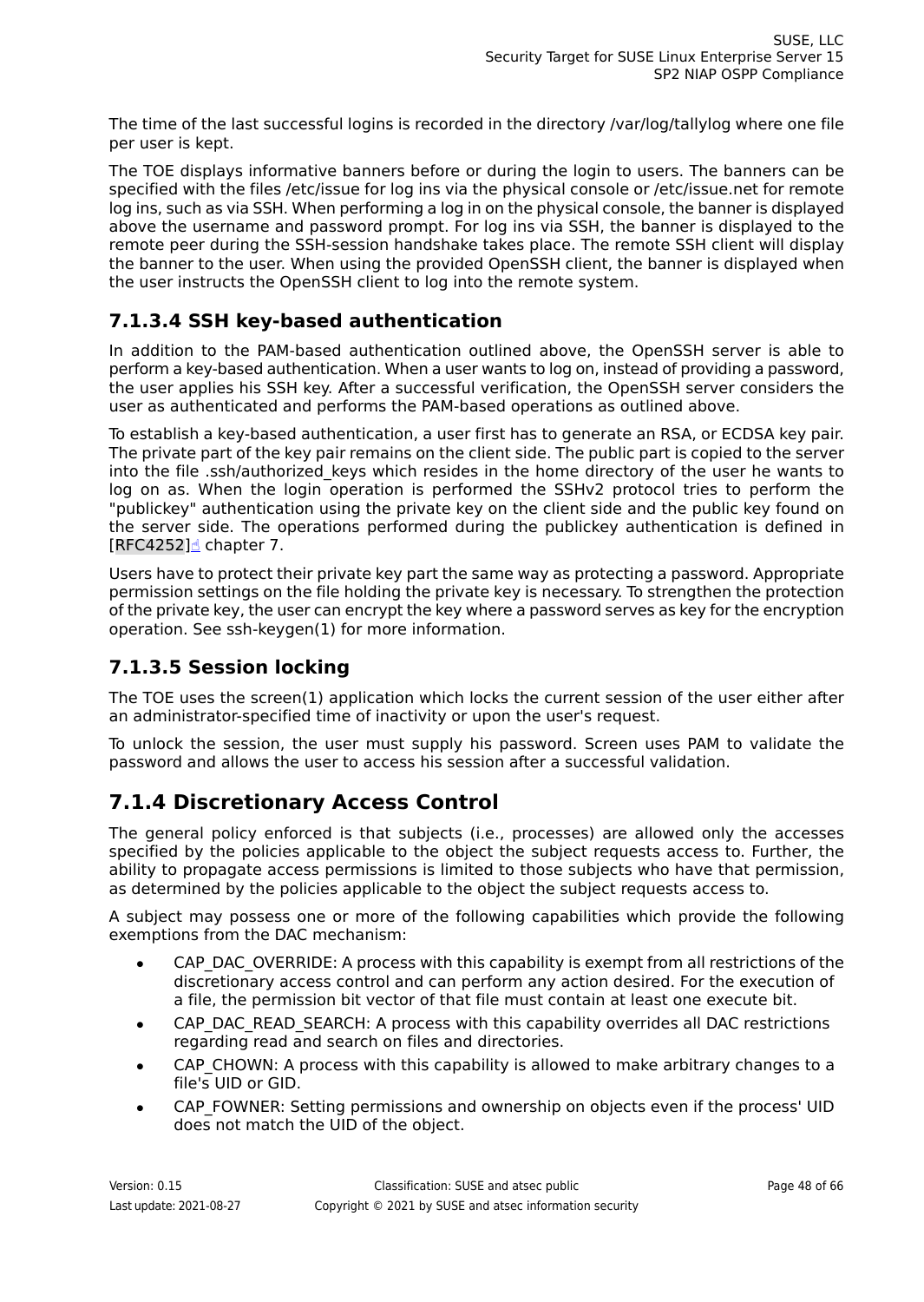The time of the last successful logins is recorded in the directory /var/log/tallylog where one file per user is kept.

The TOE displays informative banners before or during the login to users. The banners can be specified with the files /etc/issue for log ins via the physical console or /etc/issue.net for remote log ins, such as via SSH. When performing a log in on the physical console, the banner is displayed above the username and password prompt. For log ins via SSH, the banner is displayed to the remote peer during the SSH-session handshake takes place. The remote SSH client will display the banner to the user. When using the provided OpenSSH client, the banner is displayed when the user instructs the OpenSSH client to log into the remote system.

### 7.1.3.4 SSH key-based authentication

In addition to the PAM-based authentication outlined above, the OpenSSH server is able to perform a key-based authentication. When a user wants to log on, instead of providing a password, the user applies his SSH key. After a successful verification, the OpenSSH server considers the user as authenticated and performs the PAM-based operations as outlined above.

To establish a key-based authentication, a user first has to generate an RSA, or ECDSA key pair. The private part of the key pair remains on the client side. The public part is copied to the server into the file .ssh/authorized_keys which resides in the home directory of the user he wants to log on as. When the login operation is performed the SSHv2 protocol tries to perform the "publickey" authentication using the private key on the client side and the public key found on the server side. The operations performed during the publickey authentication is defined in [RFC4252] chapter 7.

Users have to protect their private key part the same way as protecting a password. Appropriate permission settings on the file holding the private key is necessary. To strengthen the protection of the private key, the user can encrypt the key where a password serves as key for the encryption operation. See ssh-keygen(1) for more information.

### 7.1.3.5 Session locking

The TOE uses the screen(1) application which locks the current session of the user either after an administrator-specified time of inactivity or upon the user's request.

To unlock the session, the user must supply his password. Screen uses PAM to validate the password and allows the user to access his session after a successful validation.

## 7.1.4 Discretionary Access Control

The general policy enforced is that subjects (i.e., processes) are allowed only the accesses specified by the policies applicable to the object the subject requests access to. Further, the ability to propagate access permissions is limited to those subjects who have that permission, as determined by the policies applicable to the object the subject requests access to.

A subject may possess one or more of the following capabilities which provide the following exemptions from the DAC mechanism:

- CAP_DAC_OVERRIDE: A process with this capability is exempt from all restrictions of the discretionary access control and can perform any action desired. For the execution of a file, the permission bit vector of that file must contain at least one execute bit.
- CAP_DAC_READ_SEARCH: A process with this capability overrides all DAC restrictions regarding read and search on files and directories.
- CAP_CHOWN: A process with this capability is allowed to make arbitrary changes to a file's UID or GID.
- CAP_FOWNER: Setting permissions and ownership on objects even if the process' UID does not match the UID of the object.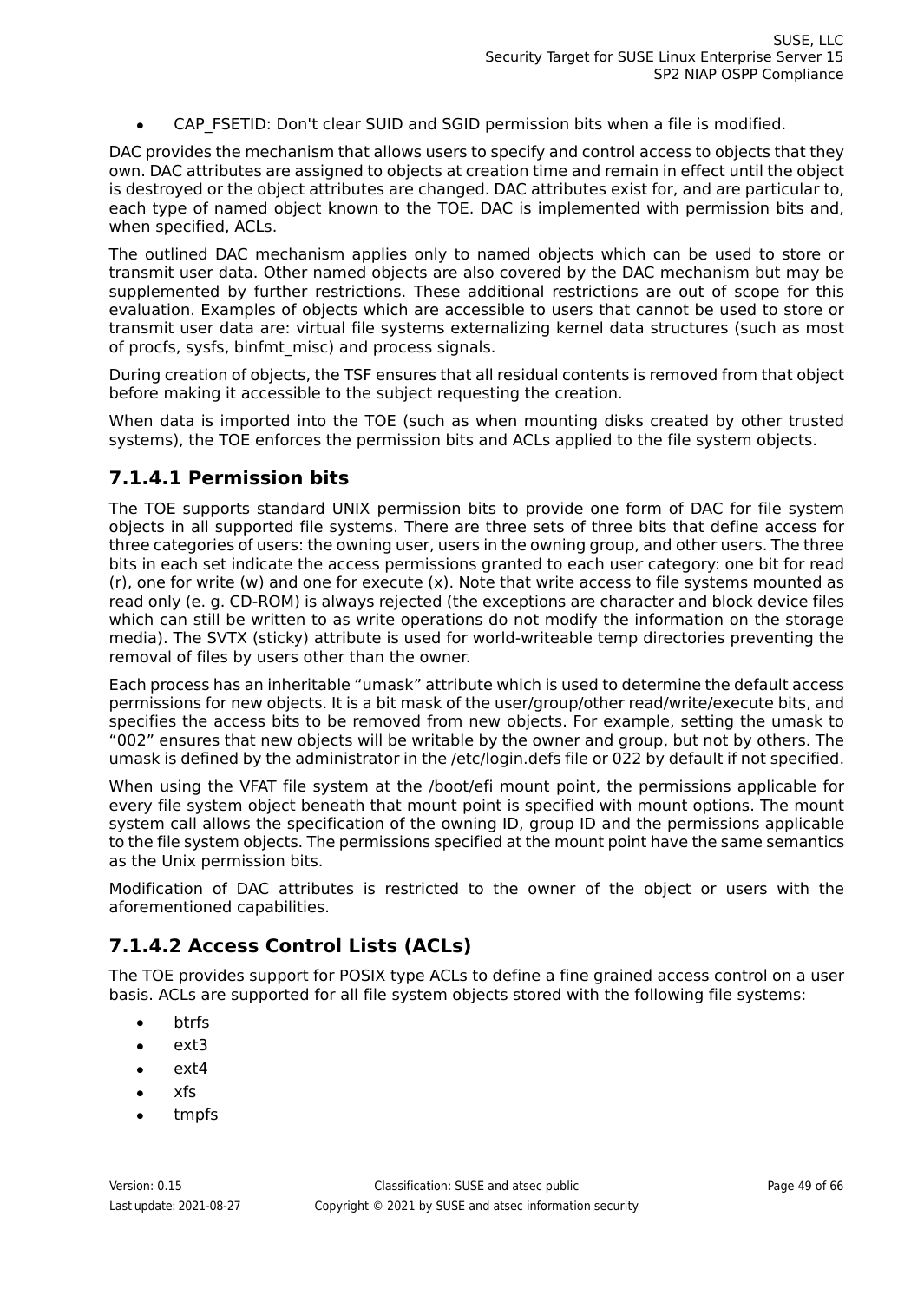- CAP_FSETID: Don't clear SUID and SGID permission bits when a file is modified.

DAC provides the mechanism that allows users to specify and control access to objects that they own. DAC attributes are assigned to objects at creation time and remain in effect until the object is destroyed or the object attributes are changed. DAC attributes exist for, and are particular to, each type of named object known to the TOE. DAC is implemented with permission bits and, when specified, ACLs.

The outlined DAC mechanism applies only to named objects which can be used to store or transmit user data. Other named objects are also covered by the DAC mechanism but may be supplemented by further restrictions. These additional restrictions are out of scope for this evaluation. Examples of objects which are accessible to users that cannot be used to store or transmit user data are: virtual file systems externalizing kernel data structures (such as most of procfs, sysfs, binfmt_misc) and process signals.

During creation of objects, the TSF ensures that all residual contents is removed from that object before making it accessible to the subject requesting the creation.

When data is imported into the TOE (such as when mounting disks created by other trusted systems), the TOE enforces the permission bits and ACLs applied to the file system objects.

### 7.1.4.1 Permission bits

The TOE supports standard UNIX permission bits to provide one form of DAC for file system objects in all supported file systems. There are three sets of three bits that define access for three categories of users: the owning user, users in the owning group, and other users. The three bits in each set indicate the access permissions granted to each user category: one bit for read (r), one for write (w) and one for execute (x). Note that write access to file systems mounted as read only (e. g. CD-ROM) is always rejected (the exceptions are character and block device files which can still be written to as write operations do not modify the information on the storage media). The SVTX (sticky) attribute is used for world-writeable temp directories preventing the removal of files by users other than the owner.

Each process has an inheritable “umask” attribute which is used to determine the default access permissions for new objects. It is a bit mask of the user/group/other read/write/execute bits, and specifies the access bits to be removed from new objects. For example, setting the umask to “002” ensures that new objects will be writable by the owner and group, but not by others. The umask is defined by the administrator in the /etc/login.defs file or 022 by default if not specified.

When using the VFAT file system at the /boot/efi mount point, the permissions applicable for every file system object beneath that mount point is specified with mount options. The mount system call allows the specification of the owning ID, group ID and the permissions applicable to the file system objects. The permissions specified at the mount point have the same semantics as the Unix permission bits.

Modification of DAC attributes is restricted to the owner of the object or users with the aforementioned capabilities.

### 7.1.4.2 Access Control Lists (ACLs)

The TOE provides support for POSIX type ACLs to define a fine grained access control on a user basis. ACLs are supported for all file system objects stored with the following file systems:

- btrfs
- ext3
- ext4
- xfs
- tmpfs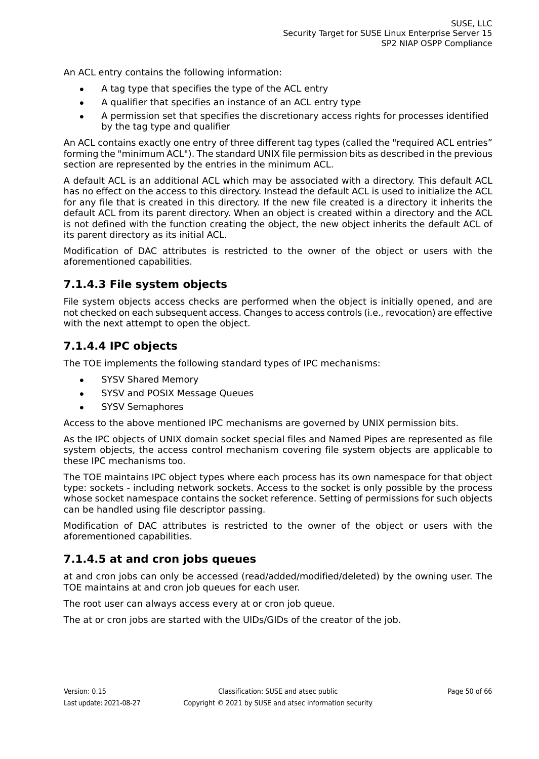An ACL entry contains the following information:

- A tag type that specifies the type of the ACL entry
- A qualifier that specifies an instance of an ACL entry type
- A permission set that specifies the discretionary access rights for processes identified by the tag type and qualifier

An ACL contains exactly one entry of three different tag types (called the "required ACL entries" forming the "minimum ACL"). The standard UNIX file permission bits as described in the previous section are represented by the entries in the minimum ACL.

A default ACL is an additional ACL which may be associated with a directory. This default ACL has no effect on the access to this directory. Instead the default ACL is used to initialize the ACL for any file that is created in this directory. If the new file created is a directory it inherits the default ACL from its parent directory. When an object is created within a directory and the ACL is not defined with the function creating the object, the new object inherits the default ACL of its parent directory as its initial ACL.

Modification of DAC attributes is restricted to the owner of the object or users with the aforementioned capabilities.

### 7.1.4.3 File system objects

File system objects access checks are performed when the object is initially opened, and are not checked on each subsequent access. Changes to access controls (i.e., revocation) are effective with the next attempt to open the object.

### 7.1.4.4 IPC objects

The TOE implements the following standard types of IPC mechanisms:

- SYSV Shared Memory
- SYSV and POSIX Message Queues
- SYSV Semaphores

Access to the above mentioned IPC mechanisms are governed by UNIX permission bits.

As the IPC objects of UNIX domain socket special files and Named Pipes are represented as file system objects, the access control mechanism covering file system objects are applicable to these IPC mechanisms too.

The TOE maintains IPC object types where each process has its own namespace for that object type: sockets - including network sockets. Access to the socket is only possible by the process whose socket namespace contains the socket reference. Setting of permissions for such objects can be handled using file descriptor passing.

Modification of DAC attributes is restricted to the owner of the object or users with the aforementioned capabilities.

### 7.1.4.5 at and cron jobs queues

at and cron jobs can only be accessed (read/added/modified/deleted) by the owning user. The TOE maintains at and cron job queues for each user.

The root user can always access every at or cron job queue.

The at or cron jobs are started with the UIDs/GIDs of the creator of the job.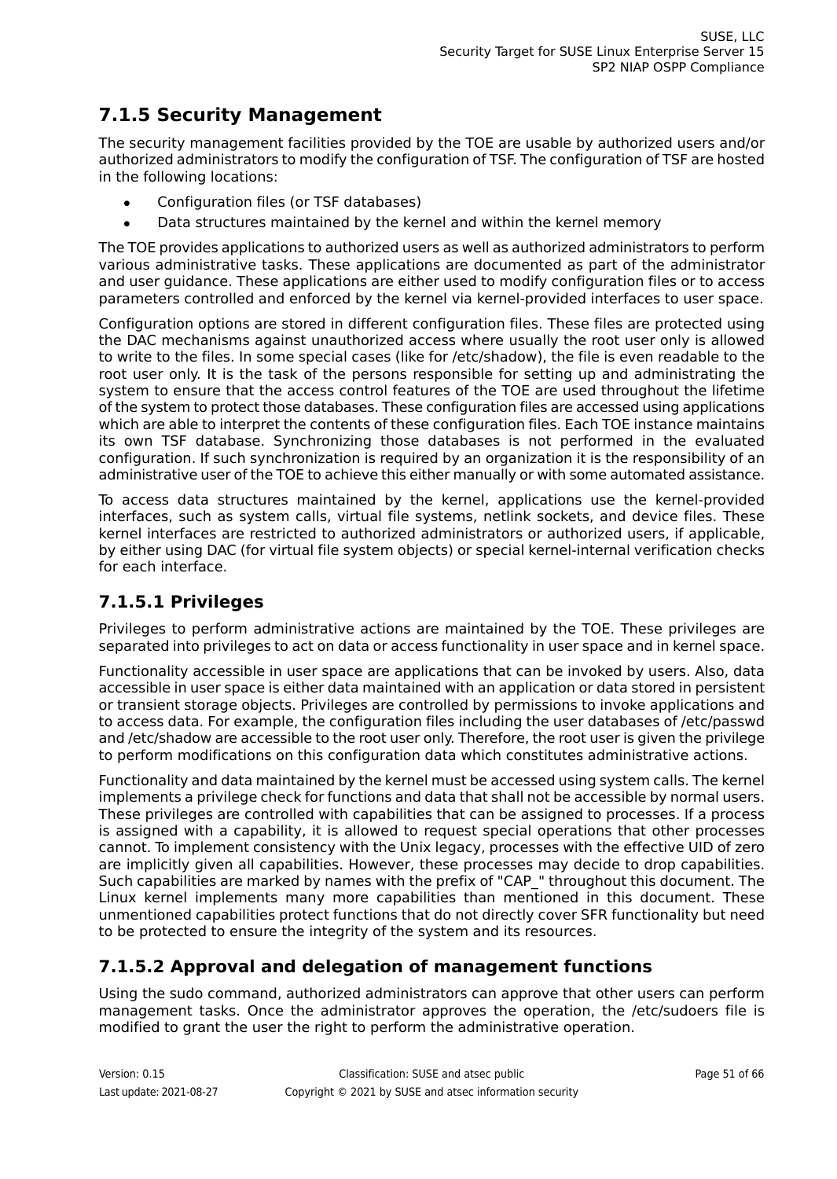### 7.1.5 Security Management

The security management facilities provided by the TOE are usable by authorized users and/or authorized administrators to modify the configuration of TSF. The configuration of TSF are hosted in the following locations:

- Configuration files (or TSF databases)
- Data structures maintained by the kernel and within the kernel memory

The TOE provides applications to authorized users as well as authorized administrators to perform various administrative tasks. These applications are documented as part of the administrator and user guidance. These applications are either used to modify configuration files or to access parameters controlled and enforced by the kernel via kernel-provided interfaces to user space.

Configuration options are stored in different configuration files. These files are protected using the DAC mechanisms against unauthorized access where usually the root user only is allowed to write to the files. In some special cases (like for /etc/shadow), the file is even readable to the root user only. It is the task of the persons responsible for setting up and administrating the system to ensure that the access control features of the TOE are used throughout the lifetime of the system to protect those databases. These configuration files are accessed using applications which are able to interpret the contents of these configuration files. Each TOE instance maintains its own TSF database. Synchronizing those databases is not performed in the evaluated configuration. If such synchronization is required by an organization it is the responsibility of an administrative user of the TOE to achieve this either manually or with some automated assistance.

To access data structures maintained by the kernel, applications use the kernel-provided interfaces, such as system calls, virtual file systems, netlink sockets, and device files. These kernel interfaces are restricted to authorized administrators or authorized users, if applicable, by either using DAC (for virtual file system objects) or special kernel-internal verification checks for each interface.

#### 7.1.5.1 Privileges

Privileges to perform administrative actions are maintained by the TOE. These privileges are separated into privileges to act on data or access functionality in user space and in kernel space.

Functionality accessible in user space are applications that can be invoked by users. Also, data accessible in user space is either data maintained with an application or data stored in persistent or transient storage objects. Privileges are controlled by permissions to invoke applications and to access data. For example, the configuration files including the user databases of /etc/passwd and /etc/shadow are accessible to the root user only. Therefore, the root user is given the privilege to perform modifications on this configuration data which constitutes administrative actions.

Functionality and data maintained by the kernel must be accessed using system calls. The kernel implements a privilege check for functions and data that shall not be accessible by normal users. These privileges are controlled with capabilities that can be assigned to processes. If a process is assigned with a capability, it is allowed to request special operations that other processes cannot. To implement consistency with the Unix legacy, processes with the effective UID of zero are implicitly given all capabilities. However, these processes may decide to drop capabilities. Such capabilities are marked by names with the prefix of "CAP_" throughout this document. The Linux kernel implements many more capabilities than mentioned in this document. These unmentioned capabilities protect functions that do not directly cover SFR functionality but need to be protected to ensure the integrity of the system and its resources.

#### 7.1.5.2 Approval and delegation of management functions

Using the sudo command, authorized administrators can approve that other users can perform management tasks. Once the administrator approves the operation, the /etc/sudoers file is modified to grant the user the right to perform the administrative operation.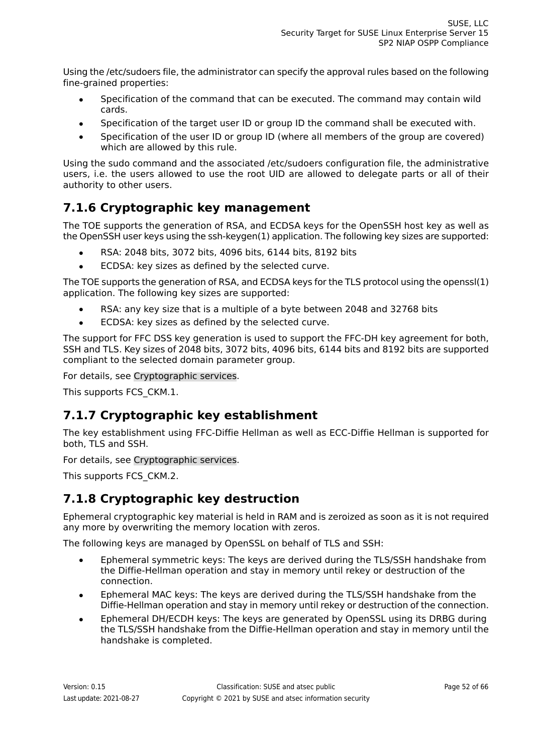Using the /etc/sudoers file, the administrator can specify the approval rules based on the following fine-grained properties:

- Specification of the command that can be executed. The command may contain wild cards.
- Specification of the target user ID or group ID the command shall be executed with.
- Specification of the user ID or group ID (where all members of the group are covered) which are allowed by this rule.

Using the sudo command and the associated /etc/sudoers configuration file, the administrative users, i.e. the users allowed to use the root UID are allowed to delegate parts or all of their authority to other users.

### 7.1.6 Cryptographic key management

The TOE supports the generation of RSA, and ECDSA keys for the OpenSSH host key as well as the OpenSSH user keys using the ssh-keygen(1) application. The following key sizes are supported:

- RSA: 2048 bits, 3072 bits, 4096 bits, 6144 bits, 8192 bits
- ECDSA: key sizes as defined by the selected curve.

The TOE supports the generation of RSA, and ECDSA keys for the TLS protocol using the openssl(1) application. The following key sizes are supported:

- RSA: any key size that is a multiple of a byte between 2048 and 32768 bits
- ECDSA: key sizes as defined by the selected curve.

The support for FFC DSS key generation is used to support the FFC-DH key agreement for both, SSH and TLS. Key sizes of 2048 bits, 3072 bits, 4096 bits, 6144 bits and 8192 bits are supported compliant to the selected domain parameter group.

For details, see Cryptographic services.

This supports FCS_CKM.1.

### 7.1.7 Cryptographic key establishment

The key establishment using FFC-Diffie Hellman as well as ECC-Diffie Hellman is supported for both, TLS and SSH.

For details, see Cryptographic services.

This supports FCS_CKM.2.

### 7.1.8 Cryptographic key destruction

Ephemeral cryptographic key material is held in RAM and is zeroized as soon as it is not required any more by overwriting the memory location with zeros.

The following keys are managed by OpenSSL on behalf of TLS and SSH:

- Ephemeral symmetric keys: The keys are derived during the TLS/SSH handshake from the Diffie-Hellman operation and stay in memory until rekey or destruction of the connection.
- Ephemeral MAC keys: The keys are derived during the TLS/SSH handshake from the Diffie-Hellman operation and stay in memory until rekey or destruction of the connection.
- Ephemeral DH/ECDH keys: The keys are generated by OpenSSL using its DRBG during the TLS/SSH handshake from the Diffie-Hellman operation and stay in memory until the handshake is completed.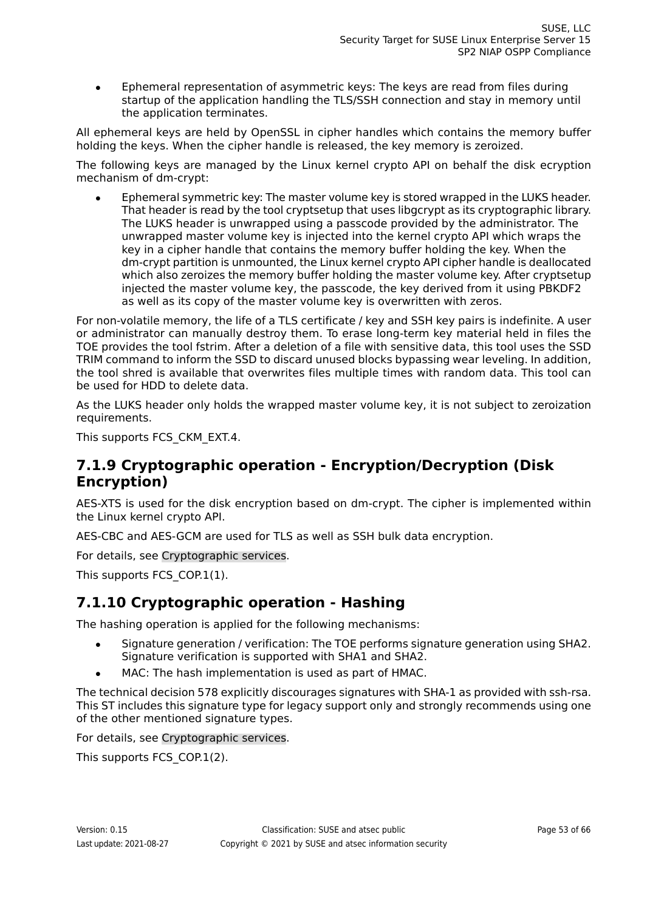- Ephemeral representation of asymmetric keys: The keys are read from files during startup of the application handling the TLS/SSH connection and stay in memory until the application terminates.

All ephemeral keys are held by OpenSSL in cipher handles which contains the memory buffer holding the keys. When the cipher handle is released, the key memory is zeroized.

The following keys are managed by the Linux kernel crypto API on behalf the disk ecryption mechanism of dm-crypt:

- Ephemeral symmetric key: The master volume key is stored wrapped in the LUKS header. That header is read by the tool cryptsetup that uses libgcrypt as its cryptographic library. The LUKS header is unwrapped using a passcode provided by the administrator. The unwrapped master volume key is injected into the kernel crypto API which wraps the key in a cipher handle that contains the memory buffer holding the key. When the dm-crypt partition is unmounted, the Linux kernel crypto API cipher handle is deallocated which also zeroizes the memory buffer holding the master volume key. After cryptsetup injected the master volume key, the passcode, the key derived from it using PBKDF2 as well as its copy of the master volume key is overwritten with zeros.

For non-volatile memory, the life of a TLS certificate / key and SSH key pairs is indefinite. A user or administrator can manually destroy them. To erase long-term key material held in files the TOE provides the tool fstrim. After a deletion of a file with sensitive data, this tool uses the SSD TRIM command to inform the SSD to discard unused blocks bypassing wear leveling. In addition, the tool shred is available that overwrites files multiple times with random data. This tool can be used for HDD to delete data.

As the LUKS header only holds the wrapped master volume key, it is not subject to zeroization requirements.

This supports FCS_CKM_EXT.4.

### 7.1.9 Cryptographic operation - Encryption/Decryption (Disk Encryption)

AES-XTS is used for the disk encryption based on dm-crypt. The cipher is implemented within the Linux kernel crypto API.

AES-CBC and AES-GCM are used for TLS as well as SSH bulk data encryption.

For details, see Cryptographic services.

This supports FCS_COP.1(1).

### 7.1.10 Cryptographic operation - Hashing

The hashing operation is applied for the following mechanisms:

- Signature generation / verification: The TOE performs signature generation using SHA2. Signature verification is supported with SHA1 and SHA2.
- MAC: The hash implementation is used as part of HMAC.

The technical decision 578 explicitly discourages signatures with SHA-1 as provided with ssh-rsa. This ST includes this signature type for legacy support only and strongly recommends using one of the other mentioned signature types.

For details, see Cryptographic services.

This supports FCS_COP.1(2).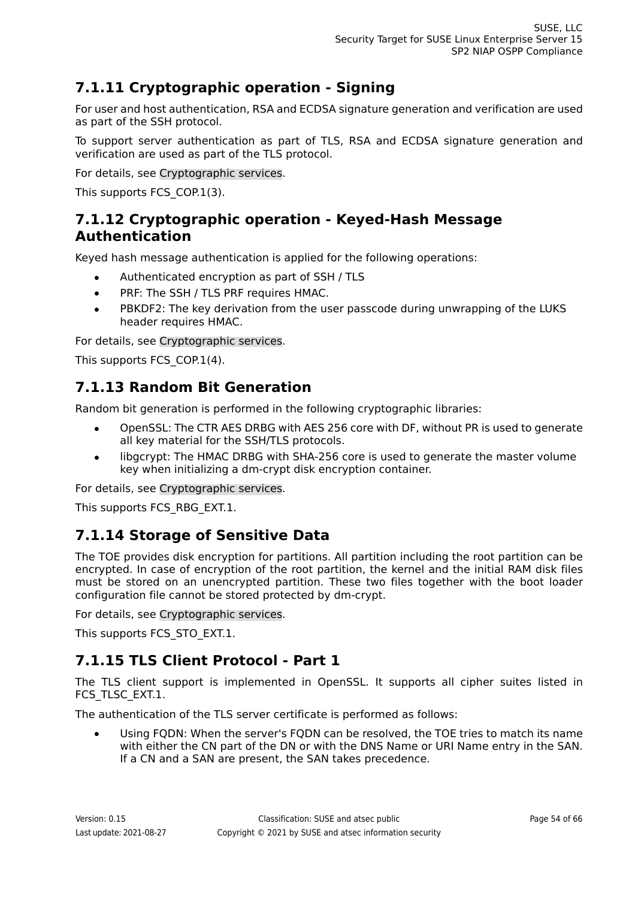### 7.1.11 Cryptographic operation - Signing

For user and host authentication, RSA and ECDSA signature generation and verification are used as part of the SSH protocol.

To support server authentication as part of TLS, RSA and ECDSA signature generation and verification are used as part of the TLS protocol.

For details, see Cryptographic services.

This supports FCS_COP.1(3).

### 7.1.12 Cryptographic operation - Keyed-Hash Message Authentication

Keyed hash message authentication is applied for the following operations:

- Authenticated encryption as part of SSH / TLS
- PRF: The SSH / TLS PRF requires HMAC.
- PBKDF2: The key derivation from the user passcode during unwrapping of the LUKS header requires HMAC.

For details, see Cryptographic services.

This supports FCS_COP.1(4).

### 7.1.13 Random Bit Generation

Random bit generation is performed in the following cryptographic libraries:

- OpenSSL: The CTR AES DRBG with AES 256 core with DF, without PR is used to generate all key material for the SSH/TLS protocols.
- libgcrypt: The HMAC DRBG with SHA-256 core is used to generate the master volume key when initializing a dm-crypt disk encryption container.

For details, see Cryptographic services.

This supports FCS_RBG_EXT.1.

### 7.1.14 Storage of Sensitive Data

The TOE provides disk encryption for partitions. All partition including the root partition can be encrypted. In case of encryption of the root partition, the kernel and the initial RAM disk files must be stored on an unencrypted partition. These two files together with the boot loader configuration file cannot be stored protected by dm-crypt.

For details, see Cryptographic services.

This supports FCS_STO_EXT.1.

### 7.1.15 TLS Client Protocol - Part 1

The TLS client support is implemented in OpenSSL. It supports all cipher suites listed in FCS_TLSC_EXT.1.

The authentication of the TLS server certificate is performed as follows:

- Using FQDN: When the server's FQDN can be resolved, the TOE tries to match its name with either the CN part of the DN or with the DNS Name or URI Name entry in the SAN. If a CN and a SAN are present, the SAN takes precedence.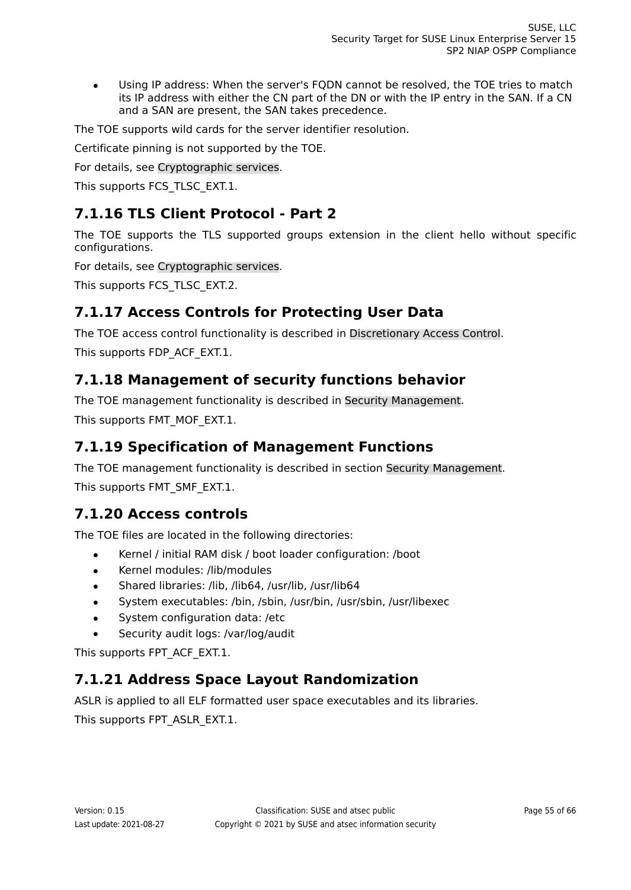- Using IP address: When the server's FQDN cannot be resolved, the TOE tries to match its IP address with either the CN part of the DN or with the IP entry in the SAN. If a CN and a SAN are present, the SAN takes precedence.

The TOE supports wild cards for the server identifier resolution.

Certificate pinning is not supported by the TOE.

For details, see Cryptographic services.

This supports FCS_TLSC_EXT.1.

### 7.1.16 TLS Client Protocol - Part 2

The TOE supports the TLS supported groups extension in the client hello without specific configurations.

For details, see Cryptographic services.

This supports FCS_TLSC_EXT.2.

### 7.1.17 Access Controls for Protecting User Data

The TOE access control functionality is described in Discretionary Access Control.

This supports FDP_ACF_EXT.1.

### 7.1.18 Management of security functions behavior

The TOE management functionality is described in Security Management.

This supports FMT_MOF_EXT.1.

### 7.1.19 Specification of Management Functions

The TOE management functionality is described in section Security Management.

This supports FMT_SMF_EXT.1.

### 7.1.20 Access controls

The TOE files are located in the following directories:

- Kernel / initial RAM disk / boot loader configuration: /boot
- Kernel modules: /lib/modules
- Shared libraries: /lib, /lib64, /usr/lib, /usr/lib64
- System executables: /bin, /sbin, /usr/bin, /usr/sbin, /usr/libexec
- System configuration data: /etc
- Security audit logs: /var/log/audit

This supports FPT_ACF_EXT.1.

### 7.1.21 Address Space Layout Randomization

ASLR is applied to all ELF formatted user space executables and its libraries.

This supports FPT_ASLR_EXT.1.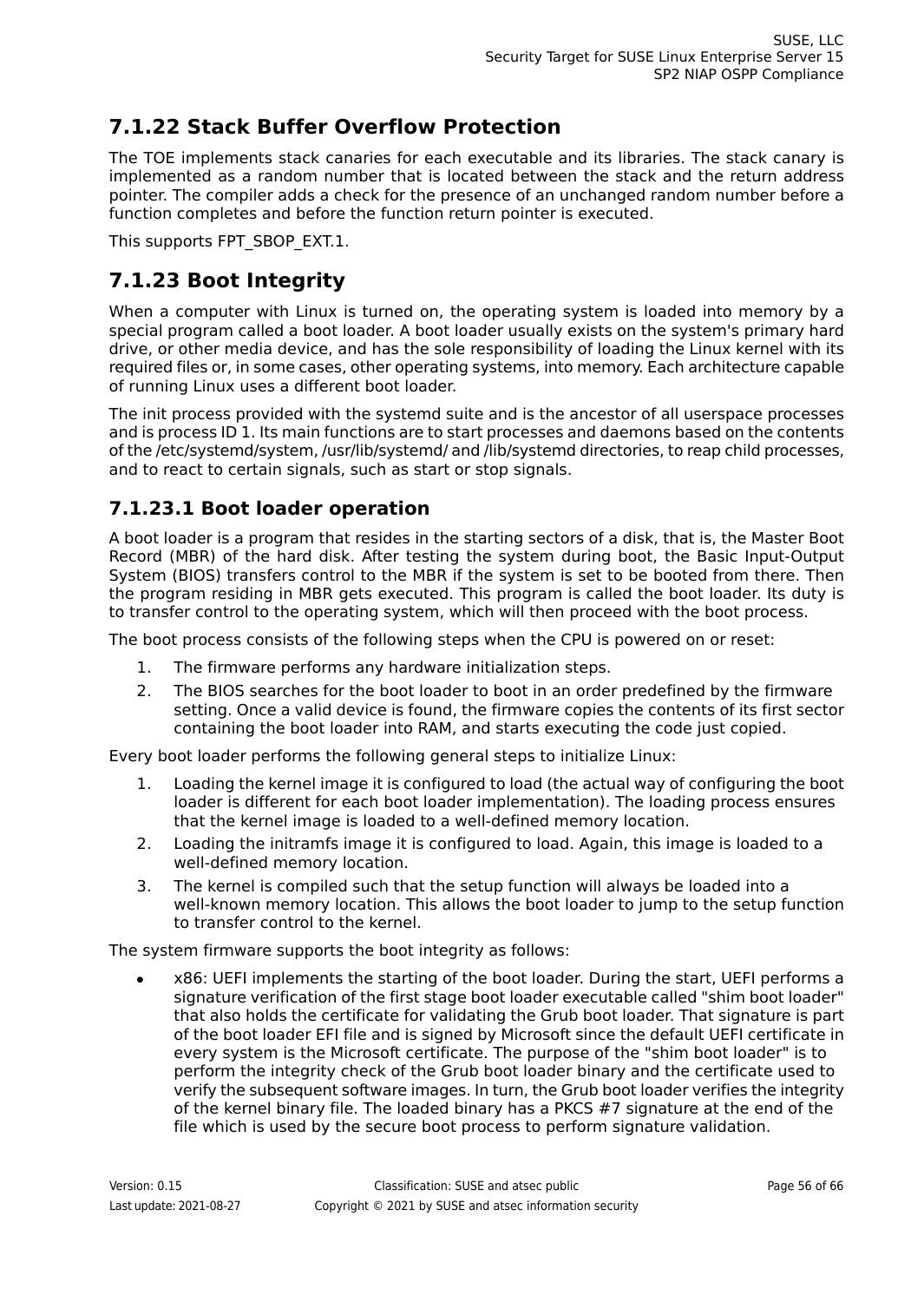### 7.1.22 Stack Buffer Overflow Protection

The TOE implements stack canaries for each executable and its libraries. The stack canary is implemented as a random number that is located between the stack and the return address pointer. The compiler adds a check for the presence of an unchanged random number before a function completes and before the function return pointer is executed.

This supports FPT_SBOP_EXT.1.

### 7.1.23 Boot Integrity

When a computer with Linux is turned on, the operating system is loaded into memory by a special program called a boot loader. A boot loader usually exists on the system's primary hard drive, or other media device, and has the sole responsibility of loading the Linux kernel with its required files or, in some cases, other operating systems, into memory. Each architecture capable of running Linux uses a different boot loader.

The init process provided with the systemd suite and is the ancestor of all userspace processes and is process ID 1. Its main functions are to start processes and daemons based on the contents of the /etc/systemd/system, /usr/lib/systemd/ and /lib/systemd directories, to reap child processes, and to react to certain signals, such as start or stop signals.

#### 7.1.23.1 Boot loader operation

A boot loader is a program that resides in the starting sectors of a disk, that is, the Master Boot Record (MBR) of the hard disk. After testing the system during boot, the Basic Input-Output System (BIOS) transfers control to the MBR if the system is set to be booted from there. Then the program residing in MBR gets executed. This program is called the boot loader. Its duty is to transfer control to the operating system, which will then proceed with the boot process.

The boot process consists of the following steps when the CPU is powered on or reset:

1. The firmware performs any hardware initialization steps.
2. The BIOS searches for the boot loader to boot in an order predefined by the firmware setting. Once a valid device is found, the firmware copies the contents of its first sector containing the boot loader into RAM, and starts executing the code just copied.

Every boot loader performs the following general steps to initialize Linux:

1. Loading the kernel image it is configured to load (the actual way of configuring the boot loader is different for each boot loader implementation). The loading process ensures that the kernel image is loaded to a well-defined memory location.
2. Loading the initramfs image it is configured to load. Again, this image is loaded to a well-defined memory location.
3. The kernel is compiled such that the setup function will always be loaded into a well-known memory location. This allows the boot loader to jump to the setup function to transfer control to the kernel.

The system firmware supports the boot integrity as follows:

- x86: UEFI implements the starting of the boot loader. During the start, UEFI performs a signature verification of the first stage boot loader executable called "shim boot loader" that also holds the certificate for validating the Grub boot loader. That signature is part of the boot loader EFI file and is signed by Microsoft since the default UEFI certificate in every system is the Microsoft certificate. The purpose of the "shim boot loader" is to perform the integrity check of the Grub boot loader binary and the certificate used to verify the subsequent software images. In turn, the Grub boot loader verifies the integrity of the kernel binary file. The loaded binary has a PKCS #7 signature at the end of the file which is used by the secure boot process to perform signature validation.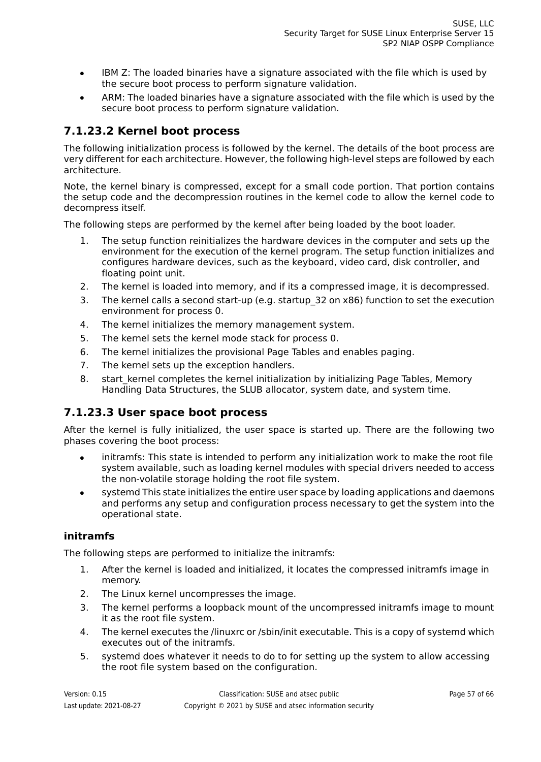- IBM Z: The loaded binaries have a signature associated with the file which is used by the secure boot process to perform signature validation.
- ARM: The loaded binaries have a signature associated with the file which is used by the secure boot process to perform signature validation.

### 7.1.23.2 Kernel boot process

The following initialization process is followed by the kernel. The details of the boot process are very different for each architecture. However, the following high-level steps are followed by each architecture.

Note, the kernel binary is compressed, except for a small code portion. That portion contains the setup code and the decompression routines in the kernel code to allow the kernel code to decompress itself.

The following steps are performed by the kernel after being loaded by the boot loader.

1. The setup function reinitializes the hardware devices in the computer and sets up the environment for the execution of the kernel program. The setup function initializes and configures hardware devices, such as the keyboard, video card, disk controller, and floating point unit.
2. The kernel is loaded into memory, and if its a compressed image, it is decompressed.
3. The kernel calls a second start-up (e.g. startup_32 on x86) function to set the execution environment for process 0.
4. The kernel initializes the memory management system.
5. The kernel sets the kernel mode stack for process 0.
6. The kernel initializes the provisional Page Tables and enables paging.
7. The kernel sets up the exception handlers.
8. start_kernel completes the kernel initialization by initializing Page Tables, Memory Handling Data Structures, the SLUB allocator, system date, and system time.

### 7.1.23.3 User space boot process

After the kernel is fully initialized, the user space is started up. There are the following two phases covering the boot process:

- initramfs: This state is intended to perform any initialization work to make the root file system available, such as loading kernel modules with special drivers needed to access the non-volatile storage holding the root file system.
- systemd This state initializes the entire user space by loading applications and daemons and performs any setup and configuration process necessary to get the system into the operational state.

#### initramfs

The following steps are performed to initialize the initramfs:

1. After the kernel is loaded and initialized, it locates the compressed initramfs image in memory.
2. The Linux kernel uncompresses the image.
3. The kernel performs a loopback mount of the uncompressed initramfs image to mount it as the root file system.
4. The kernel executes the /linuxrc or /sbin/init executable. This is a copy of systemd which executes out of the initramfs.
5. systemd does whatever it needs to do to for setting up the system to allow accessing the root file system based on the configuration.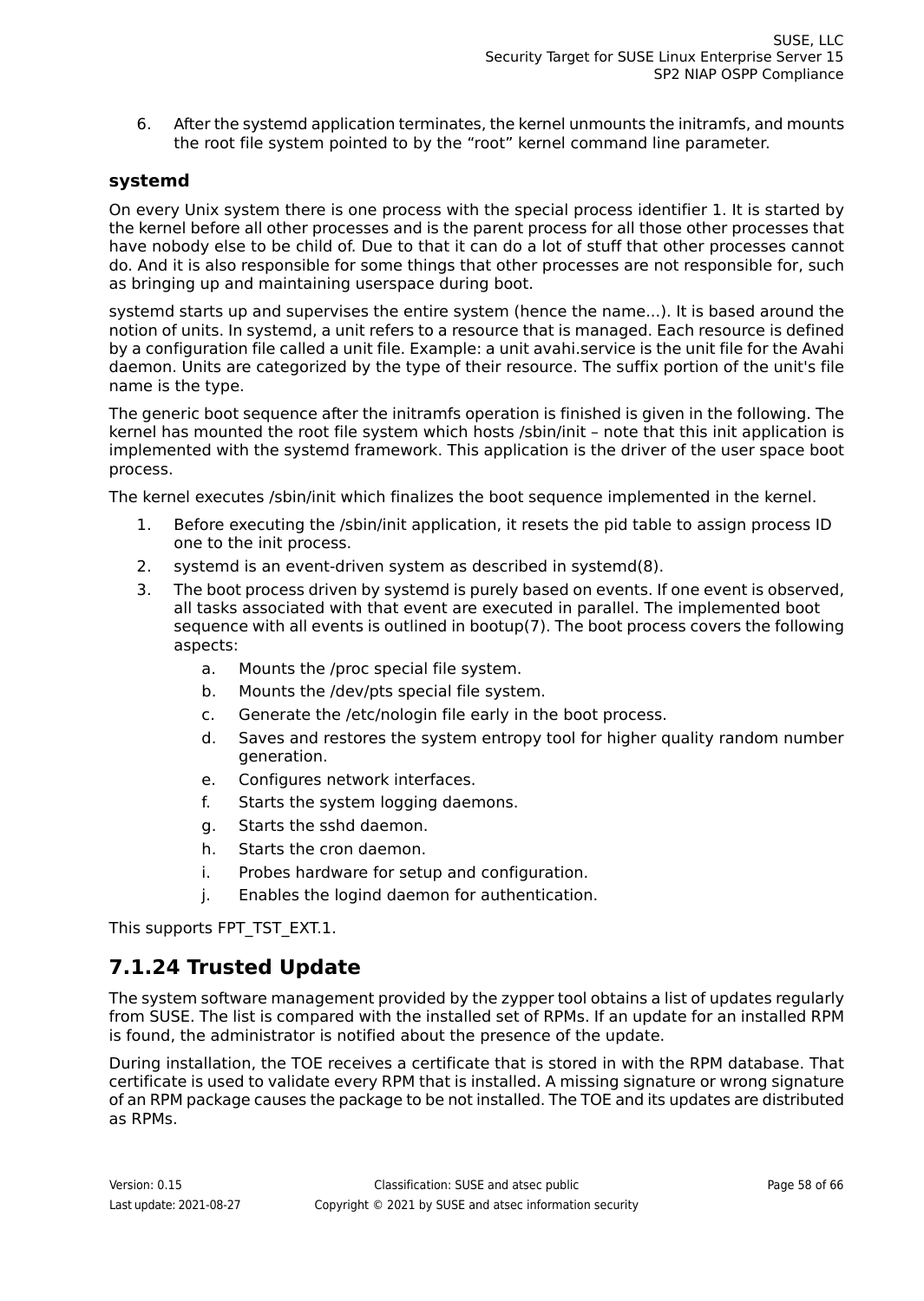6. After the systemd application terminates, the kernel unmounts the initramfs, and mounts the root file system pointed to by the “root” kernel command line parameter.

**systemd**

On every Unix system there is one process with the special process identifier 1. It is started by the kernel before all other processes and is the parent process for all those other processes that have nobody else to be child of. Due to that it can do a lot of stuff that other processes cannot do. And it is also responsible for some things that other processes are not responsible for, such as bringing up and maintaining userspace during boot.

systemd starts up and supervises the entire system (hence the name...). It is based around the notion of units. In systemd, a unit refers to a resource that is managed. Each resource is defined by a configuration file called a unit file. Example: a unit avahi.service is the unit file for the Avahi daemon. Units are categorized by the type of their resource. The suffix portion of the unit's file name is the type.

The generic boot sequence after the initramfs operation is finished is given in the following. The kernel has mounted the root file system which hosts /sbin/init – note that this init application is implemented with the systemd framework. This application is the driver of the user space boot process.

The kernel executes /sbin/init which finalizes the boot sequence implemented in the kernel.

1. Before executing the /sbin/init application, it resets the pid table to assign process ID one to the init process.
2. systemd is an event-driven system as described in systemd(8).
3. The boot process driven by systemd is purely based on events. If one event is observed, all tasks associated with that event are executed in parallel. The implemented boot sequence with all events is outlined in bootup(7). The boot process covers the following aspects:
    a. Mounts the /proc special file system.
    b. Mounts the /dev/pts special file system.
    c. Generate the /etc/nologin file early in the boot process.
    d. Saves and restores the system entropy tool for higher quality random number generation.
    e. Configures network interfaces.
    f. Starts the system logging daemons.
    g. Starts the sshd daemon.
    h. Starts the cron daemon.
    i. Probes hardware for setup and configuration.
    j. Enables the logind daemon for authentication.

This supports FPT_TST_EXT.1.

## 7.1.24 Trusted Update

The system software management provided by the zypper tool obtains a list of updates regularly from SUSE. The list is compared with the installed set of RPMs. If an update for an installed RPM is found, the administrator is notified about the presence of the update.

During installation, the TOE receives a certificate that is stored in with the RPM database. That certificate is used to validate every RPM that is installed. A missing signature or wrong signature of an RPM package causes the package to be not installed. The TOE and its updates are distributed as RPMs.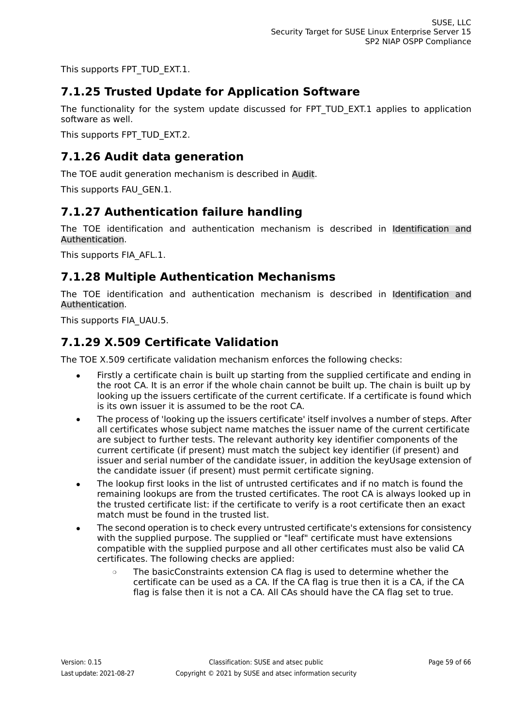This supports FPT_TUD_EXT.1.

### 7.1.25 Trusted Update for Application Software

The functionality for the system update discussed for FPT_TUD_EXT.1 applies to application software as well.

This supports FPT_TUD_EXT.2.

### 7.1.26 Audit data generation

The TOE audit generation mechanism is described in Audit.

This supports FAU_GEN.1.

### 7.1.27 Authentication failure handling

The TOE identification and authentication mechanism is described in Identification and Authentication.

This supports FIA_AFL.1.

### 7.1.28 Multiple Authentication Mechanisms

The TOE identification and authentication mechanism is described in Identification and Authentication.

This supports FIA_UAU.5.

### 7.1.29 X.509 Certificate Validation

The TOE X.509 certificate validation mechanism enforces the following checks:

- Firstly a certificate chain is built up starting from the supplied certificate and ending in the root CA. It is an error if the whole chain cannot be built up. The chain is built up by looking up the issuers certificate of the current certificate. If a certificate is found which is its own issuer it is assumed to be the root CA.
- The process of 'looking up the issuers certificate' itself involves a number of steps. After all certificates whose subject name matches the issuer name of the current certificate are subject to further tests. The relevant authority key identifier components of the current certificate (if present) must match the subject key identifier (if present) and issuer and serial number of the candidate issuer, in addition the keyUsage extension of the candidate issuer (if present) must permit certificate signing.
- The lookup first looks in the list of untrusted certificates and if no match is found the remaining lookups are from the trusted certificates. The root CA is always looked up in the trusted certificate list: if the certificate to verify is a root certificate then an exact match must be found in the trusted list.
- The second operation is to check every untrusted certificate's extensions for consistency with the supplied purpose. The supplied or "leaf" certificate must have extensions compatible with the supplied purpose and all other certificates must also be valid CA certificates. The following checks are applied:
  - The basicConstraints extension CA flag is used to determine whether the certificate can be used as a CA. If the CA flag is true then it is a CA, if the CA flag is false then it is not a CA. All CAs should have the CA flag set to true.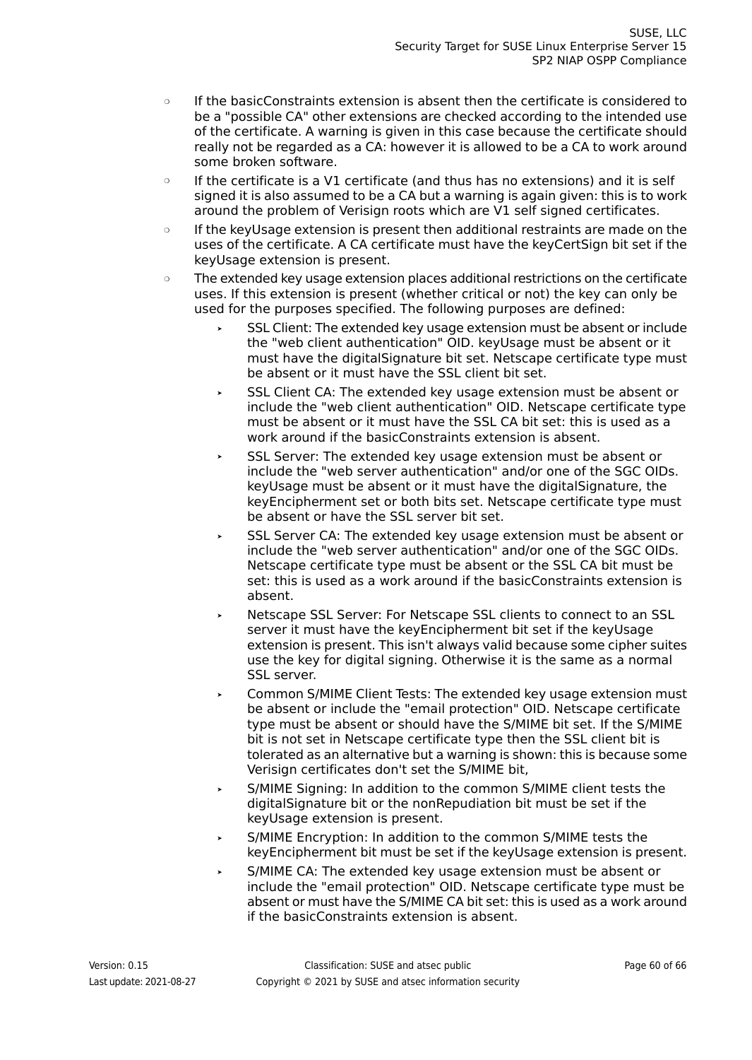- If the basicConstraints extension is absent then the certificate is considered to be a "possible CA" other extensions are checked according to the intended use of the certificate. A warning is given in this case because the certificate should really not be regarded as a CA: however it is allowed to be a CA to work around some broken software.
- If the certificate is a V1 certificate (and thus has no extensions) and it is self signed it is also assumed to be a CA but a warning is again given: this is to work around the problem of Verisign roots which are V1 self signed certificates.
- If the keyUsage extension is present then additional restraints are made on the uses of the certificate. A CA certificate must have the keyCertSign bit set if the keyUsage extension is present.
- The extended key usage extension places additional restrictions on the certificate uses. If this extension is present (whether critical or not) the key can only be used for the purposes specified. The following purposes are defined:
  - SSL Client: The extended key usage extension must be absent or include the "web client authentication" OID. keyUsage must be absent or it must have the digitalSignature bit set. Netscape certificate type must be absent or it must have the SSL client bit set.
  - SSL Client CA: The extended key usage extension must be absent or include the "web client authentication" OID. Netscape certificate type must be absent or it must have the SSL CA bit set: this is used as a work around if the basicConstraints extension is absent.
  - SSL Server: The extended key usage extension must be absent or include the "web server authentication" and/or one of the SGC OIDs. keyUsage must be absent or it must have the digitalSignature, the keyEncipherment set or both bits set. Netscape certificate type must be absent or have the SSL server bit set.
  - SSL Server CA: The extended key usage extension must be absent or include the "web server authentication" and/or one of the SGC OIDs. Netscape certificate type must be absent or the SSL CA bit must be set: this is used as a work around if the basicConstraints extension is absent.
  - Netscape SSL Server: For Netscape SSL clients to connect to an SSL server it must have the keyEncipherment bit set if the keyUsage extension is present. This isn't always valid because some cipher suites use the key for digital signing. Otherwise it is the same as a normal SSL server.
  - Common S/MIME Client Tests: The extended key usage extension must be absent or include the "email protection" OID. Netscape certificate type must be absent or should have the S/MIME bit set. If the S/MIME bit is not set in Netscape certificate type then the SSL client bit is tolerated as an alternative but a warning is shown: this is because some Verisign certificates don't set the S/MIME bit,
  - S/MIME Signing: In addition to the common S/MIME client tests the digitalSignature bit or the nonRepudiation bit must be set if the keyUsage extension is present.
  - S/MIME Encryption: In addition to the common S/MIME tests the keyEncipherment bit must be set if the keyUsage extension is present.
  - S/MIME CA: The extended key usage extension must be absent or include the "email protection" OID. Netscape certificate type must be absent or must have the S/MIME CA bit set: this is used as a work around if the basicConstraints extension is absent.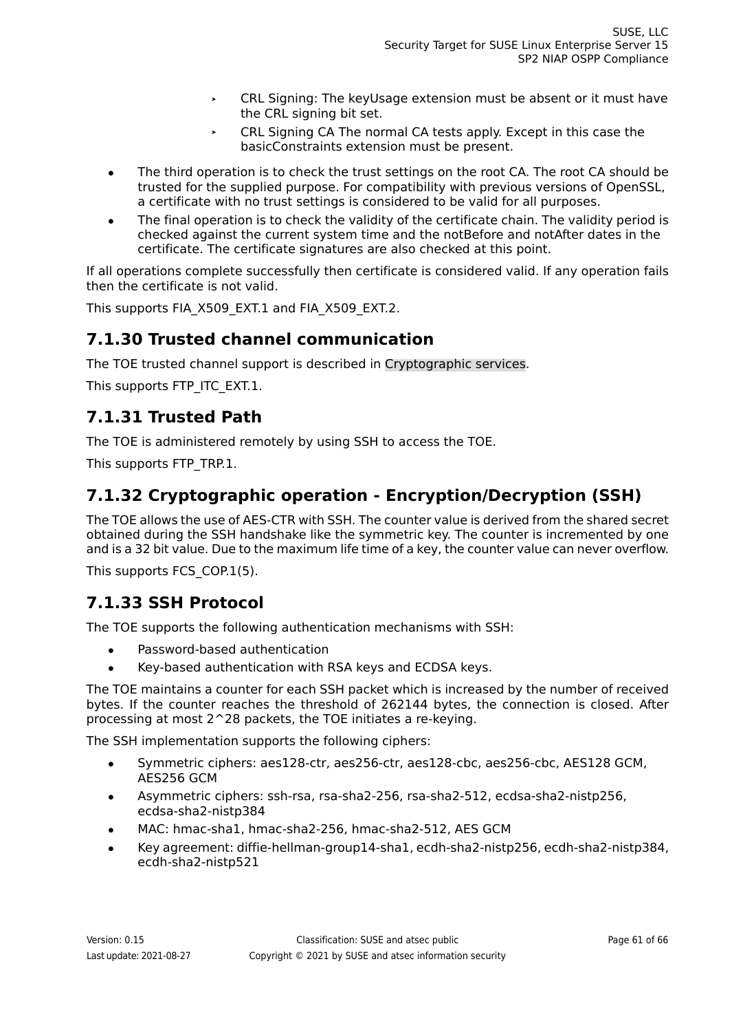- CRL Signing: The keyUsage extension must be absent or it must have the CRL signing bit set.
- CRL Signing CA The normal CA tests apply. Except in this case the basicConstraints extension must be present.

- The third operation is to check the trust settings on the root CA. The root CA should be trusted for the supplied purpose. For compatibility with previous versions of OpenSSL, a certificate with no trust settings is considered to be valid for all purposes.
- The final operation is to check the validity of the certificate chain. The validity period is checked against the current system time and the notBefore and notAfter dates in the certificate. The certificate signatures are also checked at this point.

If all operations complete successfully then certificate is considered valid. If any operation fails then the certificate is not valid.

This supports FIA_X509_EXT.1 and FIA_X509_EXT.2.

### 7.1.30 Trusted channel communication

The TOE trusted channel support is described in Cryptographic services.

This supports FTP_ITC_EXT.1.

### 7.1.31 Trusted Path

The TOE is administered remotely by using SSH to access the TOE.

This supports FTP_TRP.1.

### 7.1.32 Cryptographic operation - Encryption/Decryption (SSH)

The TOE allows the use of AES-CTR with SSH. The counter value is derived from the shared secret obtained during the SSH handshake like the symmetric key. The counter is incremented by one and is a 32 bit value. Due to the maximum life time of a key, the counter value can never overflow.

This supports FCS_COP.1(5).

### 7.1.33 SSH Protocol

The TOE supports the following authentication mechanisms with SSH:

- Password-based authentication
- Key-based authentication with RSA keys and ECDSA keys.

The TOE maintains a counter for each SSH packet which is increased by the number of received bytes. If the counter reaches the threshold of 262144 bytes, the connection is closed. After processing at most 2^28 packets, the TOE initiates a re-keying.

The SSH implementation supports the following ciphers:

- Symmetric ciphers: aes128-ctr, aes256-ctr, aes128-cbc, aes256-cbc, AES128 GCM, AES256 GCM
- Asymmetric ciphers: ssh-rsa, rsa-sha2-256, rsa-sha2-512, ecdsa-sha2-nistp256, ecdsa-sha2-nistp384
- MAC: hmac-sha1, hmac-sha2-256, hmac-sha2-512, AES GCM
- Key agreement: diffie-hellman-group14-sha1, ecdh-sha2-nistp256, ecdh-sha2-nistp384, ecdh-sha2-nistp521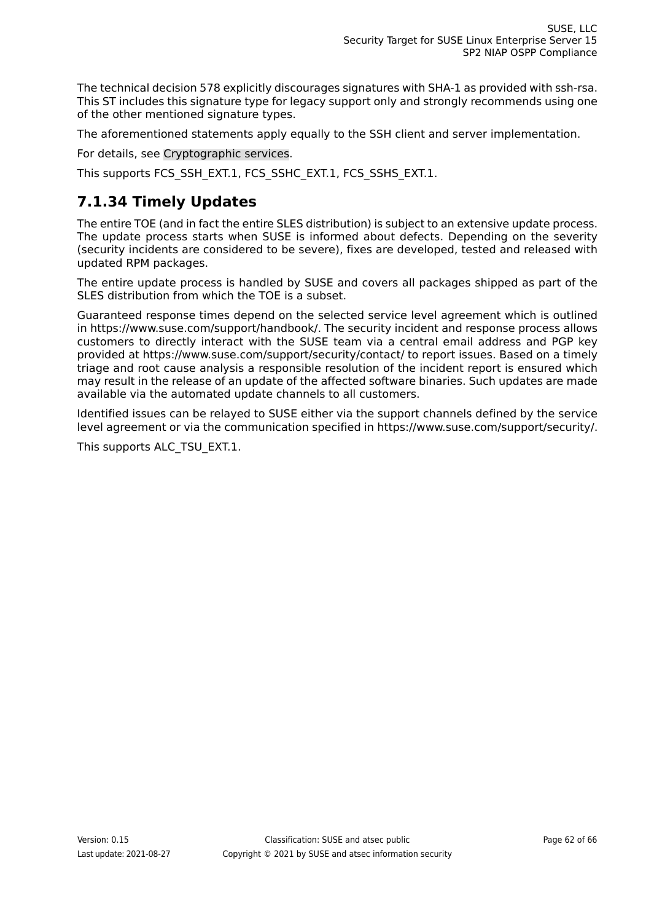The technical decision 578 explicitly discourages signatures with SHA-1 as provided with ssh-rsa. This ST includes this signature type for legacy support only and strongly recommends using one of the other mentioned signature types.

The aforementioned statements apply equally to the SSH client and server implementation.

For details, see Cryptographic services.

This supports FCS_SSH_EXT.1, FCS_SSHC_EXT.1, FCS_SSHS_EXT.1.

### 7.1.34 Timely Updates

The entire TOE (and in fact the entire SLES distribution) is subject to an extensive update process. The update process starts when SUSE is informed about defects. Depending on the severity (security incidents are considered to be severe), fixes are developed, tested and released with updated RPM packages.

The entire update process is handled by SUSE and covers all packages shipped as part of the SLES distribution from which the TOE is a subset.

Guaranteed response times depend on the selected service level agreement which is outlined in https://www.suse.com/support/handbook/. The security incident and response process allows customers to directly interact with the SUSE team via a central email address and PGP key provided at https://www.suse.com/support/security/contact/ to report issues. Based on a timely triage and root cause analysis a responsible resolution of the incident report is ensured which may result in the release of an update of the affected software binaries. Such updates are made available via the automated update channels to all customers.

Identified issues can be relayed to SUSE either via the support channels defined by the service level agreement or via the communication specified in https://www.suse.com/support/security/.

This supports ALC_TSU_EXT.1.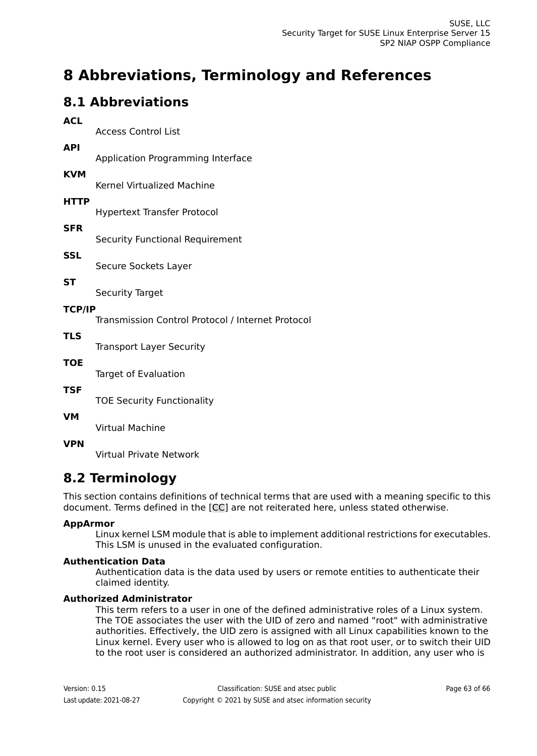# 8 Abbreviations, Terminology and References

## 8.1 Abbreviations

**ACL**
: Access Control List

**API**
: Application Programming Interface

**KVM**
: Kernel Virtualized Machine

**HTTP**
: Hypertext Transfer Protocol

**SFR**
: Security Functional Requirement

**SSL**
: Secure Sockets Layer

**ST**
: Security Target

**TCP/IP**
: Transmission Control Protocol / Internet Protocol

**TLS**
: Transport Layer Security

**TOE**
: Target of Evaluation

**TSF**
: TOE Security Functionality

**VM**
: Virtual Machine

**VPN**
: Virtual Private Network

## 8.2 Terminology

This section contains definitions of technical terms that are used with a meaning specific to this document. Terms defined in the [CC] are not reiterated here, unless stated otherwise.

**AppArmor**
: Linux kernel LSM module that is able to implement additional restrictions for executables. This LSM is unused in the evaluated configuration.

**Authentication Data**
: Authentication data is the data used by users or remote entities to authenticate their claimed identity.

**Authorized Administrator**
: This term refers to a user in one of the defined administrative roles of a Linux system. The TOE associates the user with the UID of zero and named "root" with administrative authorities. Effectively, the UID zero is assigned with all Linux capabilities known to the Linux kernel. Every user who is allowed to log on as that root user, or to switch their UID to the root user is considered an authorized administrator. In addition, any user who is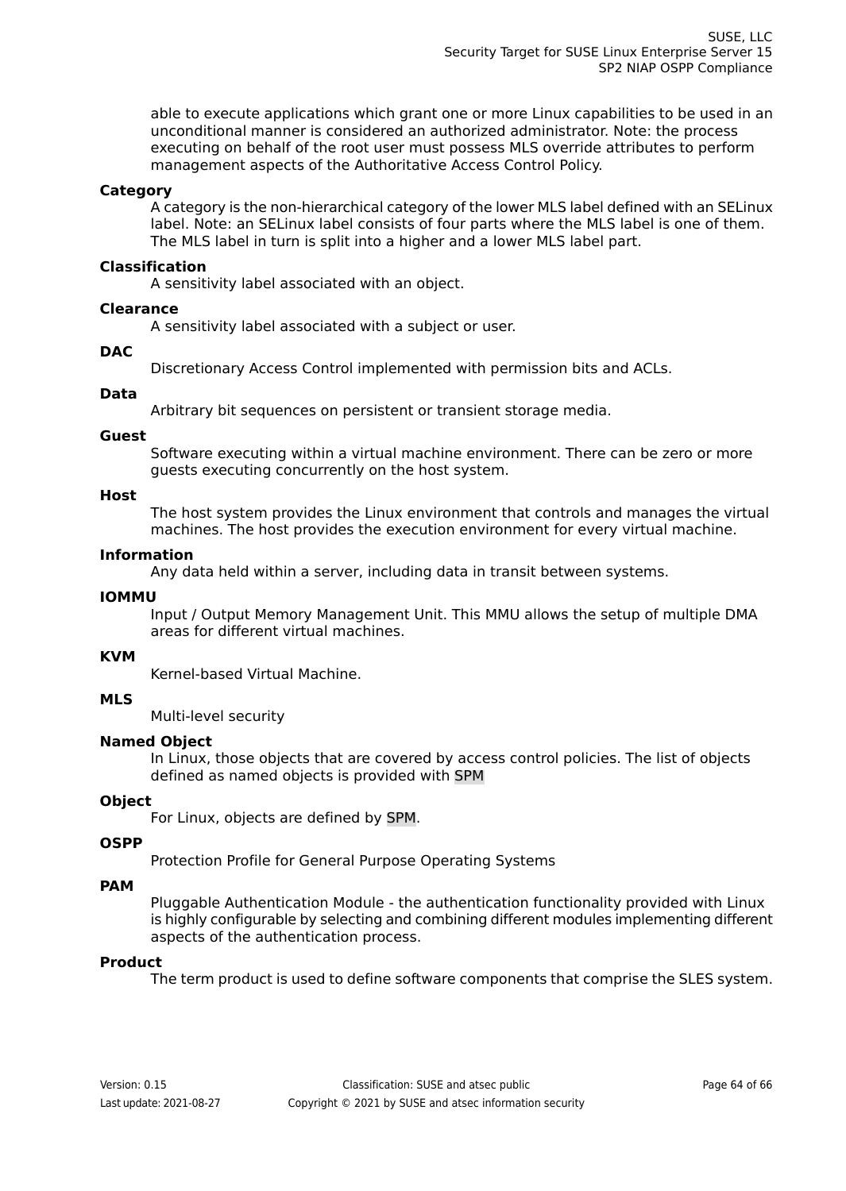able to execute applications which grant one or more Linux capabilities to be used in an unconditional manner is considered an authorized administrator. Note: the process executing on behalf of the root user must possess MLS override attributes to perform management aspects of the Authoritative Access Control Policy.

**Category**
: A category is the non-hierarchical category of the lower MLS label defined with an SELinux label. Note: an SELinux label consists of four parts where the MLS label is one of them. The MLS label in turn is split into a higher and a lower MLS label part.

**Classification**
: A sensitivity label associated with an object.

**Clearance**
: A sensitivity label associated with a subject or user.

**DAC**
: Discretionary Access Control implemented with permission bits and ACLs.

**Data**
: Arbitrary bit sequences on persistent or transient storage media.

**Guest**
: Software executing within a virtual machine environment. There can be zero or more guests executing concurrently on the host system.

**Host**
: The host system provides the Linux environment that controls and manages the virtual machines. The host provides the execution environment for every virtual machine.

**Information**
: Any data held within a server, including data in transit between systems.

**IOMMU**
: Input / Output Memory Management Unit. This MMU allows the setup of multiple DMA areas for different virtual machines.

**KVM**
: Kernel-based Virtual Machine.

**MLS**
: Multi-level security

**Named Object**
: In Linux, those objects that are covered by access control policies. The list of objects defined as named objects is provided with SPM

**Object**
: For Linux, objects are defined by SPM.

**OSPP**
: Protection Profile for General Purpose Operating Systems

**PAM**
: Pluggable Authentication Module - the authentication functionality provided with Linux is highly configurable by selecting and combining different modules implementing different aspects of the authentication process.

**Product**
: The term product is used to define software components that comprise the SLES system.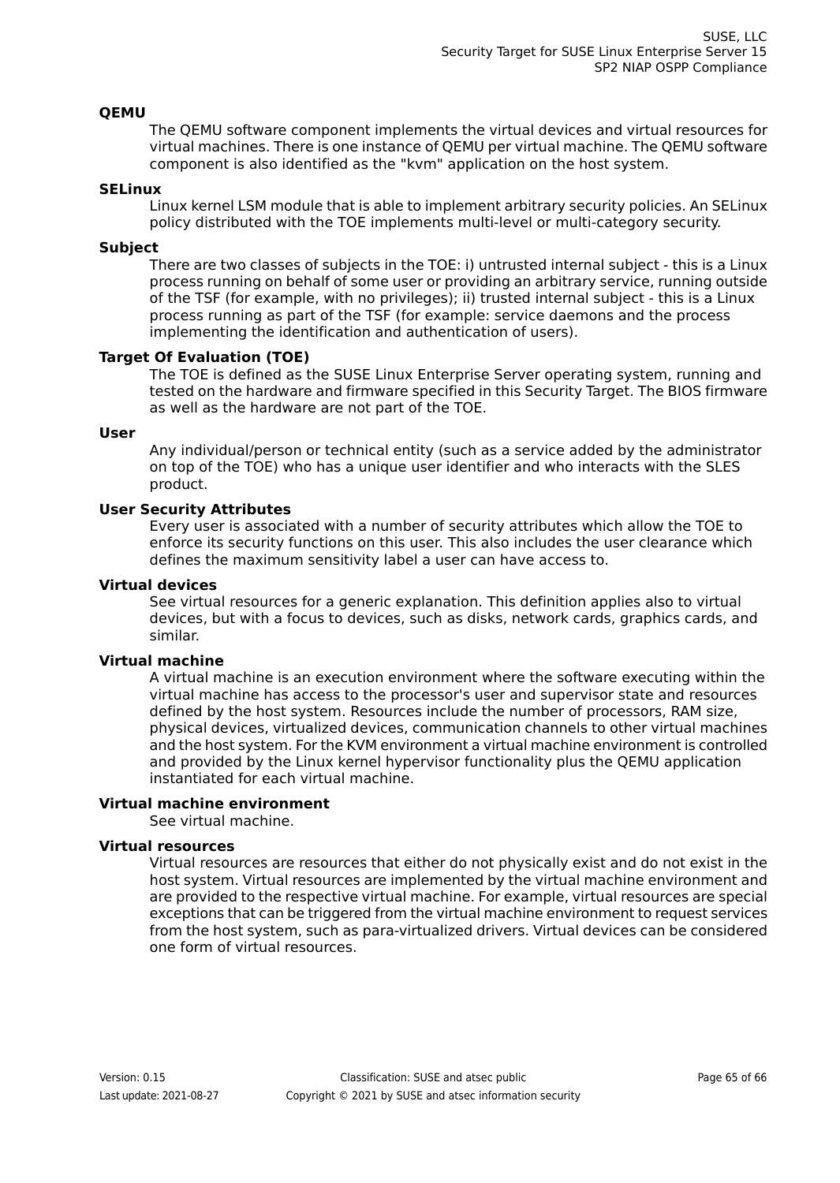**QEMU**

The QEMU software component implements the virtual devices and virtual resources for virtual machines. There is one instance of QEMU per virtual machine. The QEMU software component is also identified as the "kvm" application on the host system.

**SELinux**

Linux kernel LSM module that is able to implement arbitrary security policies. An SELinux policy distributed with the TOE implements multi-level or multi-category security.

**Subject**

There are two classes of subjects in the TOE: i) untrusted internal subject - this is a Linux process running on behalf of some user or providing an arbitrary service, running outside of the TSF (for example, with no privileges); ii) trusted internal subject - this is a Linux process running as part of the TSF (for example: service daemons and the process implementing the identification and authentication of users).

**Target Of Evaluation (TOE)**

The TOE is defined as the SUSE Linux Enterprise Server operating system, running and tested on the hardware and firmware specified in this Security Target. The BIOS firmware as well as the hardware are not part of the TOE.

**User**

Any individual/person or technical entity (such as a service added by the administrator on top of the TOE) who has a unique user identifier and who interacts with the SLES product.

**User Security Attributes**

Every user is associated with a number of security attributes which allow the TOE to enforce its security functions on this user. This also includes the user clearance which defines the maximum sensitivity label a user can have access to.

**Virtual devices**

See virtual resources for a generic explanation. This definition applies also to virtual devices, but with a focus to devices, such as disks, network cards, graphics cards, and similar.

**Virtual machine**

A virtual machine is an execution environment where the software executing within the virtual machine has access to the processor's user and supervisor state and resources defined by the host system. Resources include the number of processors, RAM size, physical devices, virtualized devices, communication channels to other virtual machines and the host system. For the KVM environment a virtual machine environment is controlled and provided by the Linux kernel hypervisor functionality plus the QEMU application instantiated for each virtual machine.

**Virtual machine environment**

See virtual machine.

**Virtual resources**

Virtual resources are resources that either do not physically exist and do not exist in the host system. Virtual resources are implemented by the virtual machine environment and are provided to the respective virtual machine. For example, virtual resources are special exceptions that can be triggered from the virtual machine environment to request services from the host system, such as para-virtualized drivers. Virtual devices can be considered one form of virtual resources.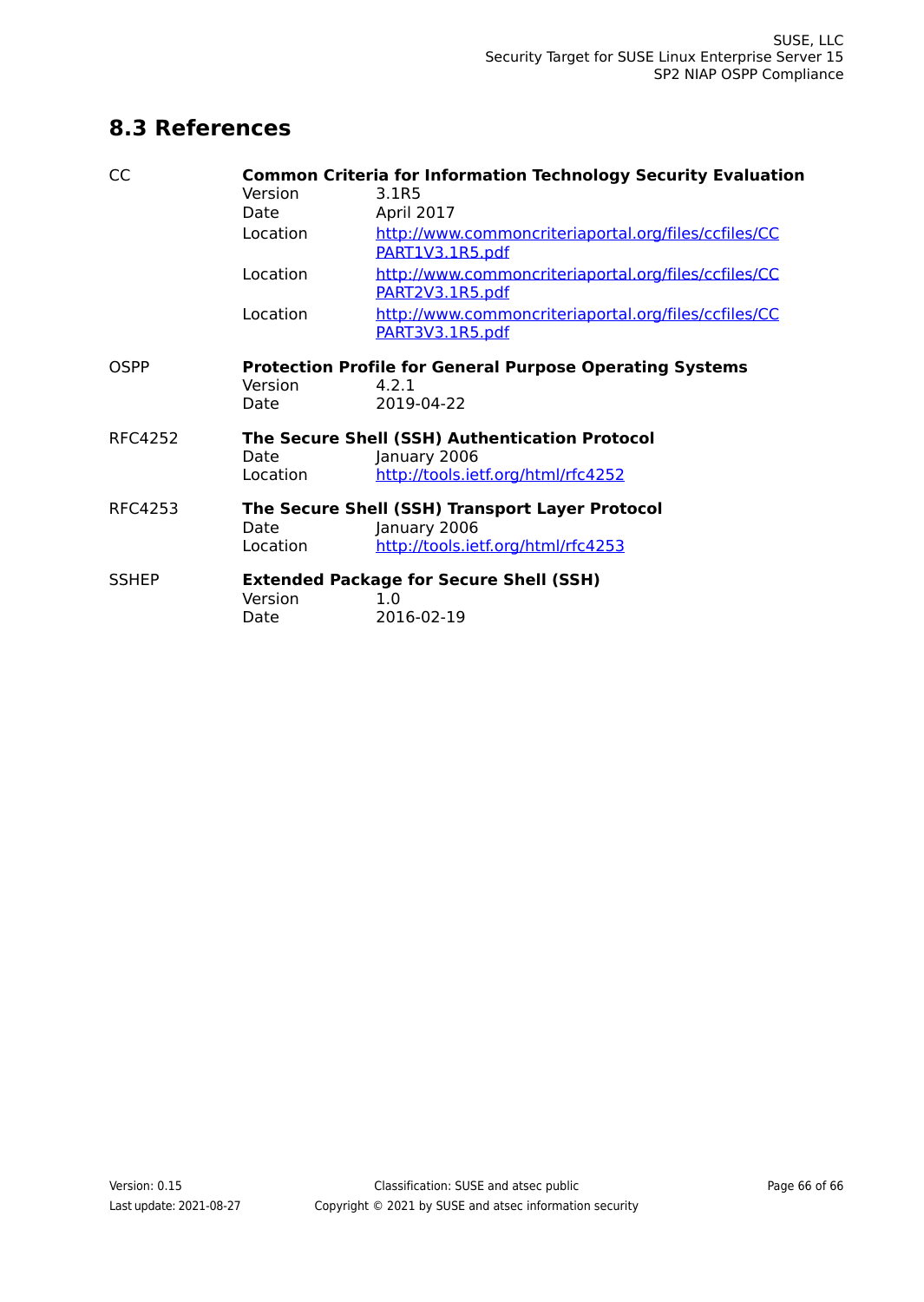## 8.3 References

| | | |
|---|---|---|
| CC | **Common Criteria for Information Technology Security Evaluation** | |
| | Version | 3.1R5 |
| | Date | April 2017 |
| | Location | http://www.commoncriteriaportal.org/files/ccfiles/CCPART1V3.1R5.pdf |
| | Location | http://www.commoncriteriaportal.org/files/ccfiles/CCPART2V3.1R5.pdf |
| | Location | http://www.commoncriteriaportal.org/files/ccfiles/CCPART3V3.1R5.pdf |
| OSPP | **Protection Profile for General Purpose Operating Systems** | |
| | Version | 4.2.1 |
| | Date | 2019-04-22 |
| RFC4252 | **The Secure Shell (SSH) Authentication Protocol** | |
| | Date | January 2006 |
| | Location | http://tools.ietf.org/html/rfc4252 |
| RFC4253 | **The Secure Shell (SSH) Transport Layer Protocol** | |
| | Date | January 2006 |
| | Location | http://tools.ietf.org/html/rfc4253 |
| SSHEP | **Extended Package for Secure Shell (SSH)** | |
| | Version | 1.0 |
| | Date | 2016-02-19 |